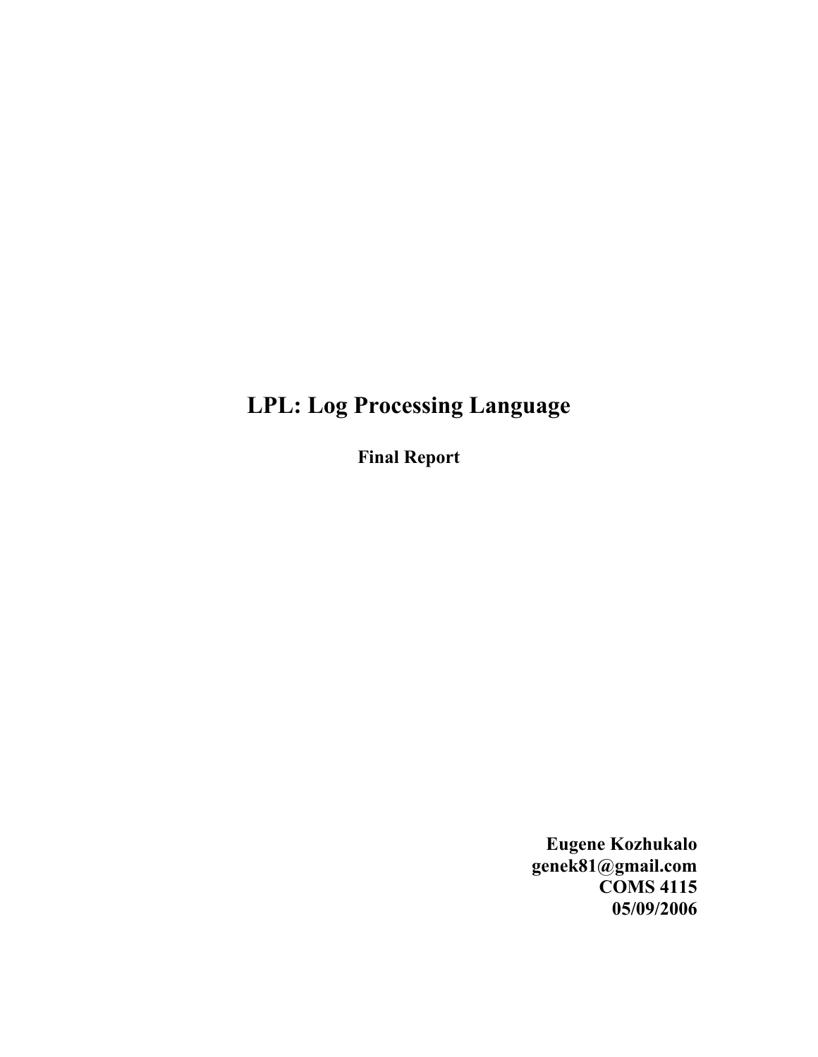# LPL: Log Processing Language

**Final Report**

**Eugene Kozhukalo**
**genek81@gmail.com**
**COMS 4115**
**05/09/2006**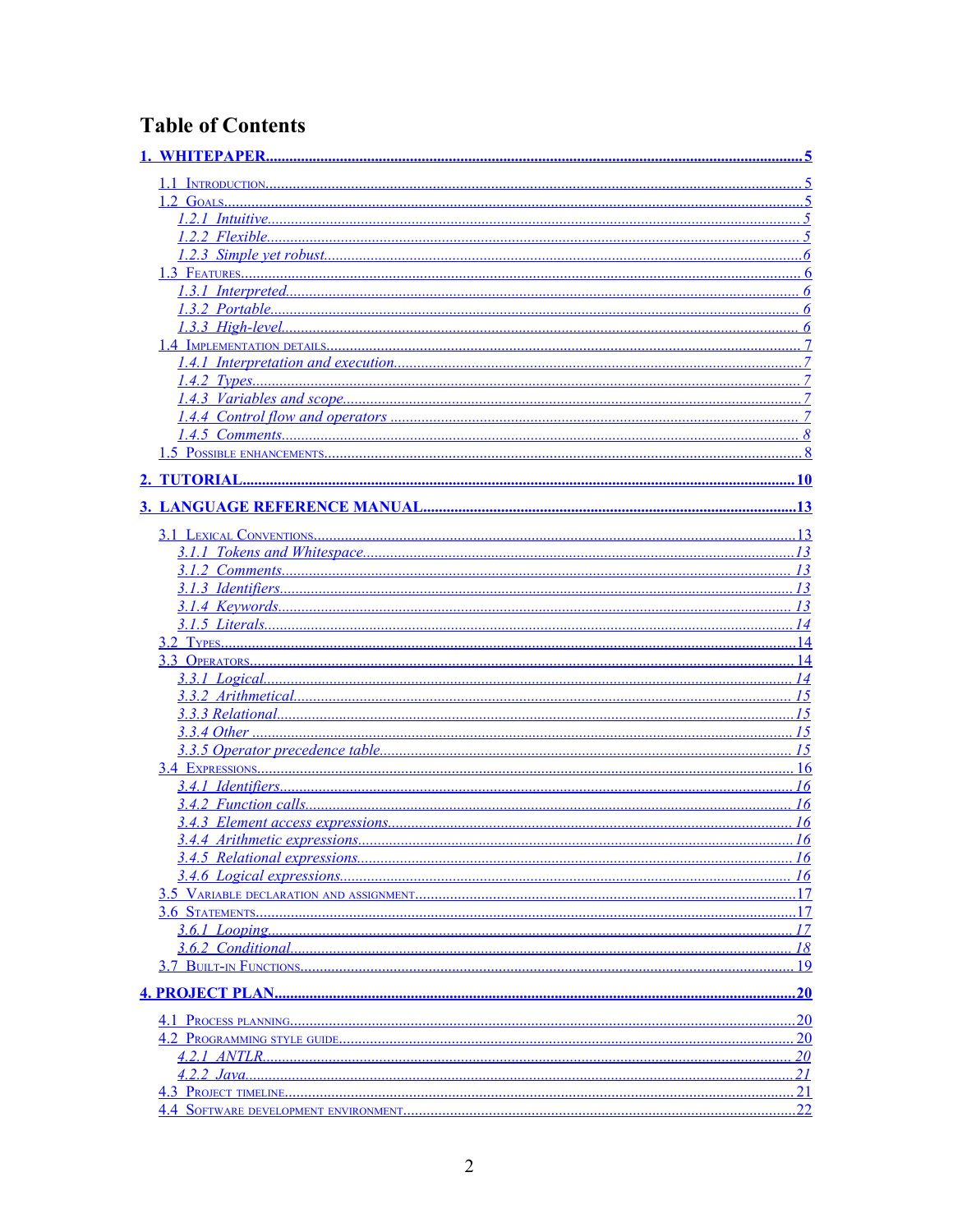# Table of Contents

1. WHITEPAPER....5
   - 1.1 Introduction....5
   - 1.2 Goals....5
     - 1.2.1 Intuitive....5
     - 1.2.2 Flexible....5
     - 1.2.3 Simple yet robust....6
   - 1.3 Features....6
     - 1.3.1 Interpreted....6
     - 1.3.2 Portable....6
     - 1.3.3 High-level....6
   - 1.4 Implementation details....7
     - 1.4.1 Interpretation and execution....7
     - 1.4.2 Types....7
     - 1.4.3 Variables and scope....7
     - 1.4.4 Control flow and operators....7
     - 1.4.5 Comments....8
   - 1.5 Possible enhancements....8
2. TUTORIAL....10
3. LANGUAGE REFERENCE MANUAL....13
   - 3.1 Lexical Conventions....13
     - 3.1.1 Tokens and Whitespace....13
     - 3.1.2 Comments....13
     - 3.1.3 Identifiers....13
     - 3.1.4 Keywords....13
     - 3.1.5 Literals....14
   - 3.2 Types....14
   - 3.3 Operators....14
     - 3.3.1 Logical....14
     - 3.3.2 Arithmetical....15
     - 3.3.3 Relational....15
     - 3.3.4 Other....15
     - 3.3.5 Operator precedence table....15
   - 3.4 Expressions....16
     - 3.4.1 Identifiers....16
     - 3.4.2 Function calls....16
     - 3.4.3 Element access expressions....16
     - 3.4.4 Arithmetic expressions....16
     - 3.4.5 Relational expressions....16
     - 3.4.6 Logical expressions....16
   - 3.5 Variable declaration and assignment....17
   - 3.6 Statements....17
     - 3.6.1 Looping....17
     - 3.6.2 Conditional....18
   - 3.7 Built-in Functions....19
4. PROJECT PLAN....20
   - 4.1 Process planning....20
   - 4.2 Programming style guide....20
     - 4.2.1 ANTLR....20
     - 4.2.2 Java....21
   - 4.3 Project timeline....21
   - 4.4 Software development environment....22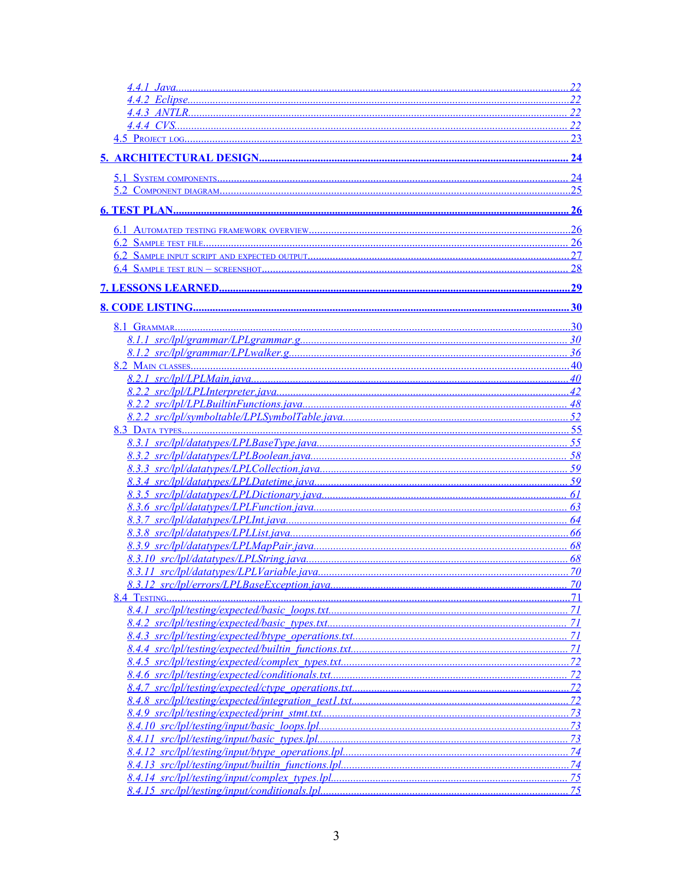- 4.4.1 Java ........ 22
- 4.4.2 Eclipse ........ 22
- 4.4.3 ANTLR ........ 22
- 4.4.4 CVS ........ 22
- 4.5 Project log ........ 23

**5. ARCHITECTURAL DESIGN ........ 24**

- 5.1 System components ........ 24
- 5.2 Component diagram ........ 25

**6. TEST PLAN ........ 26**

- 6.1 Automated testing framework overview ........ 26
- 6.2 Sample test file ........ 26
- 6.2 Sample input script and expected output ........ 27
- 6.4 Sample test run – screenshot ........ 28

**7. LESSONS LEARNED ........ 29**

**8. CODE LISTING ........ 30**

- 8.1 Grammar ........ 30
  - 8.1.1 src/lpl/grammar/LPLgrammar.g ........ 30
  - 8.1.2 src/lpl/grammar/LPLwalker.g ........ 36
- 8.2 Main classes ........ 40
  - 8.2.1 src/lpl/LPLMain.java ........ 40
  - 8.2.2 src/lpl/LPLInterpreter.java ........ 42
  - 8.2.2 src/lpl/LPLBuiltinFunctions.java ........ 48
  - 8.2.2 src/lpl/symboltable/LPLSymbolTable.java ........ 52
- 8.3 Data types ........ 55
  - 8.3.1 src/lpl/datatypes/LPLBaseType.java ........ 55
  - 8.3.2 src/lpl/datatypes/LPLBoolean.java ........ 58
  - 8.3.3 src/lpl/datatypes/LPLCollection.java ........ 59
  - 8.3.4 src/lpl/datatypes/LPLDatetime.java ........ 59
  - 8.3.5 src/lpl/datatypes/LPLDictionary.java ........ 61
  - 8.3.6 src/lpl/datatypes/LPLFunction.java ........ 63
  - 8.3.7 src/lpl/datatypes/LPLInt.java ........ 64
  - 8.3.8 src/lpl/datatypes/LPLList.java ........ 66
  - 8.3.9 src/lpl/datatypes/LPLMapPair.java ........ 68
  - 8.3.10 src/lpl/datatypes/LPLString.java ........ 68
  - 8.3.11 src/lpl/datatypes/LPLVariable.java ........ 70
  - 8.3.12 src/lpl/errors/LPLBaseException.java ........ 70
- 8.4 Testing ........ 71
  - 8.4.1 src/lpl/testing/expected/basic_loops.txt ........ 71
  - 8.4.2 src/lpl/testing/expected/basic_types.txt ........ 71
  - 8.4.3 src/lpl/testing/expected/btype_operations.txt ........ 71
  - 8.4.4 src/lpl/testing/expected/builtin_functions.txt ........ 71
  - 8.4.5 src/lpl/testing/expected/complex_types.txt ........ 72
  - 8.4.6 src/lpl/testing/expected/conditionals.txt ........ 72
  - 8.4.7 src/lpl/testing/expected/ctype_operations.txt ........ 72
  - 8.4.8 src/lpl/testing/expected/integration_test1.txt ........ 72
  - 8.4.9 src/lpl/testing/expected/print_stmt.txt ........ 73
  - 8.4.10 src/lpl/testing/input/basic_loops.lpl ........ 73
  - 8.4.11 src/lpl/testing/input/basic_types.lpl ........ 73
  - 8.4.12 src/lpl/testing/input/btype_operations.lpl ........ 74
  - 8.4.13 src/lpl/testing/input/builtin_functions.lpl ........ 74
  - 8.4.14 src/lpl/testing/input/complex_types.lpl ........ 75
  - 8.4.15 src/lpl/testing/input/conditionals.lpl ........ 75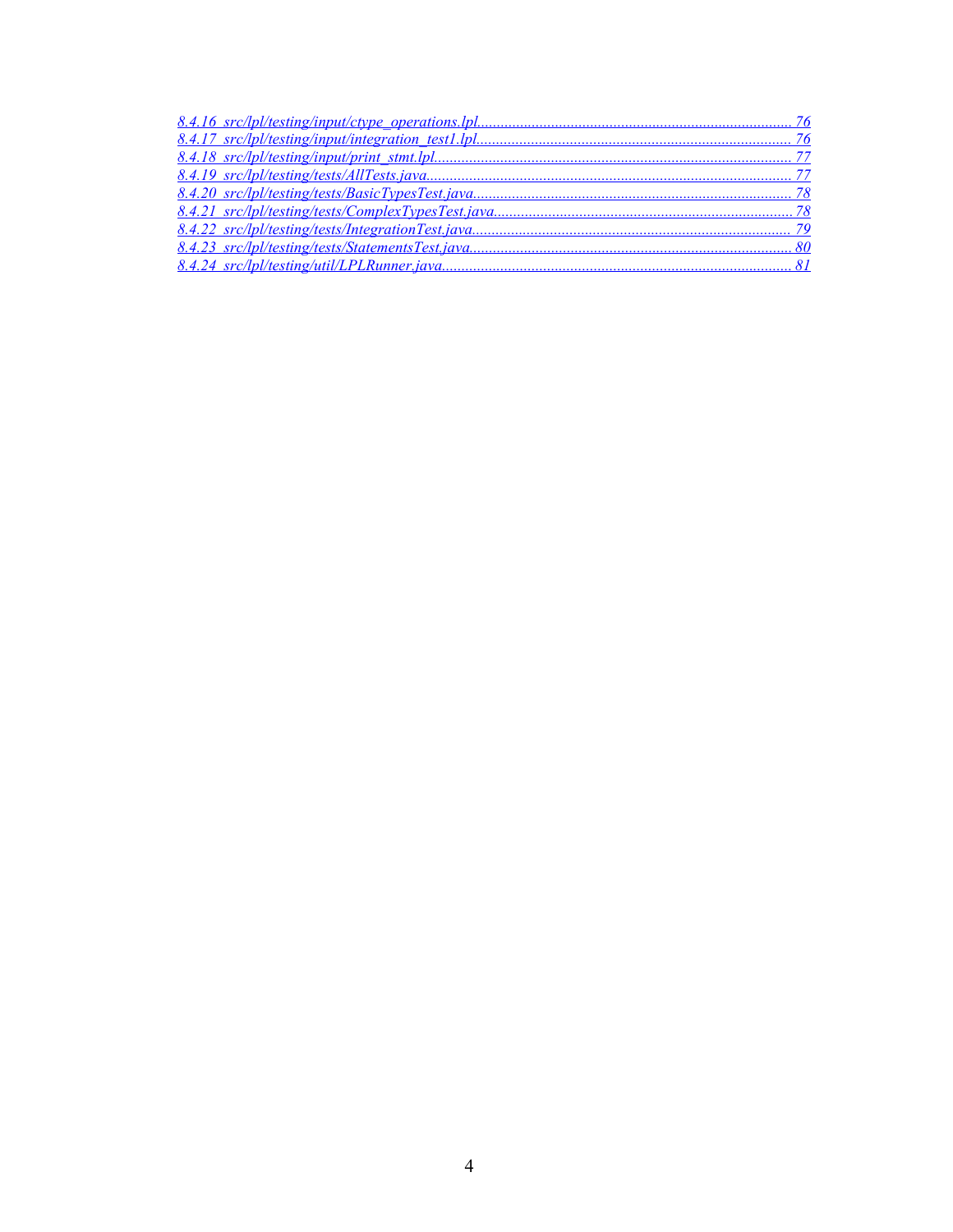8.4.16 src/lpl/testing/input/ctype_operations.lpl........................................................................ 76
8.4.17 src/lpl/testing/input/integration_test1.lpl........................................................................ 76
8.4.18 src/lpl/testing/input/print_stmt.lpl........................................................................ 77
8.4.19 src/lpl/testing/tests/AllTests.java........................................................................ 77
8.4.20 src/lpl/testing/tests/BasicTypesTest.java........................................................................ 78
8.4.21 src/lpl/testing/tests/ComplexTypesTest.java........................................................................ 78
8.4.22 src/lpl/testing/tests/IntegrationTest.java........................................................................ 79
8.4.23 src/lpl/testing/tests/StatementsTest.java........................................................................ 80
8.4.24 src/lpl/testing/util/LPLRunner.java........................................................................ 81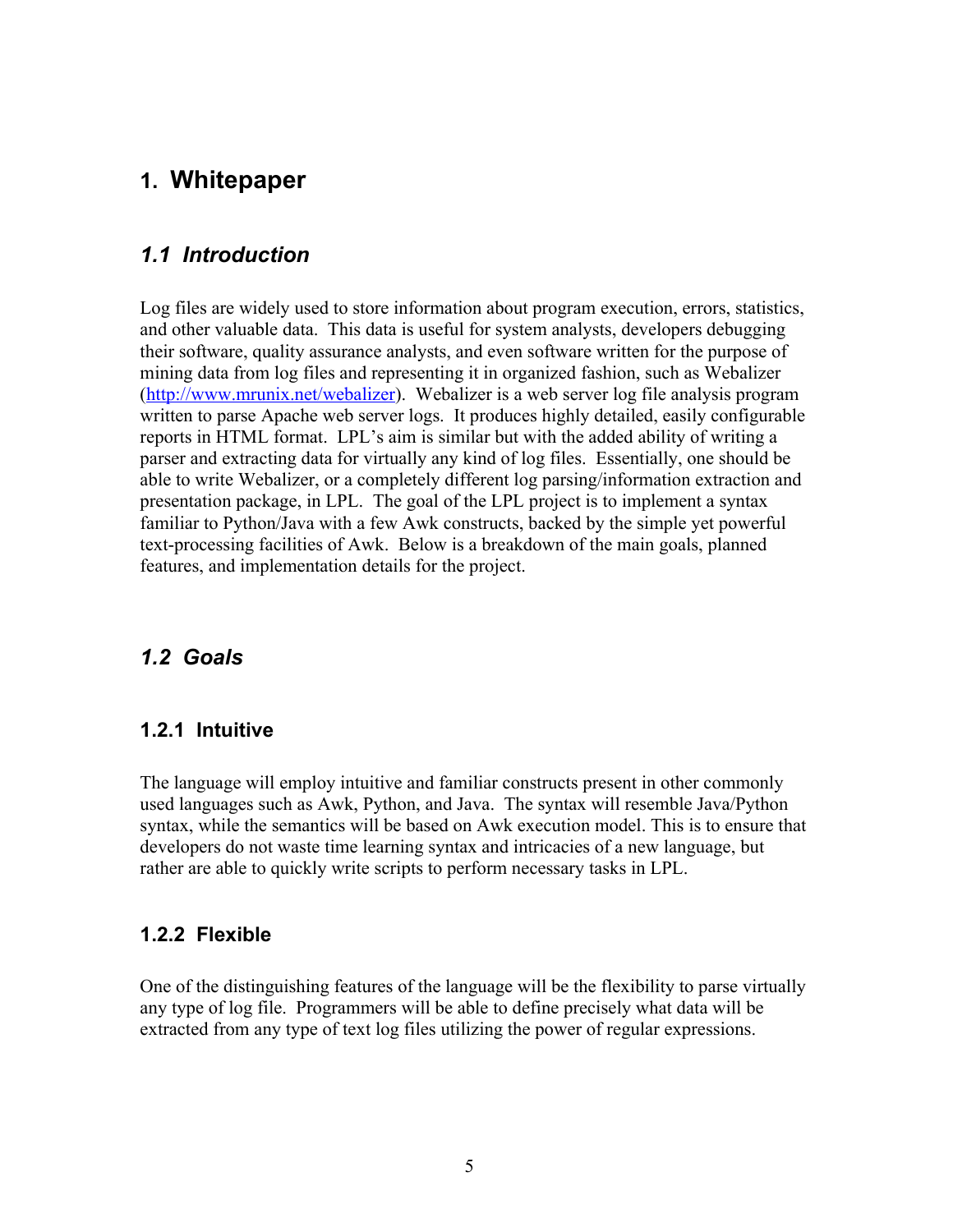# 1. Whitepaper

## 1.1 Introduction

Log files are widely used to store information about program execution, errors, statistics, and other valuable data. This data is useful for system analysts, developers debugging their software, quality assurance analysts, and even software written for the purpose of mining data from log files and representing it in organized fashion, such as Webalizer (http://www.mrunix.net/webalizer). Webalizer is a web server log file analysis program written to parse Apache web server logs. It produces highly detailed, easily configurable reports in HTML format. LPL's aim is similar but with the added ability of writing a parser and extracting data for virtually any kind of log files. Essentially, one should be able to write Webalizer, or a completely different log parsing/information extraction and presentation package, in LPL. The goal of the LPL project is to implement a syntax familiar to Python/Java with a few Awk constructs, backed by the simple yet powerful text-processing facilities of Awk. Below is a breakdown of the main goals, planned features, and implementation details for the project.

## 1.2 Goals

### 1.2.1 Intuitive

The language will employ intuitive and familiar constructs present in other commonly used languages such as Awk, Python, and Java. The syntax will resemble Java/Python syntax, while the semantics will be based on Awk execution model. This is to ensure that developers do not waste time learning syntax and intricacies of a new language, but rather are able to quickly write scripts to perform necessary tasks in LPL.

### 1.2.2 Flexible

One of the distinguishing features of the language will be the flexibility to parse virtually any type of log file. Programmers will be able to define precisely what data will be extracted from any type of text log files utilizing the power of regular expressions.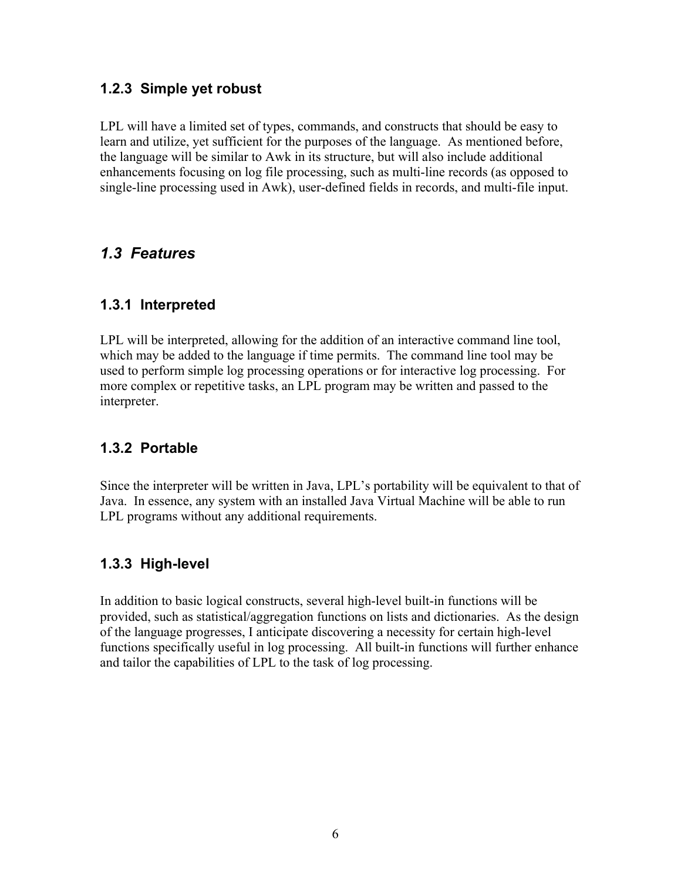### 1.2.3 Simple yet robust

LPL will have a limited set of types, commands, and constructs that should be easy to learn and utilize, yet sufficient for the purposes of the language. As mentioned before, the language will be similar to Awk in its structure, but will also include additional enhancements focusing on log file processing, such as multi-line records (as opposed to single-line processing used in Awk), user-defined fields in records, and multi-file input.

## *1.3 Features*

### 1.3.1 Interpreted

LPL will be interpreted, allowing for the addition of an interactive command line tool, which may be added to the language if time permits. The command line tool may be used to perform simple log processing operations or for interactive log processing. For more complex or repetitive tasks, an LPL program may be written and passed to the interpreter.

### 1.3.2 Portable

Since the interpreter will be written in Java, LPL's portability will be equivalent to that of Java. In essence, any system with an installed Java Virtual Machine will be able to run LPL programs without any additional requirements.

### 1.3.3 High-level

In addition to basic logical constructs, several high-level built-in functions will be provided, such as statistical/aggregation functions on lists and dictionaries. As the design of the language progresses, I anticipate discovering a necessity for certain high-level functions specifically useful in log processing. All built-in functions will further enhance and tailor the capabilities of LPL to the task of log processing.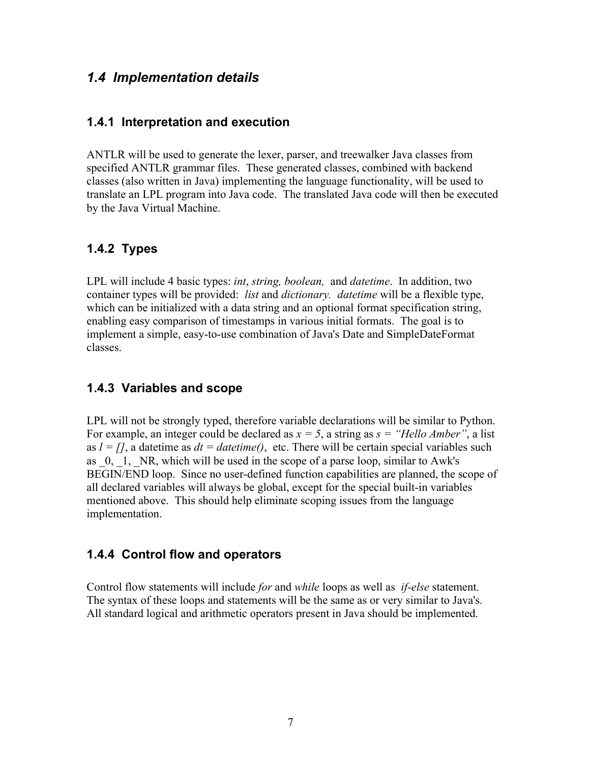## *1.4 Implementation details*

### 1.4.1 Interpretation and execution

ANTLR will be used to generate the lexer, parser, and treewalker Java classes from specified ANTLR grammar files. These generated classes, combined with backend classes (also written in Java) implementing the language functionality, will be used to translate an LPL program into Java code. The translated Java code will then be executed by the Java Virtual Machine.

### 1.4.2 Types

LPL will include 4 basic types: *int*, *string, boolean,* and *datetime*. In addition, two container types will be provided: *list* and *dictionary. datetime* will be a flexible type, which can be initialized with a data string and an optional format specification string, enabling easy comparison of timestamps in various initial formats. The goal is to implement a simple, easy-to-use combination of Java's Date and SimpleDateFormat classes.

### 1.4.3 Variables and scope

LPL will not be strongly typed, therefore variable declarations will be similar to Python. For example, an integer could be declared as *x = 5*, a string as *s = "Hello Amber"*, a list as *l = []*, a datetime as *dt = datetime()*, etc. There will be certain special variables such as _0, _1, _NR, which will be used in the scope of a parse loop, similar to Awk's BEGIN/END loop. Since no user-defined function capabilities are planned, the scope of all declared variables will always be global, except for the special built-in variables mentioned above. This should help eliminate scoping issues from the language implementation.

### 1.4.4 Control flow and operators

Control flow statements will include *for* and *while* loops as well as *if-else* statement. The syntax of these loops and statements will be the same as or very similar to Java's. All standard logical and arithmetic operators present in Java should be implemented.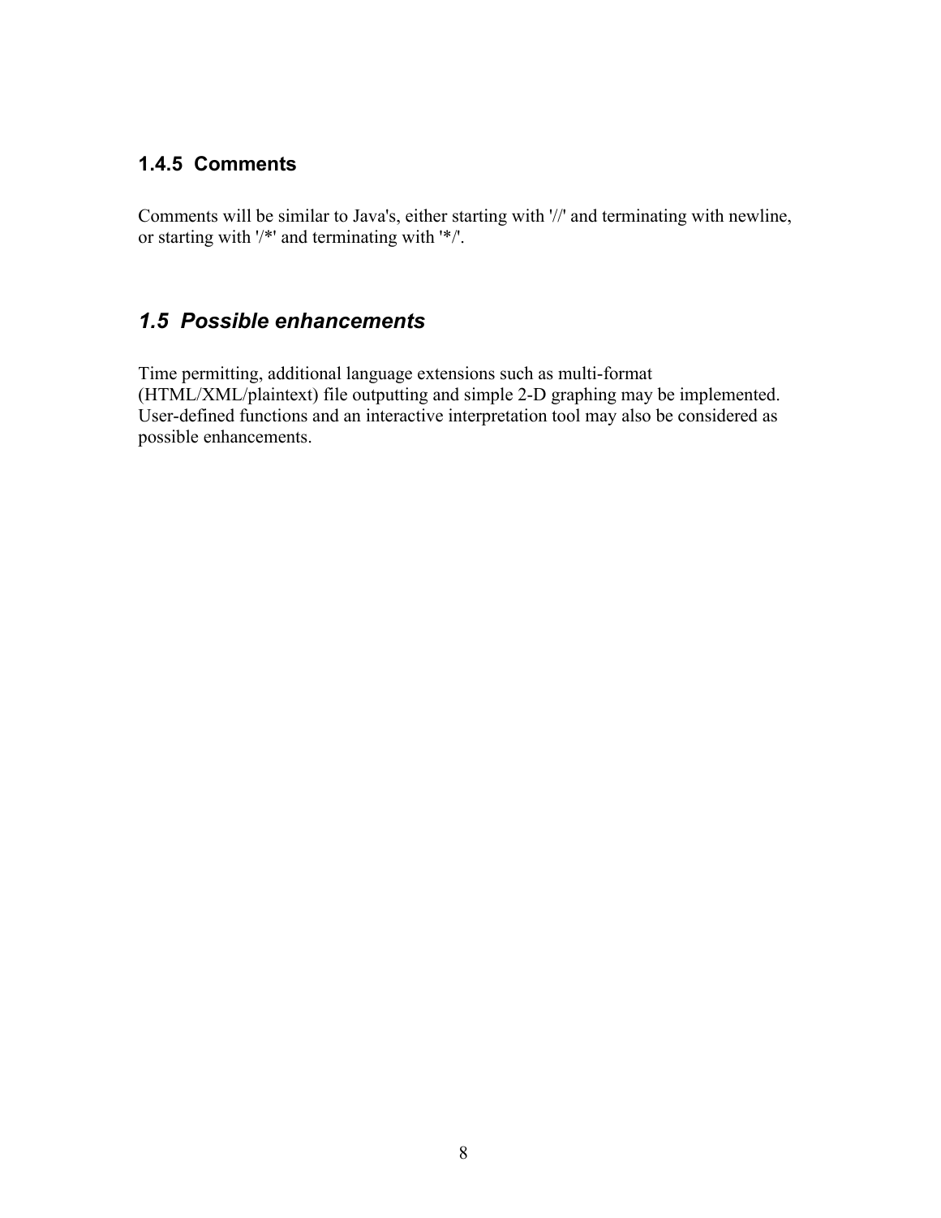### 1.4.5 Comments

Comments will be similar to Java's, either starting with '//' and terminating with newline, or starting with '/*' and terminating with '*/'.

## *1.5 Possible enhancements*

Time permitting, additional language extensions such as multi-format (HTML/XML/plaintext) file outputting and simple 2-D graphing may be implemented. User-defined functions and an interactive interpretation tool may also be considered as possible enhancements.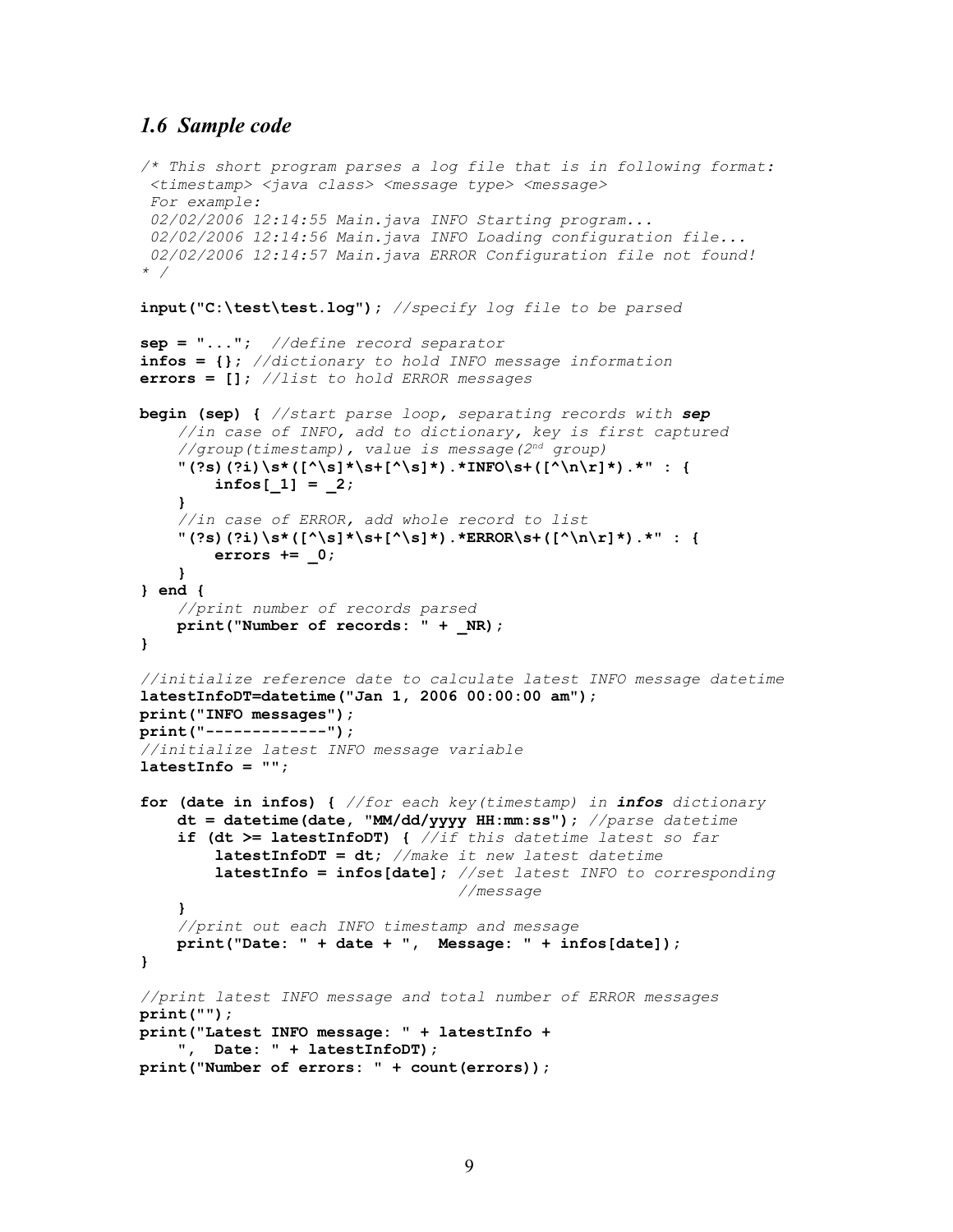## *1.6 Sample code*

```
/* This short program parses a log file that is in following format:
 <timestamp> <java class> <message type> <message>
 For example:
 02/02/2006 12:14:55 Main.java INFO Starting program...
 02/02/2006 12:14:56 Main.java INFO Loading configuration file...
 02/02/2006 12:14:57 Main.java ERROR Configuration file not found!
* /

input("C:\test\test.log"); //specify log file to be parsed

sep = "...";  //define record separator
infos = {}; //dictionary to hold INFO message information
errors = []; //list to hold ERROR messages

begin (sep) { //start parse loop, separating records with sep
    //in case of INFO, add to dictionary, key is first captured
    //group(timestamp), value is message(2nd group)
    "(?s)(?i)\s*([^\s]*\s+[^\s]*).*INFO\s+([^\n\r]*).*" : {
        infos[_1] = _2;
    }
    //in case of ERROR, add whole record to list
    "(?s)(?i)\s*([^\s]*\s+[^\s]*).*ERROR\s+([^\n\r]*).*" : {
        errors += _0;
    }
} end {
    //print number of records parsed
    print("Number of records: " + _NR);
}

//initialize reference date to calculate latest INFO message datetime
latestInfoDT=datetime("Jan 1, 2006 00:00:00 am");
print("INFO messages");
print("-------------");
//initialize latest INFO message variable
latestInfo = "";

for (date in infos) { //for each key(timestamp) in infos dictionary
    dt = datetime(date, "MM/dd/yyyy HH:mm:ss"); //parse datetime
    if (dt >= latestInfoDT) { //if this datetime latest so far
        latestInfoDT = dt; //make it new latest datetime
        latestInfo = infos[date]; //set latest INFO to corresponding
                                  //message
    }
    //print out each INFO timestamp and message
    print("Date: " + date + ",  Message: " + infos[date]);
}

//print latest INFO message and total number of ERROR messages
print("");
print("Latest INFO message: " + latestInfo +
    ",  Date: " + latestInfoDT);
print("Number of errors: " + count(errors));
```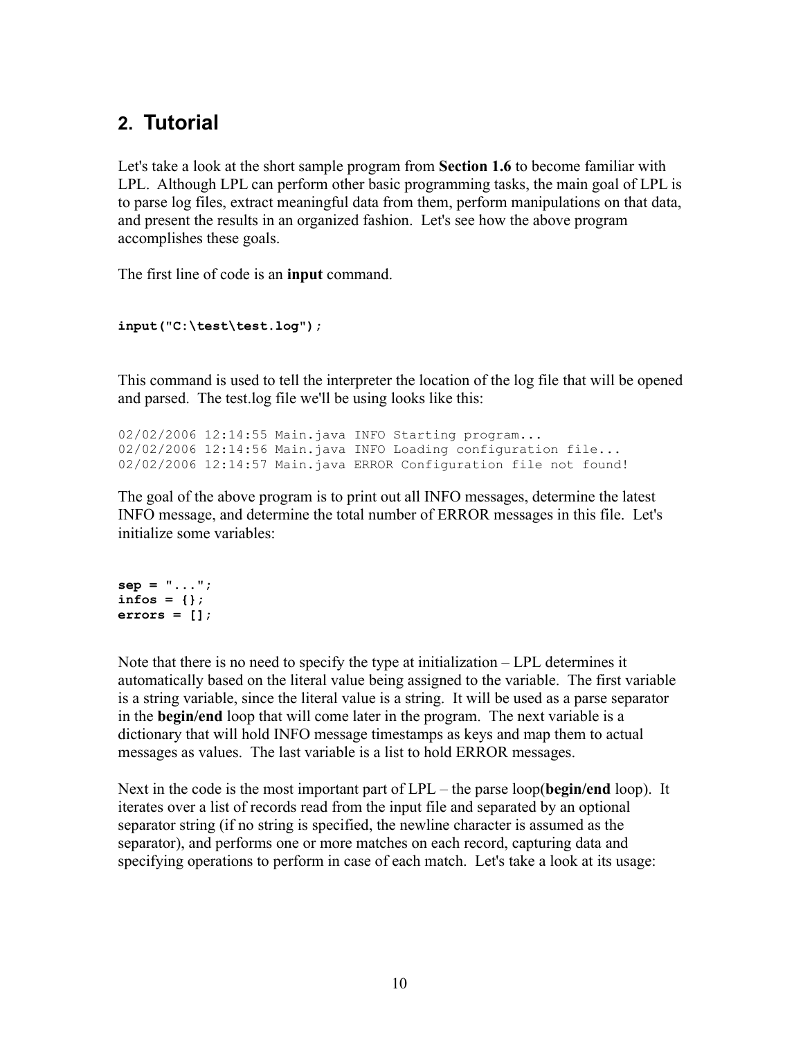## 2. Tutorial

Let's take a look at the short sample program from **Section 1.6** to become familiar with LPL. Although LPL can perform other basic programming tasks, the main goal of LPL is to parse log files, extract meaningful data from them, perform manipulations on that data, and present the results in an organized fashion. Let's see how the above program accomplishes these goals.

The first line of code is an **input** command.

```
input("C:\test\test.log");
```

This command is used to tell the interpreter the location of the log file that will be opened and parsed. The test.log file we'll be using looks like this:

```
02/02/2006 12:14:55 Main.java INFO Starting program...
02/02/2006 12:14:56 Main.java INFO Loading configuration file...
02/02/2006 12:14:57 Main.java ERROR Configuration file not found!
```

The goal of the above program is to print out all INFO messages, determine the latest INFO message, and determine the total number of ERROR messages in this file. Let's initialize some variables:

```
sep = "...";
infos = {};
errors = [];
```

Note that there is no need to specify the type at initialization – LPL determines it automatically based on the literal value being assigned to the variable. The first variable is a string variable, since the literal value is a string. It will be used as a parse separator in the **begin/end** loop that will come later in the program. The next variable is a dictionary that will hold INFO message timestamps as keys and map them to actual messages as values. The last variable is a list to hold ERROR messages.

Next in the code is the most important part of LPL – the parse loop(**begin/end** loop). It iterates over a list of records read from the input file and separated by an optional separator string (if no string is specified, the newline character is assumed as the separator), and performs one or more matches on each record, capturing data and specifying operations to perform in case of each match. Let's take a look at its usage: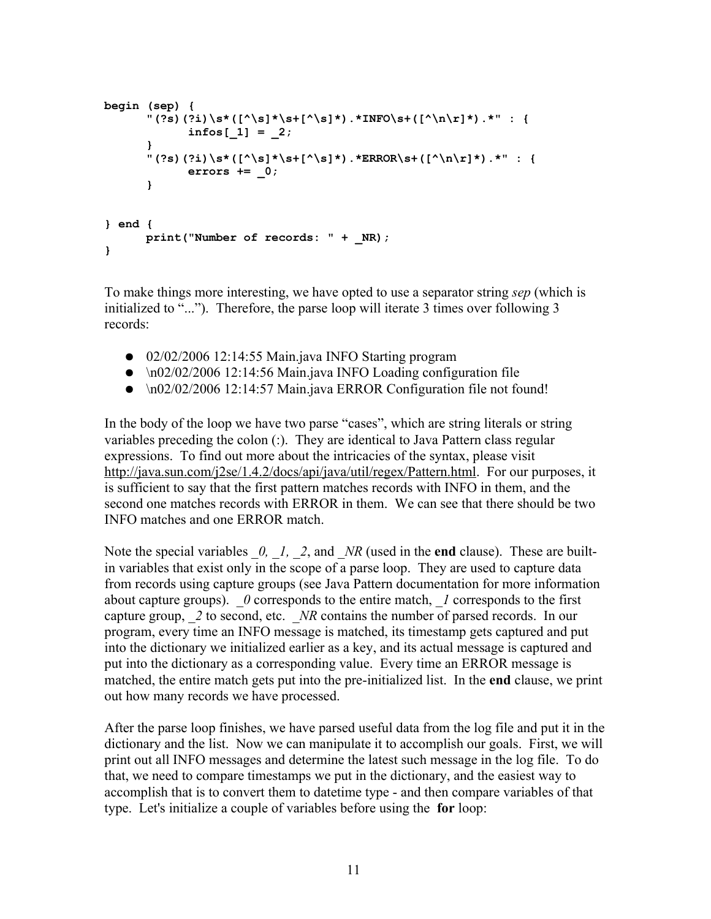```
begin (sep) {
      "(?s)(?i)\s*([^\s]*\s+[^\s]*).*INFO\s+([^\n\r]*).*" : {
            infos[_1] = _2;
      }
      "(?s)(?i)\s*([^\s]*\s+[^\s]*).*ERROR\s+([^\n\r]*).*" : {
            errors += _0;
      }


} end {
      print("Number of records: " + _NR);
}
```

To make things more interesting, we have opted to use a separator string *sep* (which is initialized to "..."). Therefore, the parse loop will iterate 3 times over following 3 records:

- 02/02/2006 12:14:55 Main.java INFO Starting program
- \n02/02/2006 12:14:56 Main.java INFO Loading configuration file
- \n02/02/2006 12:14:57 Main.java ERROR Configuration file not found!

In the body of the loop we have two parse "cases", which are string literals or string variables preceding the colon (:). They are identical to Java Pattern class regular expressions. To find out more about the intricacies of the syntax, please visit http://java.sun.com/j2se/1.4.2/docs/api/java/util/regex/Pattern.html. For our purposes, it is sufficient to say that the first pattern matches records with INFO in them, and the second one matches records with ERROR in them. We can see that there should be two INFO matches and one ERROR match.

Note the special variables *_0, _1, _2*, and *_NR* (used in the **end** clause). These are built-in variables that exist only in the scope of a parse loop. They are used to capture data from records using capture groups (see Java Pattern documentation for more information about capture groups). *_0* corresponds to the entire match, *_1* corresponds to the first capture group, *_2* to second, etc. *_NR* contains the number of parsed records. In our program, every time an INFO message is matched, its timestamp gets captured and put into the dictionary we initialized earlier as a key, and its actual message is captured and put into the dictionary as a corresponding value. Every time an ERROR message is matched, the entire match gets put into the pre-initialized list. In the **end** clause, we print out how many records we have processed.

After the parse loop finishes, we have parsed useful data from the log file and put it in the dictionary and the list. Now we can manipulate it to accomplish our goals. First, we will print out all INFO messages and determine the latest such message in the log file. To do that, we need to compare timestamps we put in the dictionary, and the easiest way to accomplish that is to convert them to datetime type - and then compare variables of that type. Let's initialize a couple of variables before using the **for** loop: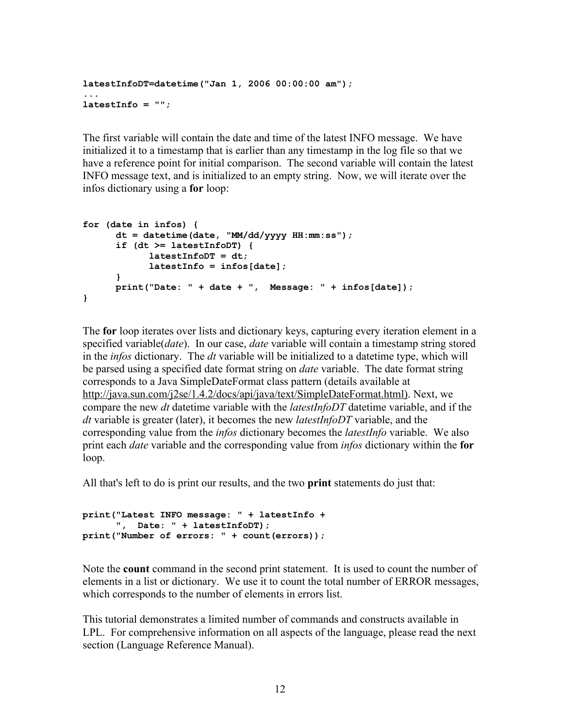```
latestInfoDT=datetime("Jan 1, 2006 00:00:00 am");
...
latestInfo = "";
```

The first variable will contain the date and time of the latest INFO message. We have initialized it to a timestamp that is earlier than any timestamp in the log file so that we have a reference point for initial comparison. The second variable will contain the latest INFO message text, and is initialized to an empty string. Now, we will iterate over the infos dictionary using a **for** loop:

```
for (date in infos) {
      dt = datetime(date, "MM/dd/yyyy HH:mm:ss");
      if (dt >= latestInfoDT) {
            latestInfoDT = dt;
            latestInfo = infos[date];
      }
      print("Date: " + date + ",  Message: " + infos[date]);
}
```

The **for** loop iterates over lists and dictionary keys, capturing every iteration element in a specified variable(*date*). In our case, *date* variable will contain a timestamp string stored in the *infos* dictionary. The *dt* variable will be initialized to a datetime type, which will be parsed using a specified date format string on *date* variable. The date format string corresponds to a Java SimpleDateFormat class pattern (details available at http://java.sun.com/j2se/1.4.2/docs/api/java/text/SimpleDateFormat.html). Next, we compare the new *dt* datetime variable with the *latestInfoDT* datetime variable, and if the *dt* variable is greater (later), it becomes the new *latestInfoDT* variable, and the corresponding value from the *infos* dictionary becomes the *latestInfo* variable. We also print each *date* variable and the corresponding value from *infos* dictionary within the **for** loop.

All that's left to do is print our results, and the two **print** statements do just that:

```
print("Latest INFO message: " + latestInfo +
      ",  Date: " + latestInfoDT);
print("Number of errors: " + count(errors));
```

Note the **count** command in the second print statement. It is used to count the number of elements in a list or dictionary. We use it to count the total number of ERROR messages, which corresponds to the number of elements in errors list.

This tutorial demonstrates a limited number of commands and constructs available in LPL. For comprehensive information on all aspects of the language, please read the next section (Language Reference Manual).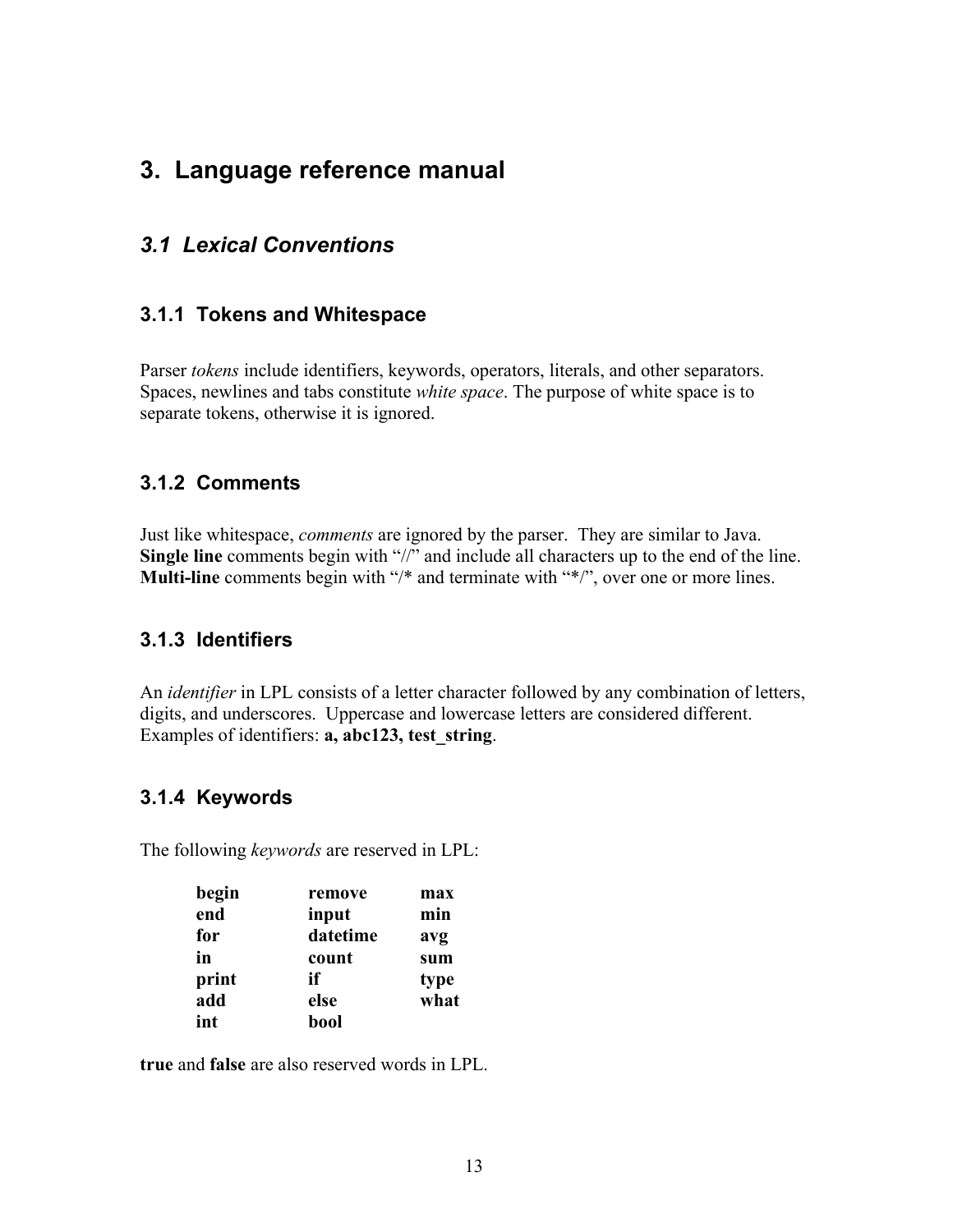# 3. Language reference manual

## 3.1 Lexical Conventions

### 3.1.1 Tokens and Whitespace

Parser *tokens* include identifiers, keywords, operators, literals, and other separators. Spaces, newlines and tabs constitute *white space*. The purpose of white space is to separate tokens, otherwise it is ignored.

### 3.1.2 Comments

Just like whitespace, *comments* are ignored by the parser. They are similar to Java. **Single line** comments begin with "//" and include all characters up to the end of the line. **Multi-line** comments begin with "/* and terminate with "*/", over one or more lines.

### 3.1.3 Identifiers

An *identifier* in LPL consists of a letter character followed by any combination of letters, digits, and underscores. Uppercase and lowercase letters are considered different. Examples of identifiers: **a, abc123, test_string**.

### 3.1.4 Keywords

The following *keywords* are reserved in LPL:

| | | |
|---|---|---|
| **begin** | **remove** | **max** |
| **end** | **input** | **min** |
| **for** | **datetime** | **avg** |
| **in** | **count** | **sum** |
| **print** | **if** | **type** |
| **add** | **else** | **what** |
| **int** | **bool** | |

**true** and **false** are also reserved words in LPL.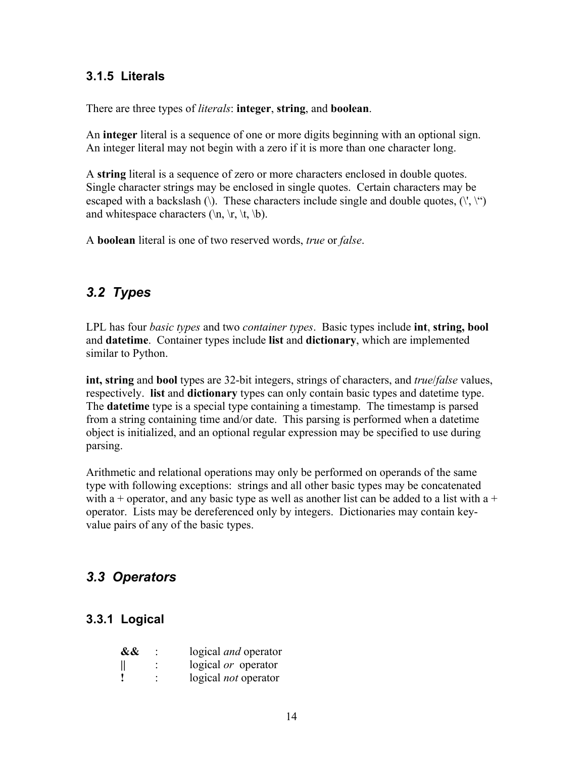### 3.1.5 Literals

There are three types of *literals*: **integer**, **string**, and **boolean**.

An **integer** literal is a sequence of one or more digits beginning with an optional sign. An integer literal may not begin with a zero if it is more than one character long.

A **string** literal is a sequence of zero or more characters enclosed in double quotes. Single character strings may be enclosed in single quotes. Certain characters may be escaped with a backslash (\). These characters include single and double quotes, (\', \“) and whitespace characters (\n, \r, \t, \b).

A **boolean** literal is one of two reserved words, *true* or *false*.

## *3.2 Types*

LPL has four *basic types* and two *container types*. Basic types include **int**, **string, bool** and **datetime**. Container types include **list** and **dictionary**, which are implemented similar to Python.

**int, string** and **bool** types are 32-bit integers, strings of characters, and *true*/*false* values, respectively. **list** and **dictionary** types can only contain basic types and datetime type. The **datetime** type is a special type containing a timestamp. The timestamp is parsed from a string containing time and/or date. This parsing is performed when a datetime object is initialized, and an optional regular expression may be specified to use during parsing.

Arithmetic and relational operations may only be performed on operands of the same type with following exceptions: strings and all other basic types may be concatenated with a + operator, and any basic type as well as another list can be added to a list with a + operator. Lists may be dereferenced only by integers. Dictionaries may contain key-value pairs of any of the basic types.

## *3.3 Operators*

### 3.3.1 Logical

| | | |
|---|---|---|
| **&&** | : | logical *and* operator |
| **\|\|** | : | logical *or* operator |
| **!** | : | logical *not* operator |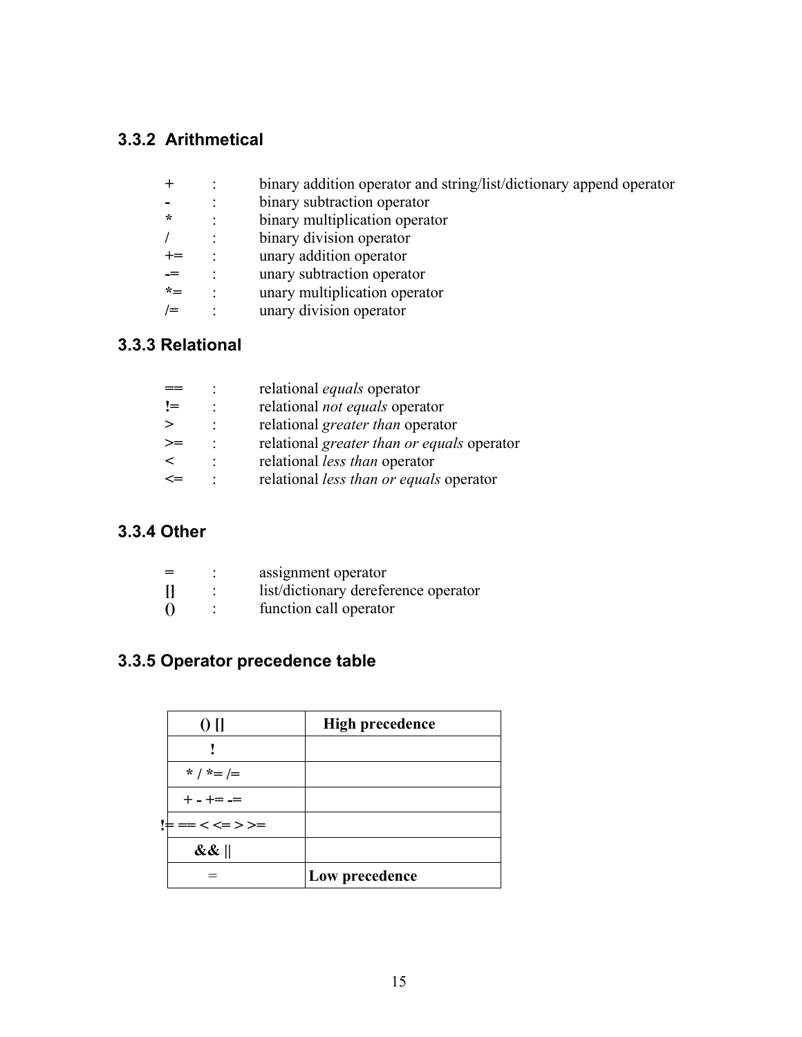### 3.3.2 Arithmetical

| | | |
|---|---|---|
| + | : | binary addition operator and string/list/dictionary append operator |
| **-** | : | binary subtraction operator |
| * | : | binary multiplication operator |
| / | : | binary division operator |
| += | : | unary addition operator |
| **-**= | : | unary subtraction operator |
| *= | : | unary multiplication operator |
| /= | : | unary division operator |

### 3.3.3 Relational

| | | |
|---|---|---|
| == | : | relational *equals* operator |
| **!**= | : | relational *not equals* operator |
| > | : | relational *greater than* operator |
| >= | : | relational *greater than or equals* operator |
| < | : | relational *less than* operator |
| <= | : | relational *less than or equals* operator |

### 3.3.4 Other

| | | |
|---|---|---|
| = | : | assignment operator |
| **[]** | : | list/dictionary dereference operator |
| **()** | : | function call operator |

### 3.3.5 Operator precedence table

| **() []** | **High precedence** |
|---|---|
| **!** | |
| * / *= /= | |
| + **-** += **-**= | |
| **!**= == < <= > >= | |
| **&& \|\|** | |
| = | **Low precedence** |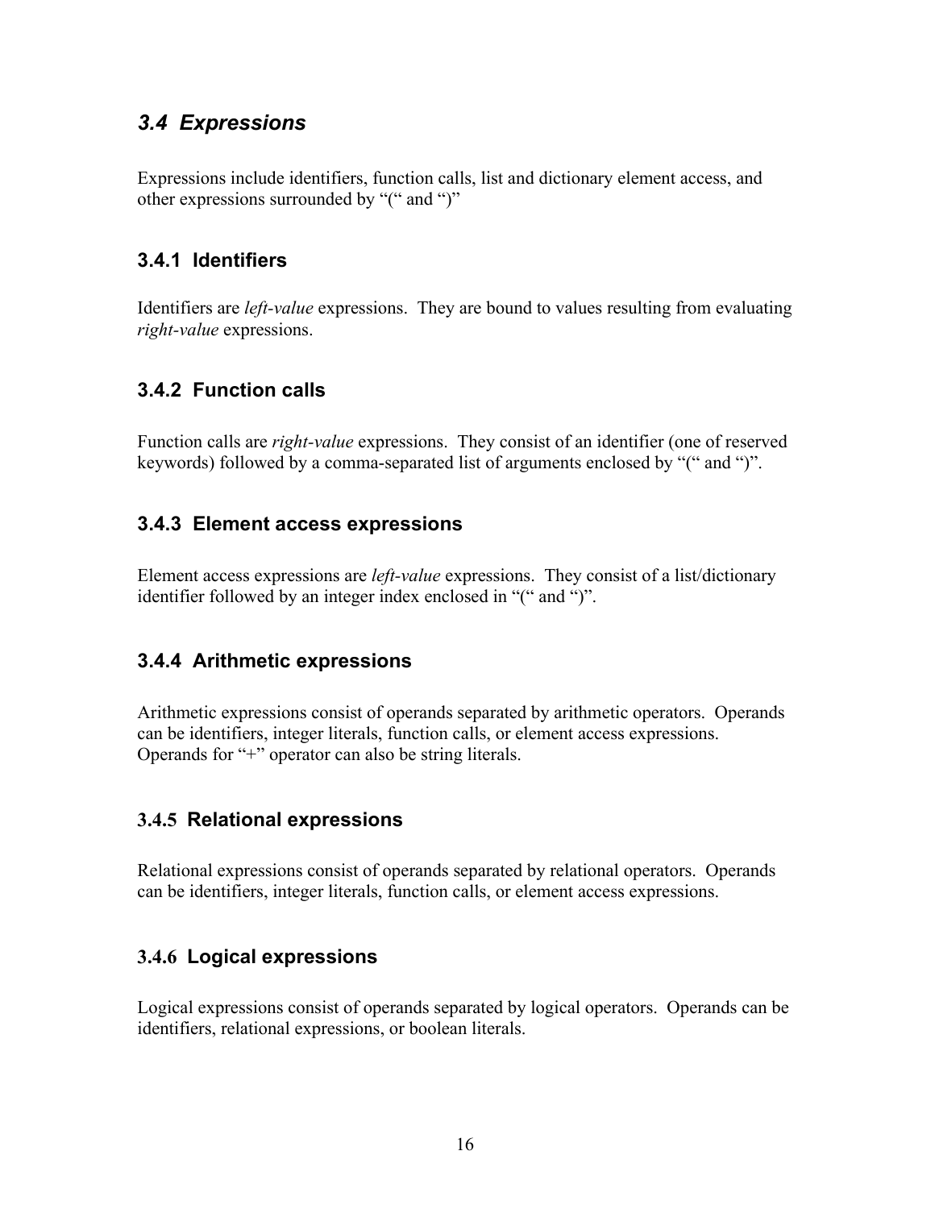## *3.4 Expressions*

Expressions include identifiers, function calls, list and dictionary element access, and other expressions surrounded by "(" and ")"

### 3.4.1 Identifiers

Identifiers are *left-value* expressions. They are bound to values resulting from evaluating *right-value* expressions.

### 3.4.2 Function calls

Function calls are *right-value* expressions. They consist of an identifier (one of reserved keywords) followed by a comma-separated list of arguments enclosed by "(" and ")".

### 3.4.3 Element access expressions

Element access expressions are *left-value* expressions. They consist of a list/dictionary identifier followed by an integer index enclosed in "(" and ")".

### 3.4.4 Arithmetic expressions

Arithmetic expressions consist of operands separated by arithmetic operators. Operands can be identifiers, integer literals, function calls, or element access expressions. Operands for "+" operator can also be string literals.

### 3.4.5 Relational expressions

Relational expressions consist of operands separated by relational operators. Operands can be identifiers, integer literals, function calls, or element access expressions.

### 3.4.6 Logical expressions

Logical expressions consist of operands separated by logical operators. Operands can be identifiers, relational expressions, or boolean literals.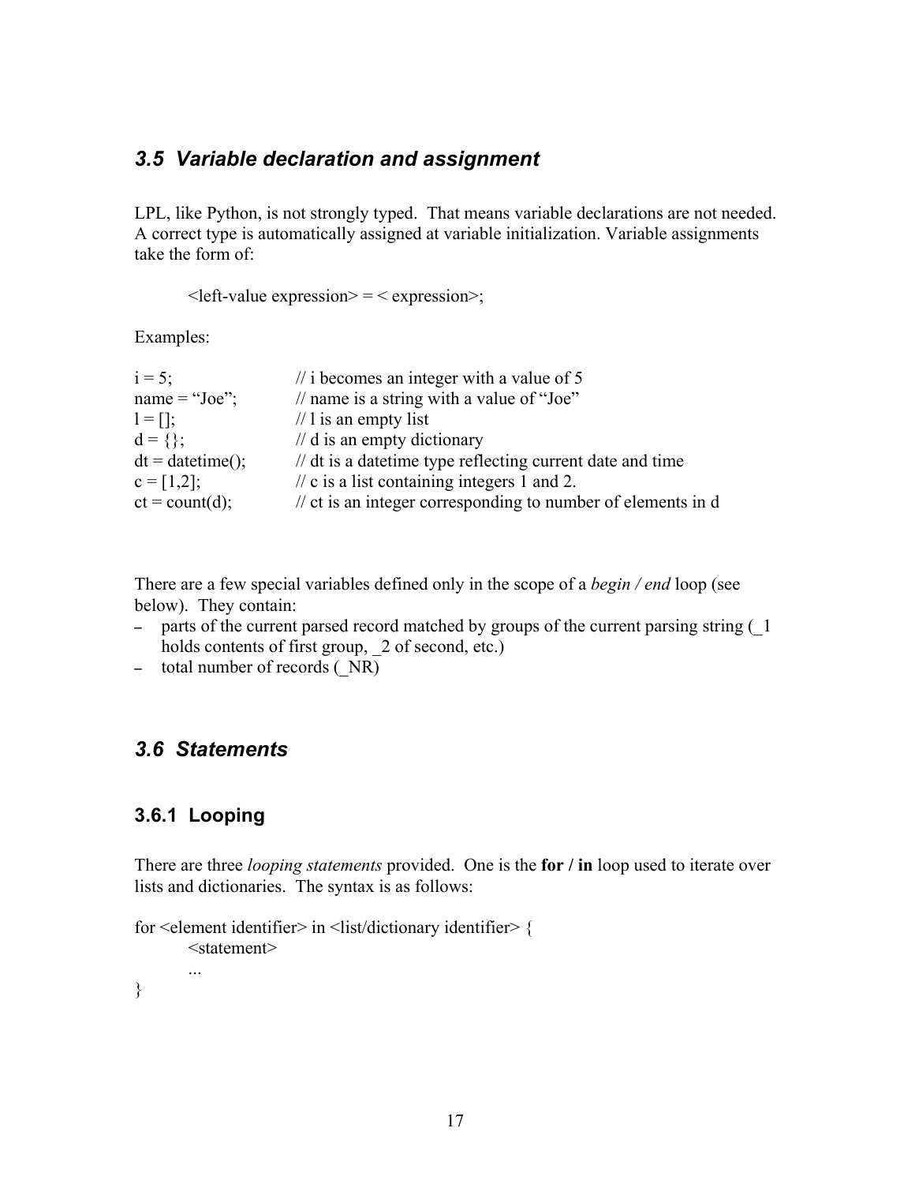## 3.5 Variable declaration and assignment

LPL, like Python, is not strongly typed. That means variable declarations are not needed. A correct type is automatically assigned at variable initialization. Variable assignments take the form of:

```
<left-value expression> = < expression>;
```

Examples:

```
i = 5;              // i becomes an integer with a value of 5
name = "Joe";       // name is a string with a value of "Joe"
l = [];             // l is an empty list
d = {};             // d is an empty dictionary
dt = datetime();    // dt is a datetime type reflecting current date and time
c = [1,2];          // c is a list containing integers 1 and 2.
ct = count(d);      // ct is an integer corresponding to number of elements in d
```

There are a few special variables defined only in the scope of a *begin / end* loop (see below). They contain:

- parts of the current parsed record matched by groups of the current parsing string (_1 holds contents of first group, _2 of second, etc.)
- total number of records (_NR)

## 3.6 Statements

### 3.6.1 Looping

There are three *looping statements* provided. One is the **for / in** loop used to iterate over lists and dictionaries. The syntax is as follows:

```
for <element identifier> in <list/dictionary identifier> {
        <statement>
        ...
}
```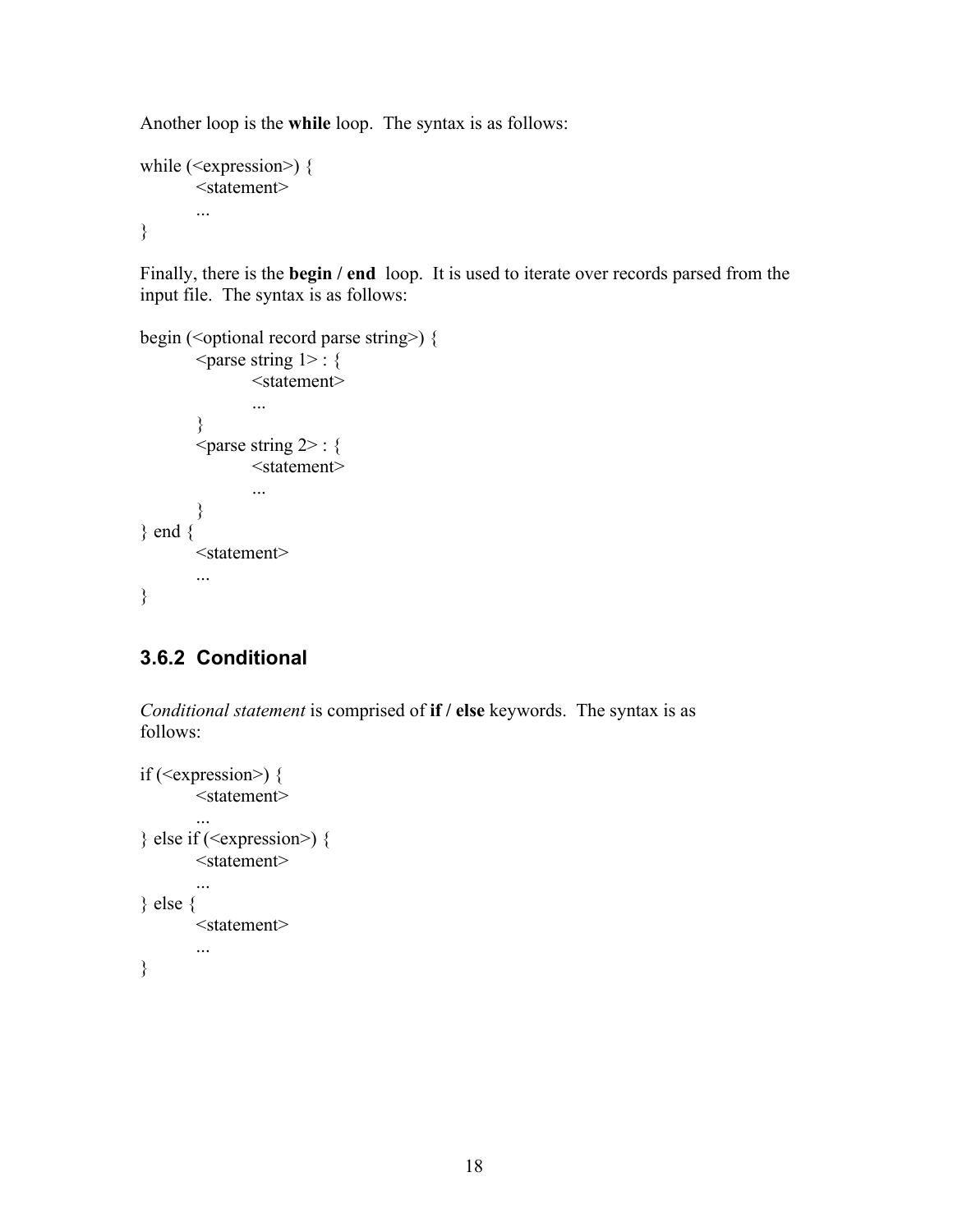Another loop is the **while** loop. The syntax is as follows:

```
while (<expression>) {
        <statement>
        ...
}
```

Finally, there is the **begin / end** loop. It is used to iterate over records parsed from the input file. The syntax is as follows:

```
begin (<optional record parse string>) {
        <parse string 1> : {
                <statement>
                ...
        }
        <parse string 2> : {
                <statement>
                ...
        }
} end {
        <statement>
        ...
}
```

### 3.6.2 Conditional

*Conditional statement* is comprised of **if / else** keywords. The syntax is as follows:

```
if (<expression>) {
        <statement>
        ...
} else if (<expression>) {
        <statement>
        ...
} else {
        <statement>
        ...
}
```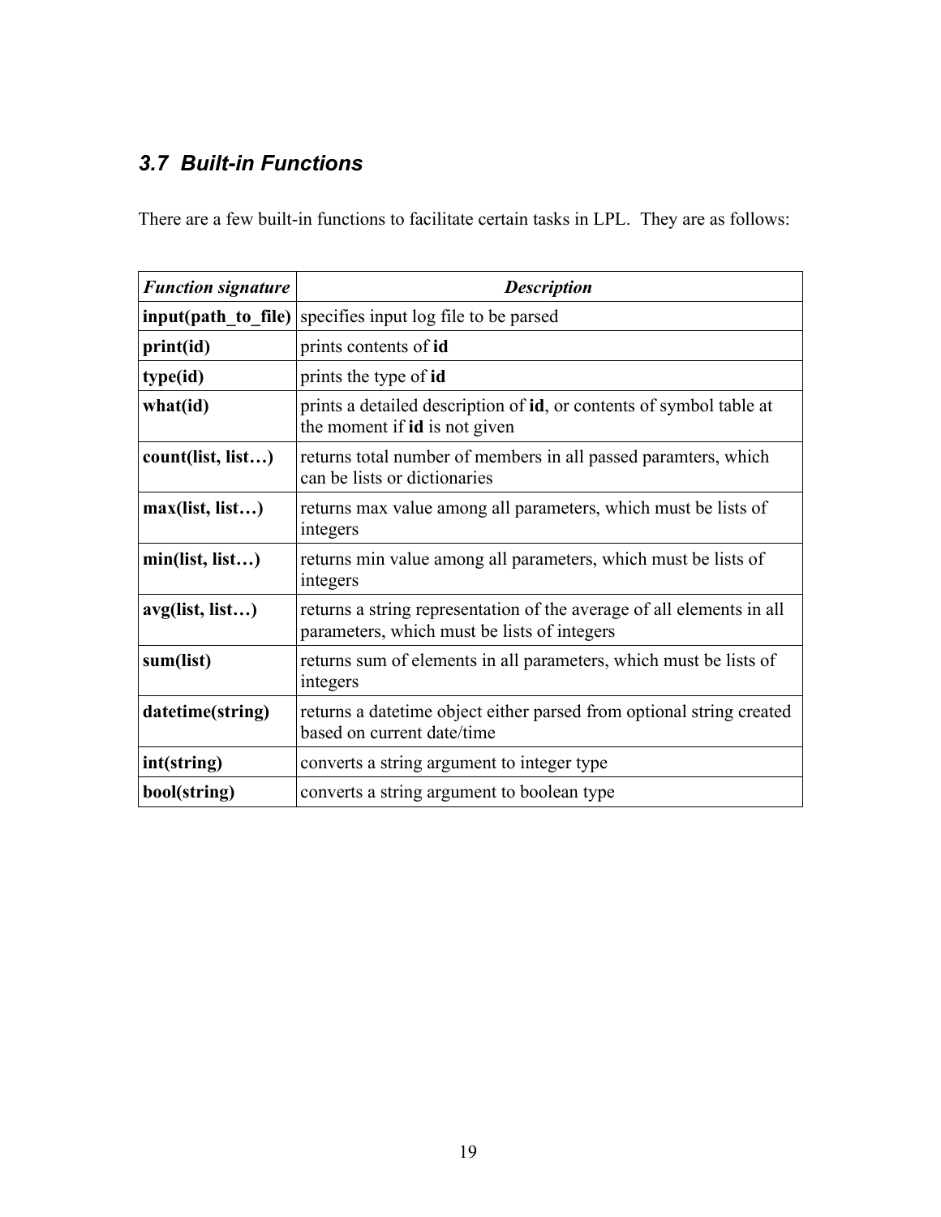### *3.7 Built-in Functions*

There are a few built-in functions to facilitate certain tasks in LPL. They are as follows:

| ***Function signature*** | ***Description*** |
|---|---|
| **input(path_to_file)** | specifies input log file to be parsed |
| **print(id)** | prints contents of **id** |
| **type(id)** | prints the type of **id** |
| **what(id)** | prints a detailed description of **id**, or contents of symbol table at the moment if **id** is not given |
| **count(list, list…)** | returns total number of members in all passed paramters, which can be lists or dictionaries |
| **max(list, list…)** | returns max value among all parameters, which must be lists of integers |
| **min(list, list…)** | returns min value among all parameters, which must be lists of integers |
| **avg(list, list…)** | returns a string representation of the average of all elements in all parameters, which must be lists of integers |
| **sum(list)** | returns sum of elements in all parameters, which must be lists of integers |
| **datetime(string)** | returns a datetime object either parsed from optional string created based on current date/time |
| **int(string)** | converts a string argument to integer type |
| **bool(string)** | converts a string argument to boolean type |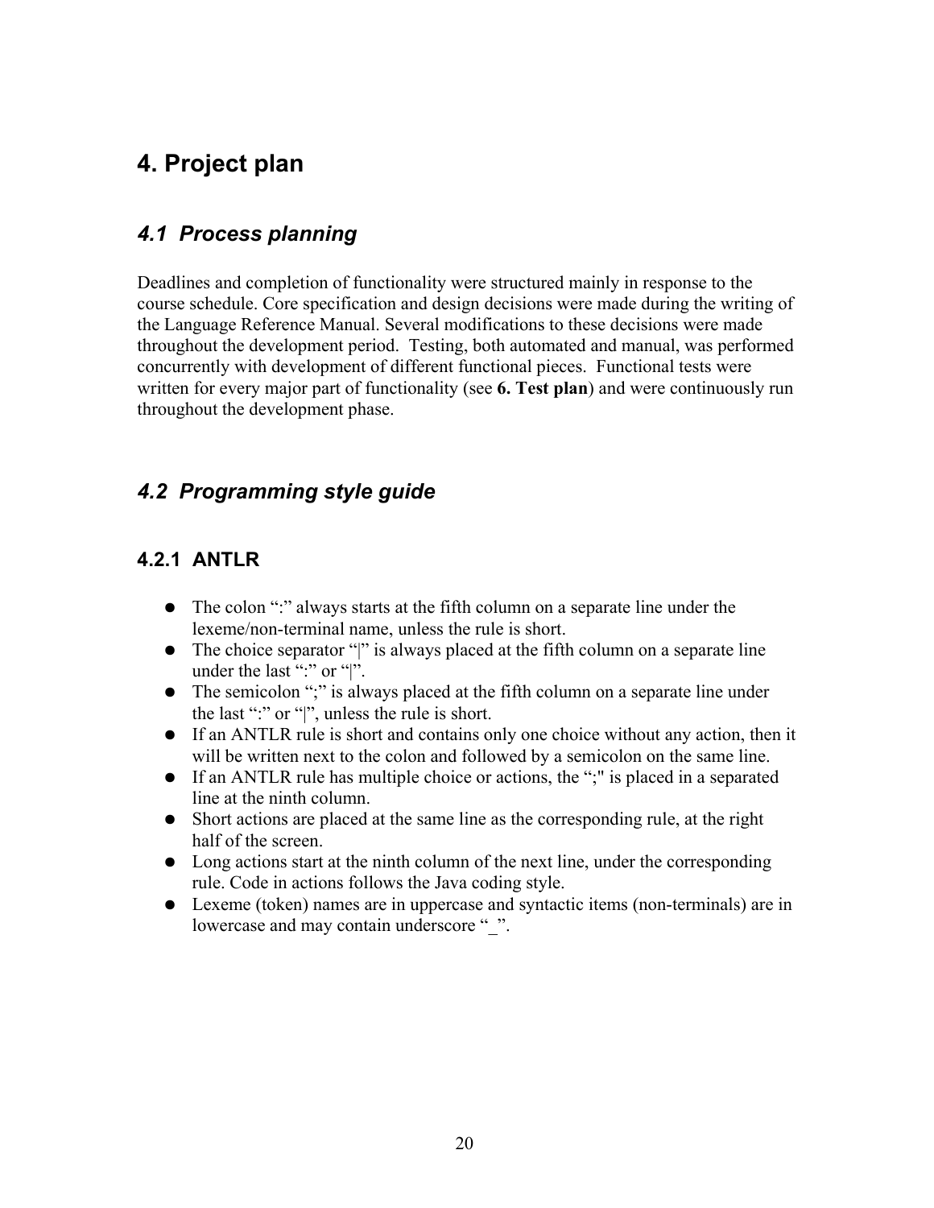# 4. Project plan

## *4.1 Process planning*

Deadlines and completion of functionality were structured mainly in response to the course schedule. Core specification and design decisions were made during the writing of the Language Reference Manual. Several modifications to these decisions were made throughout the development period. Testing, both automated and manual, was performed concurrently with development of different functional pieces. Functional tests were written for every major part of functionality (see **6. Test plan**) and were continuously run throughout the development phase.

## *4.2 Programming style guide*

### 4.2.1 ANTLR

- The colon ":" always starts at the fifth column on a separate line under the lexeme/non-terminal name, unless the rule is short.
- The choice separator "|" is always placed at the fifth column on a separate line under the last ":" or "|".
- The semicolon ";" is always placed at the fifth column on a separate line under the last ":" or "|", unless the rule is short.
- If an ANTLR rule is short and contains only one choice without any action, then it will be written next to the colon and followed by a semicolon on the same line.
- If an ANTLR rule has multiple choice or actions, the ";" is placed in a separated line at the ninth column.
- Short actions are placed at the same line as the corresponding rule, at the right half of the screen.
- Long actions start at the ninth column of the next line, under the corresponding rule. Code in actions follows the Java coding style.
- Lexeme (token) names are in uppercase and syntactic items (non-terminals) are in lowercase and may contain underscore "_".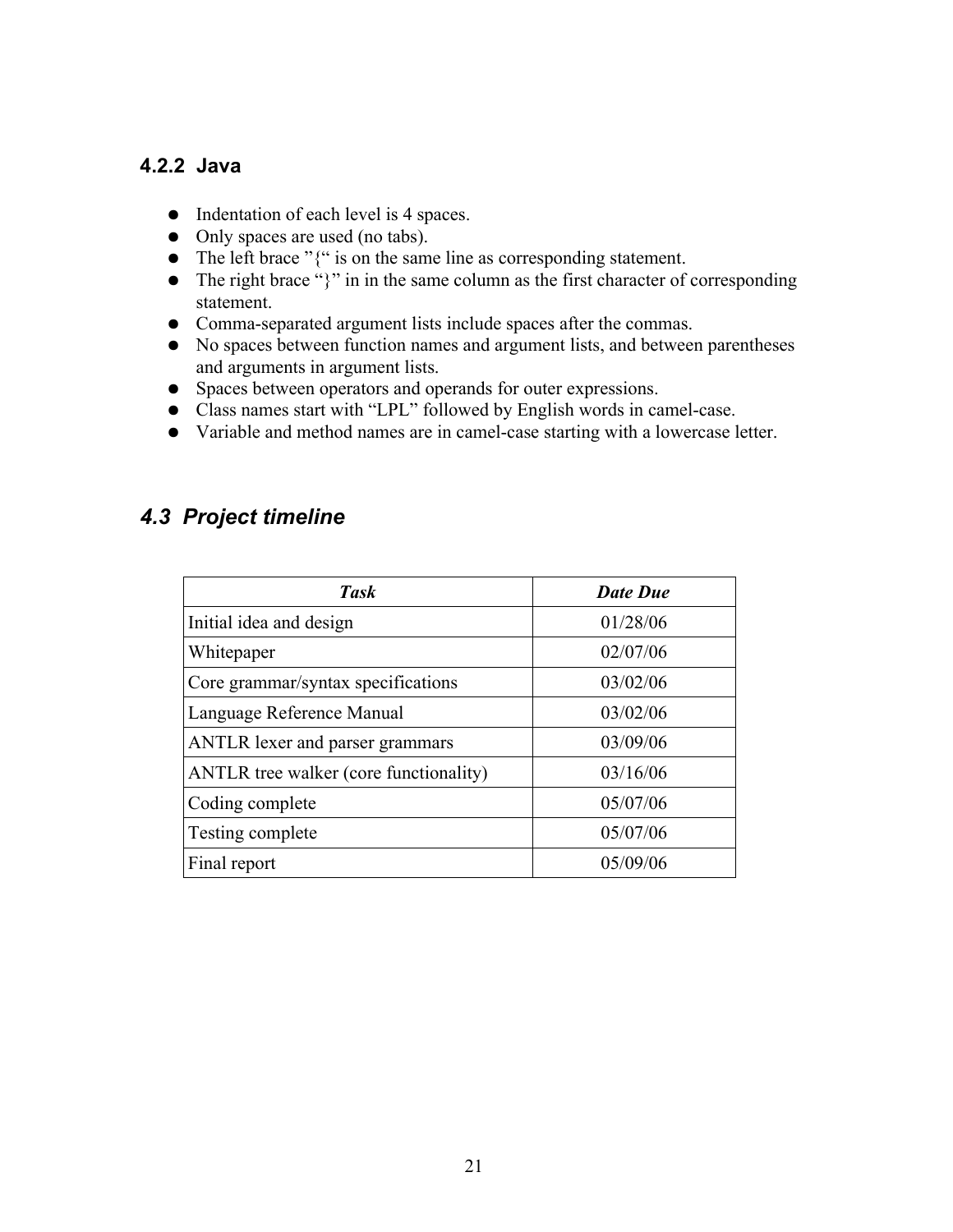### 4.2.2 Java

- Indentation of each level is 4 spaces.
- Only spaces are used (no tabs).
- The left brace "{" is on the same line as corresponding statement.
- The right brace "}" in in the same column as the first character of corresponding statement.
- Comma-separated argument lists include spaces after the commas.
- No spaces between function names and argument lists, and between parentheses and arguments in argument lists.
- Spaces between operators and operands for outer expressions.
- Class names start with "LPL" followed by English words in camel-case.
- Variable and method names are in camel-case starting with a lowercase letter.

## *4.3 Project timeline*

| ***Task*** | ***Date Due*** |
|---|---|
| Initial idea and design | 01/28/06 |
| Whitepaper | 02/07/06 |
| Core grammar/syntax specifications | 03/02/06 |
| Language Reference Manual | 03/02/06 |
| ANTLR lexer and parser grammars | 03/09/06 |
| ANTLR tree walker (core functionality) | 03/16/06 |
| Coding complete | 05/07/06 |
| Testing complete | 05/07/06 |
| Final report | 05/09/06 |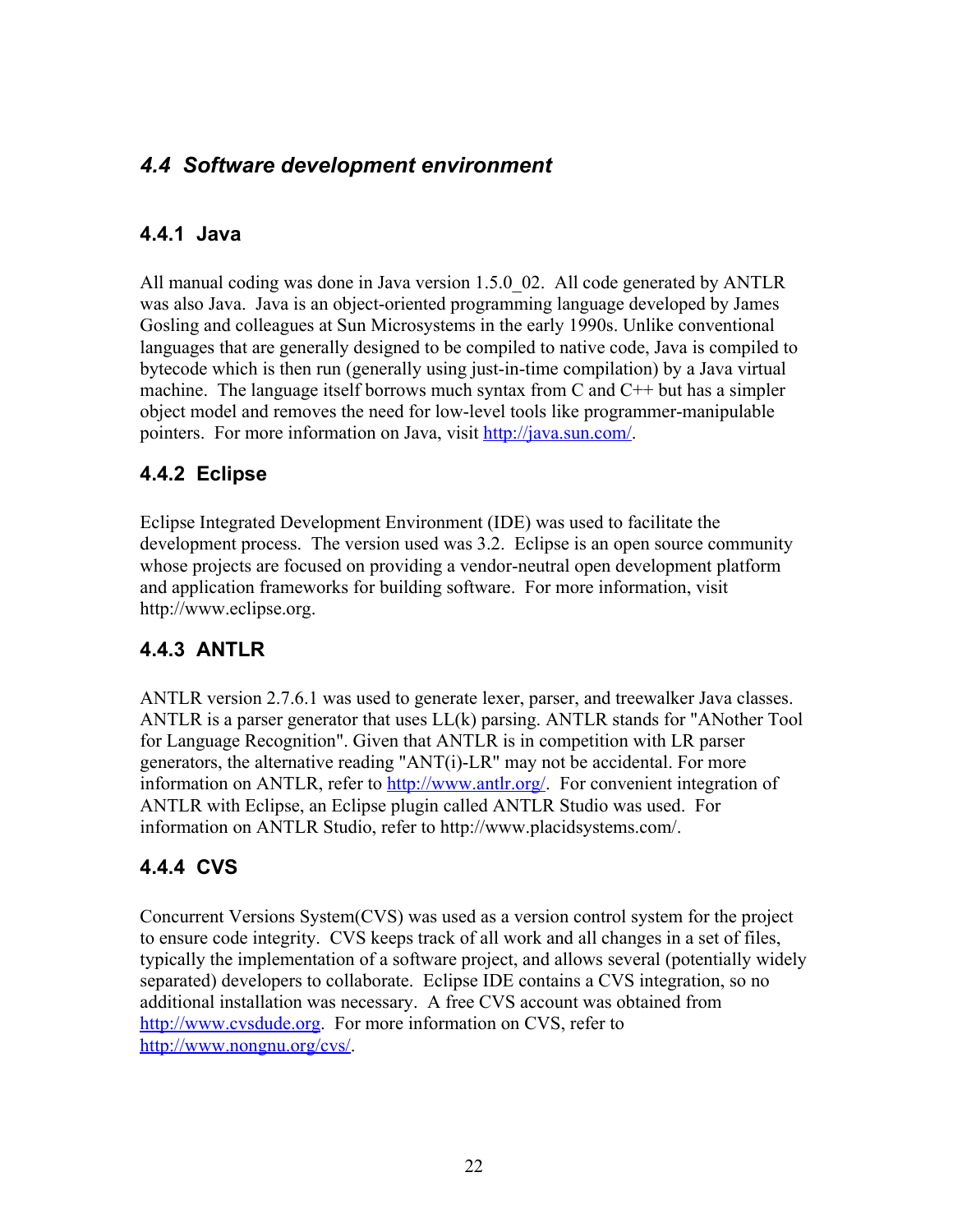## *4.4 Software development environment*

### 4.4.1 Java

All manual coding was done in Java version 1.5.0_02. All code generated by ANTLR was also Java. Java is an object-oriented programming language developed by James Gosling and colleagues at Sun Microsystems in the early 1990s. Unlike conventional languages that are generally designed to be compiled to native code, Java is compiled to bytecode which is then run (generally using just-in-time compilation) by a Java virtual machine. The language itself borrows much syntax from C and C++ but has a simpler object model and removes the need for low-level tools like programmer-manipulable pointers. For more information on Java, visit http://java.sun.com/.

### 4.4.2 Eclipse

Eclipse Integrated Development Environment (IDE) was used to facilitate the development process. The version used was 3.2. Eclipse is an open source community whose projects are focused on providing a vendor-neutral open development platform and application frameworks for building software. For more information, visit http://www.eclipse.org.

### 4.4.3 ANTLR

ANTLR version 2.7.6.1 was used to generate lexer, parser, and treewalker Java classes. ANTLR is a parser generator that uses LL(k) parsing. ANTLR stands for "ANother Tool for Language Recognition". Given that ANTLR is in competition with LR parser generators, the alternative reading "ANT(i)-LR" may not be accidental. For more information on ANTLR, refer to http://www.antlr.org/. For convenient integration of ANTLR with Eclipse, an Eclipse plugin called ANTLR Studio was used. For information on ANTLR Studio, refer to http://www.placidsystems.com/.

### 4.4.4 CVS

Concurrent Versions System(CVS) was used as a version control system for the project to ensure code integrity. CVS keeps track of all work and all changes in a set of files, typically the implementation of a software project, and allows several (potentially widely separated) developers to collaborate. Eclipse IDE contains a CVS integration, so no additional installation was necessary. A free CVS account was obtained from http://www.cvsdude.org. For more information on CVS, refer to http://www.nongnu.org/cvs/.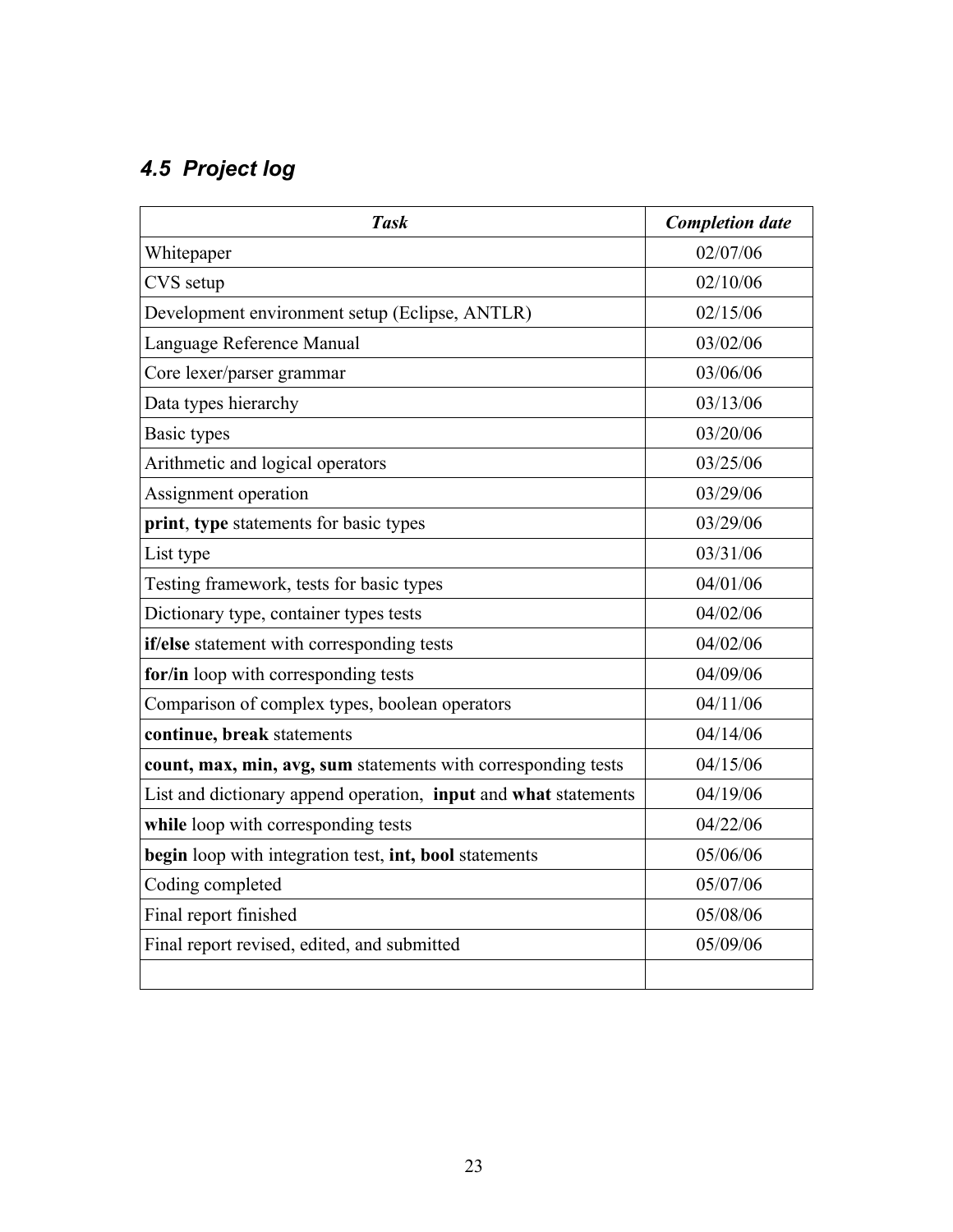## 4.5 Project log

| ***Task*** | ***Completion date*** |
|---|---|
| Whitepaper | 02/07/06 |
| CVS setup | 02/10/06 |
| Development environment setup (Eclipse, ANTLR) | 02/15/06 |
| Language Reference Manual | 03/02/06 |
| Core lexer/parser grammar | 03/06/06 |
| Data types hierarchy | 03/13/06 |
| Basic types | 03/20/06 |
| Arithmetic and logical operators | 03/25/06 |
| Assignment operation | 03/29/06 |
| **print**, **type** statements for basic types | 03/29/06 |
| List type | 03/31/06 |
| Testing framework, tests for basic types | 04/01/06 |
| Dictionary type, container types tests | 04/02/06 |
| **if/else** statement with corresponding tests | 04/02/06 |
| **for/in** loop with corresponding tests | 04/09/06 |
| Comparison of complex types, boolean operators | 04/11/06 |
| **continue, break** statements | 04/14/06 |
| **count, max, min, avg, sum** statements with corresponding tests | 04/15/06 |
| List and dictionary append operation, **input** and **what** statements | 04/19/06 |
| **while** loop with corresponding tests | 04/22/06 |
| **begin** loop with integration test, **int, bool** statements | 05/06/06 |
| Coding completed | 05/07/06 |
| Final report finished | 05/08/06 |
| Final report revised, edited, and submitted | 05/09/06 |
| | |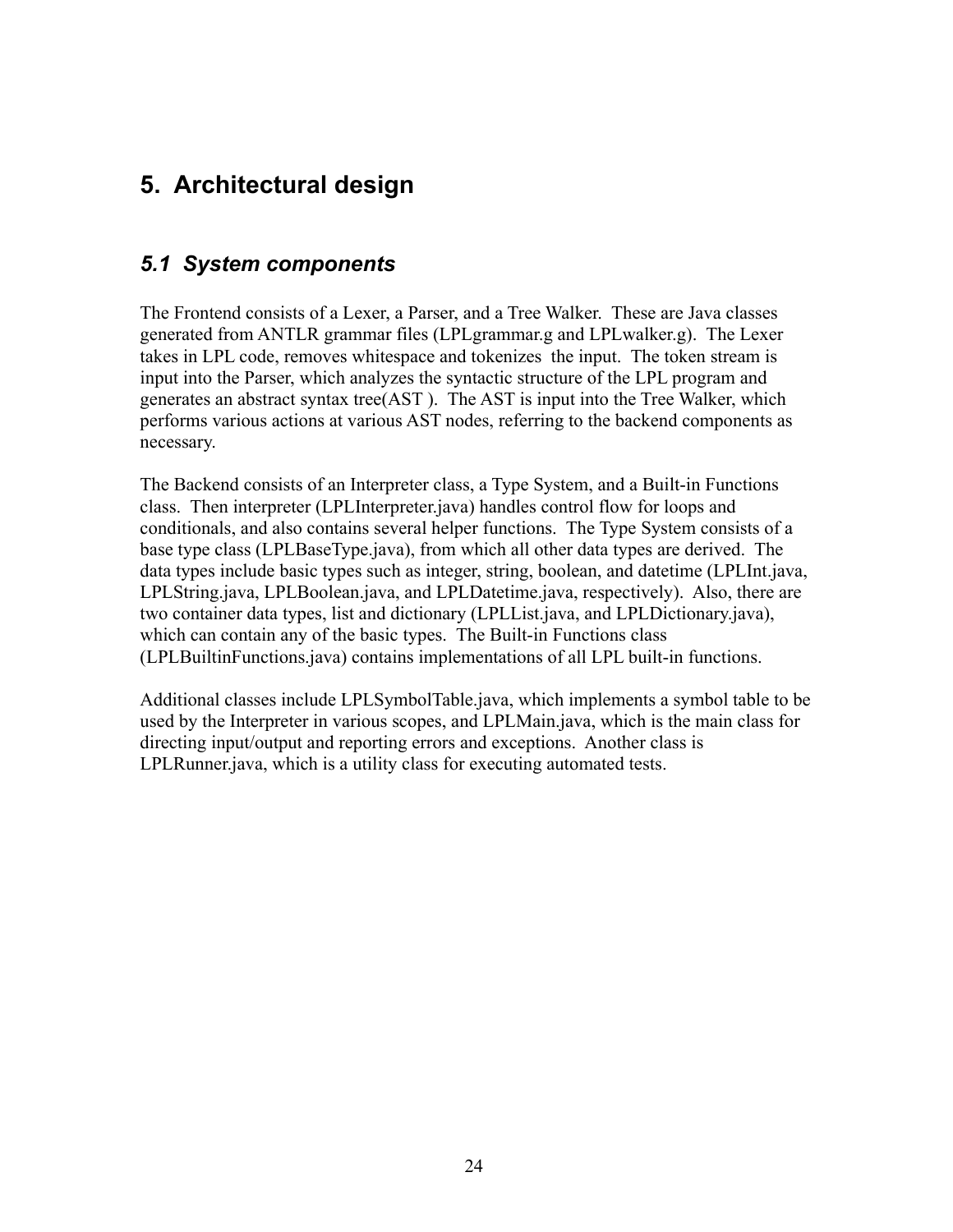# 5. Architectural design

## *5.1 System components*

The Frontend consists of a Lexer, a Parser, and a Tree Walker. These are Java classes generated from ANTLR grammar files (LPLgrammar.g and LPLwalker.g). The Lexer takes in LPL code, removes whitespace and tokenizes the input. The token stream is input into the Parser, which analyzes the syntactic structure of the LPL program and generates an abstract syntax tree(AST ). The AST is input into the Tree Walker, which performs various actions at various AST nodes, referring to the backend components as necessary.

The Backend consists of an Interpreter class, a Type System, and a Built-in Functions class. Then interpreter (LPLInterpreter.java) handles control flow for loops and conditionals, and also contains several helper functions. The Type System consists of a base type class (LPLBaseType.java), from which all other data types are derived. The data types include basic types such as integer, string, boolean, and datetime (LPLInt.java, LPLString.java, LPLBoolean.java, and LPLDatetime.java, respectively). Also, there are two container data types, list and dictionary (LPLList.java, and LPLDictionary.java), which can contain any of the basic types. The Built-in Functions class (LPLBuiltinFunctions.java) contains implementations of all LPL built-in functions.

Additional classes include LPLSymbolTable.java, which implements a symbol table to be used by the Interpreter in various scopes, and LPLMain.java, which is the main class for directing input/output and reporting errors and exceptions. Another class is LPLRunner.java, which is a utility class for executing automated tests.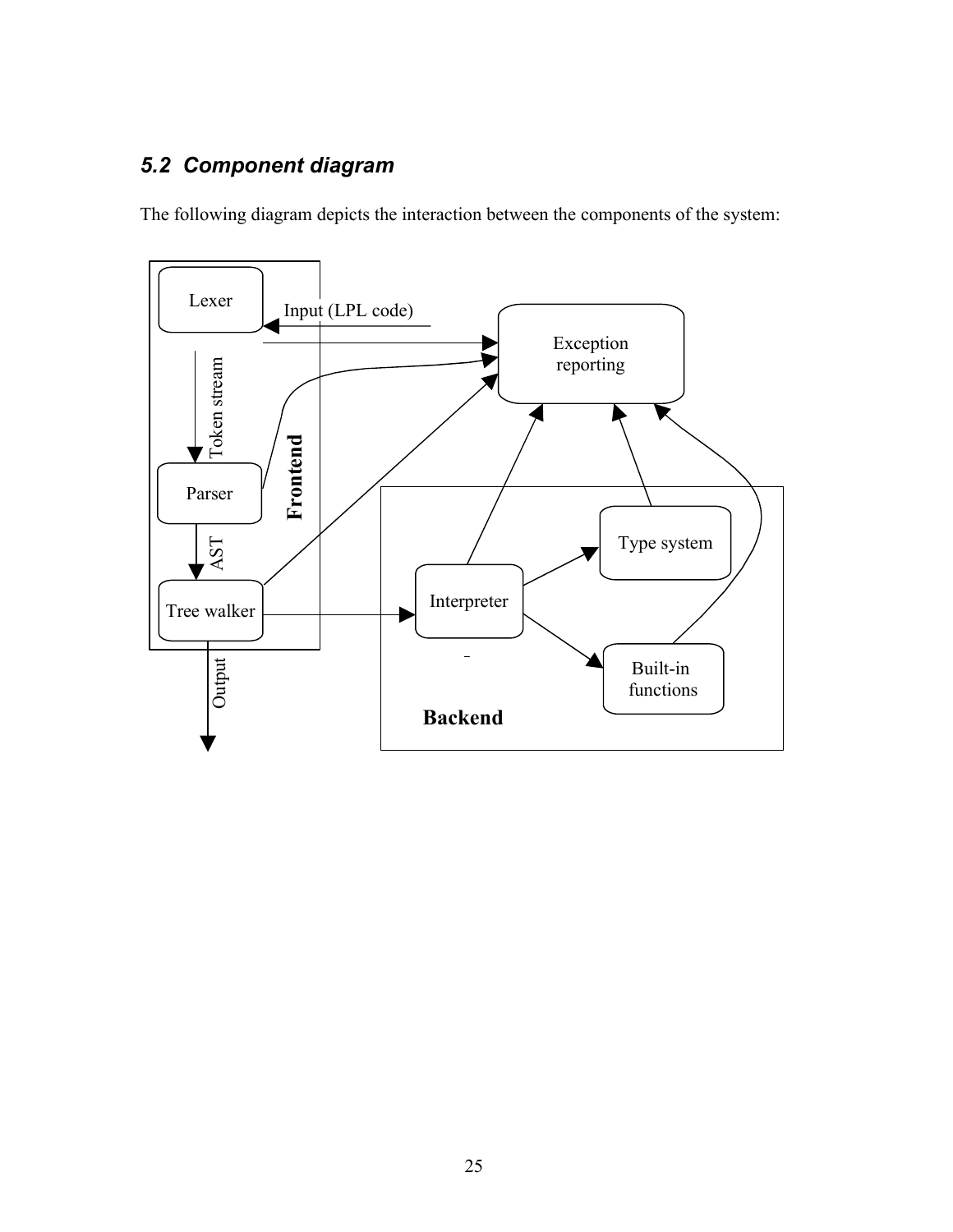## 5.2 Component diagram

The following diagram depicts the interaction between the components of the system: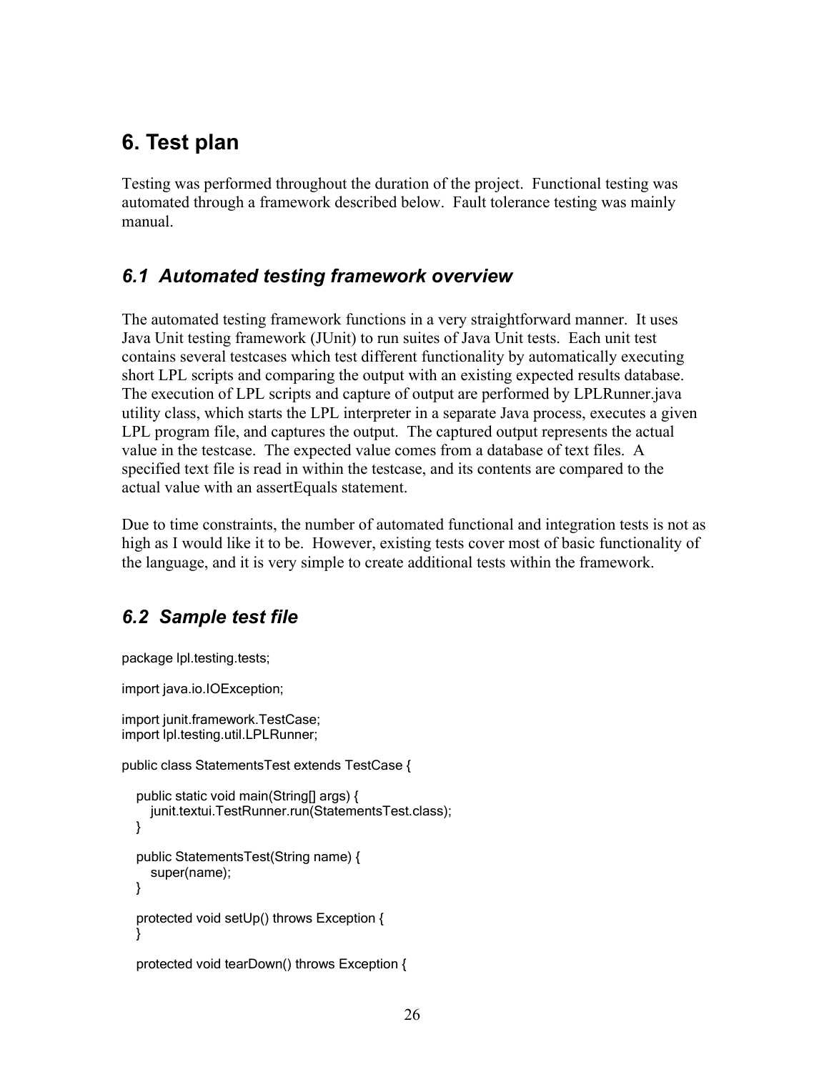## 6. Test plan

Testing was performed throughout the duration of the project. Functional testing was automated through a framework described below. Fault tolerance testing was mainly manual.

### *6.1 Automated testing framework overview*

The automated testing framework functions in a very straightforward manner. It uses Java Unit testing framework (JUnit) to run suites of Java Unit tests. Each unit test contains several testcases which test different functionality by automatically executing short LPL scripts and comparing the output with an existing expected results database. The execution of LPL scripts and capture of output are performed by LPLRunner.java utility class, which starts the LPL interpreter in a separate Java process, executes a given LPL program file, and captures the output. The captured output represents the actual value in the testcase. The expected value comes from a database of text files. A specified text file is read in within the testcase, and its contents are compared to the actual value with an assertEquals statement.

Due to time constraints, the number of automated functional and integration tests is not as high as I would like it to be. However, existing tests cover most of basic functionality of the language, and it is very simple to create additional tests within the framework.

### *6.2 Sample test file*

```
package lpl.testing.tests;

import java.io.IOException;

import junit.framework.TestCase;
import lpl.testing.util.LPLRunner;

public class StatementsTest extends TestCase {

   public static void main(String[] args) {
      junit.textui.TestRunner.run(StatementsTest.class);
   }

   public StatementsTest(String name) {
      super(name);
   }

   protected void setUp() throws Exception {
   }

   protected void tearDown() throws Exception {
```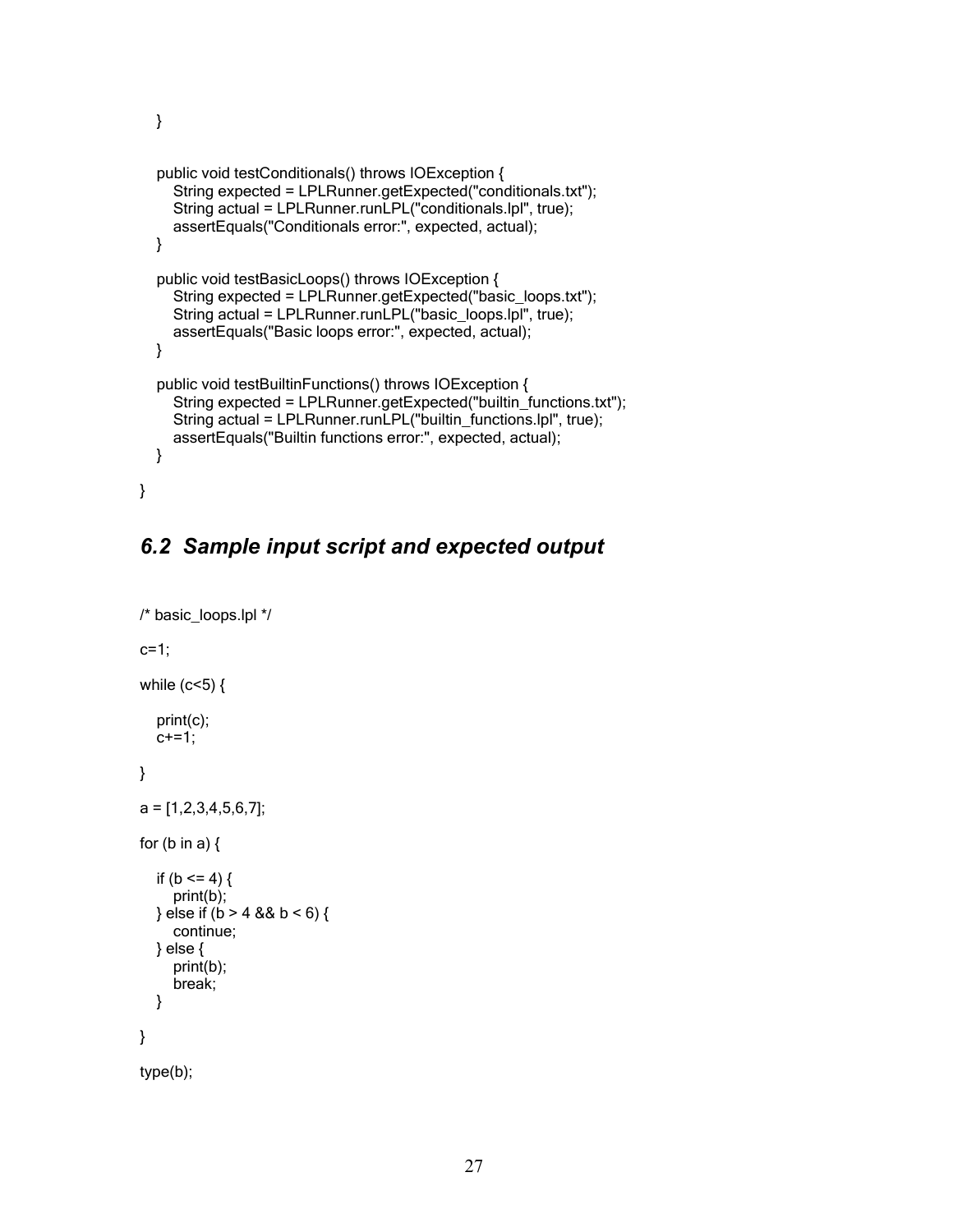```
    }

    public void testConditionals() throws IOException {
        String expected = LPLRunner.getExpected("conditionals.txt");
        String actual = LPLRunner.runLPL("conditionals.lpl", true);
        assertEquals("Conditionals error:", expected, actual);
    }

    public void testBasicLoops() throws IOException {
        String expected = LPLRunner.getExpected("basic_loops.txt");
        String actual = LPLRunner.runLPL("basic_loops.lpl", true);
        assertEquals("Basic loops error:", expected, actual);
    }

    public void testBuiltinFunctions() throws IOException {
        String expected = LPLRunner.getExpected("builtin_functions.txt");
        String actual = LPLRunner.runLPL("builtin_functions.lpl", true);
        assertEquals("Builtin functions error:", expected, actual);
    }

}
```

## *6.2 Sample input script and expected output*

```
/* basic_loops.lpl */

c=1;

while (c<5) {

    print(c);
    c+=1;

}

a = [1,2,3,4,5,6,7];

for (b in a) {

    if (b <= 4) {
        print(b);
    } else if (b > 4 && b < 6) {
        continue;
    } else {
        print(b);
        break;
    }

}

type(b);
```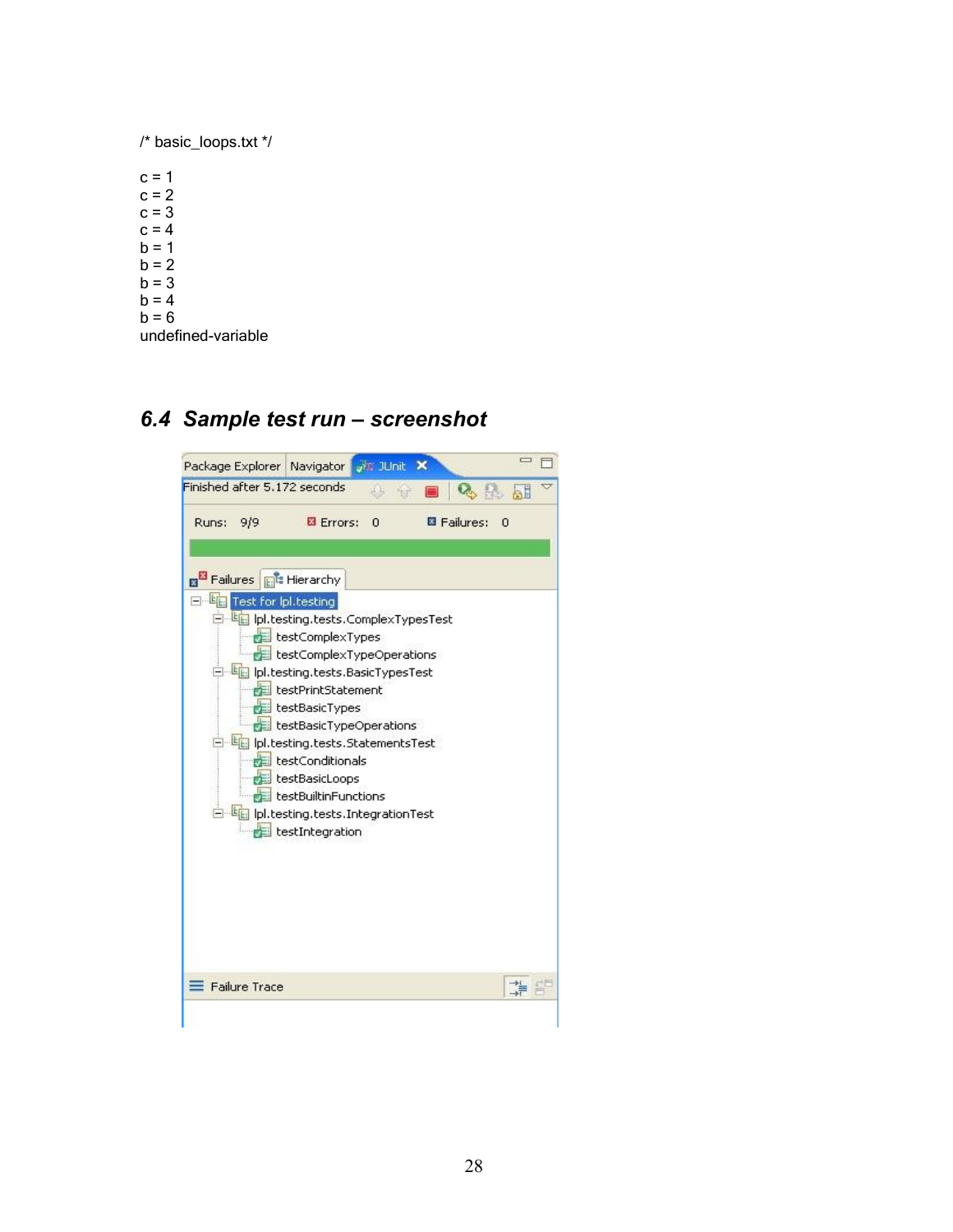```
/* basic_loops.txt */

c = 1
c = 2
c = 3
c = 4
b = 1
b = 2
b = 3
b = 4
b = 6
undefined-variable
```

## *6.4 Sample test run – screenshot*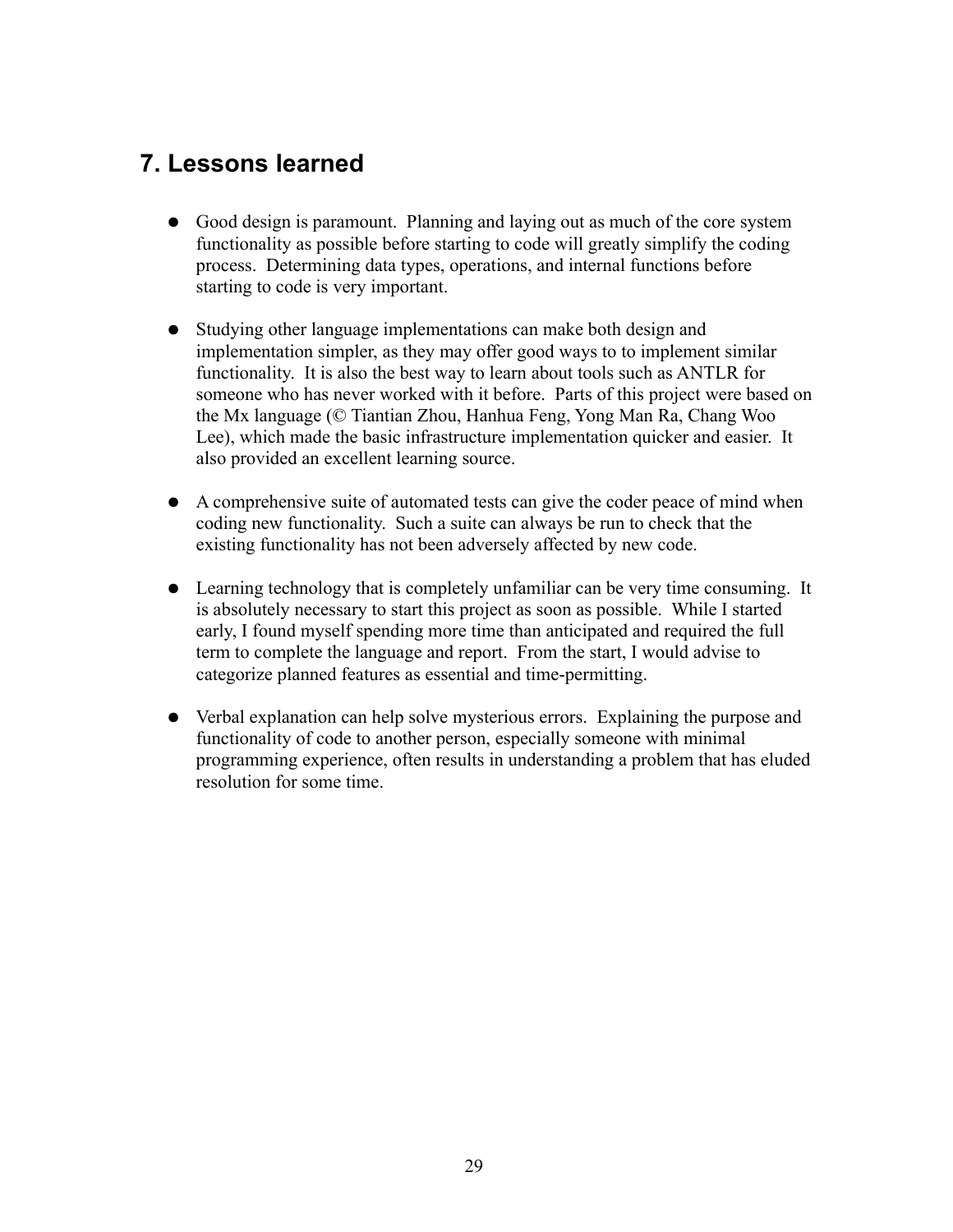## 7. Lessons learned

- Good design is paramount. Planning and laying out as much of the core system functionality as possible before starting to code will greatly simplify the coding process. Determining data types, operations, and internal functions before starting to code is very important.

- Studying other language implementations can make both design and implementation simpler, as they may offer good ways to to implement similar functionality. It is also the best way to learn about tools such as ANTLR for someone who has never worked with it before. Parts of this project were based on the Mx language (© Tiantian Zhou, Hanhua Feng, Yong Man Ra, Chang Woo Lee), which made the basic infrastructure implementation quicker and easier. It also provided an excellent learning source.

- A comprehensive suite of automated tests can give the coder peace of mind when coding new functionality. Such a suite can always be run to check that the existing functionality has not been adversely affected by new code.

- Learning technology that is completely unfamiliar can be very time consuming. It is absolutely necessary to start this project as soon as possible. While I started early, I found myself spending more time than anticipated and required the full term to complete the language and report. From the start, I would advise to categorize planned features as essential and time-permitting.

- Verbal explanation can help solve mysterious errors. Explaining the purpose and functionality of code to another person, especially someone with minimal programming experience, often results in understanding a problem that has eluded resolution for some time.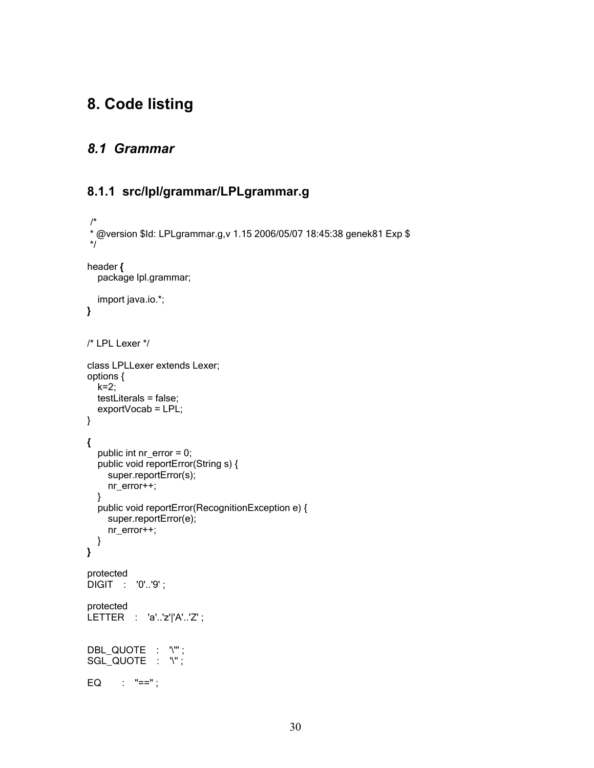# 8. Code listing

## *8.1 Grammar*

### 8.1.1 src/lpl/grammar/LPLgrammar.g

```
 /*
 * @version $Id: LPLgrammar.g,v 1.15 2006/05/07 18:45:38 genek81 Exp $
 */

header {
    package lpl.grammar;

    import java.io.*;
}


/* LPL Lexer */

class LPLLexer extends Lexer;
options {
    k=2;
    testLiterals = false;
    exportVocab = LPL;
}

{
    public int nr_error = 0;
    public void reportError(String s) {
        super.reportError(s);
        nr_error++;
    }
    public void reportError(RecognitionException e) {
        super.reportError(e);
        nr_error++;
    }
}

protected
DIGIT   :   '0'..'9' ;

protected
LETTER   :   'a'..'z'|'A'..'Z' ;


DBL_QUOTE   :   '\"' ;
SGL_QUOTE   :   '\'' ;

EQ      :   "==" ;
```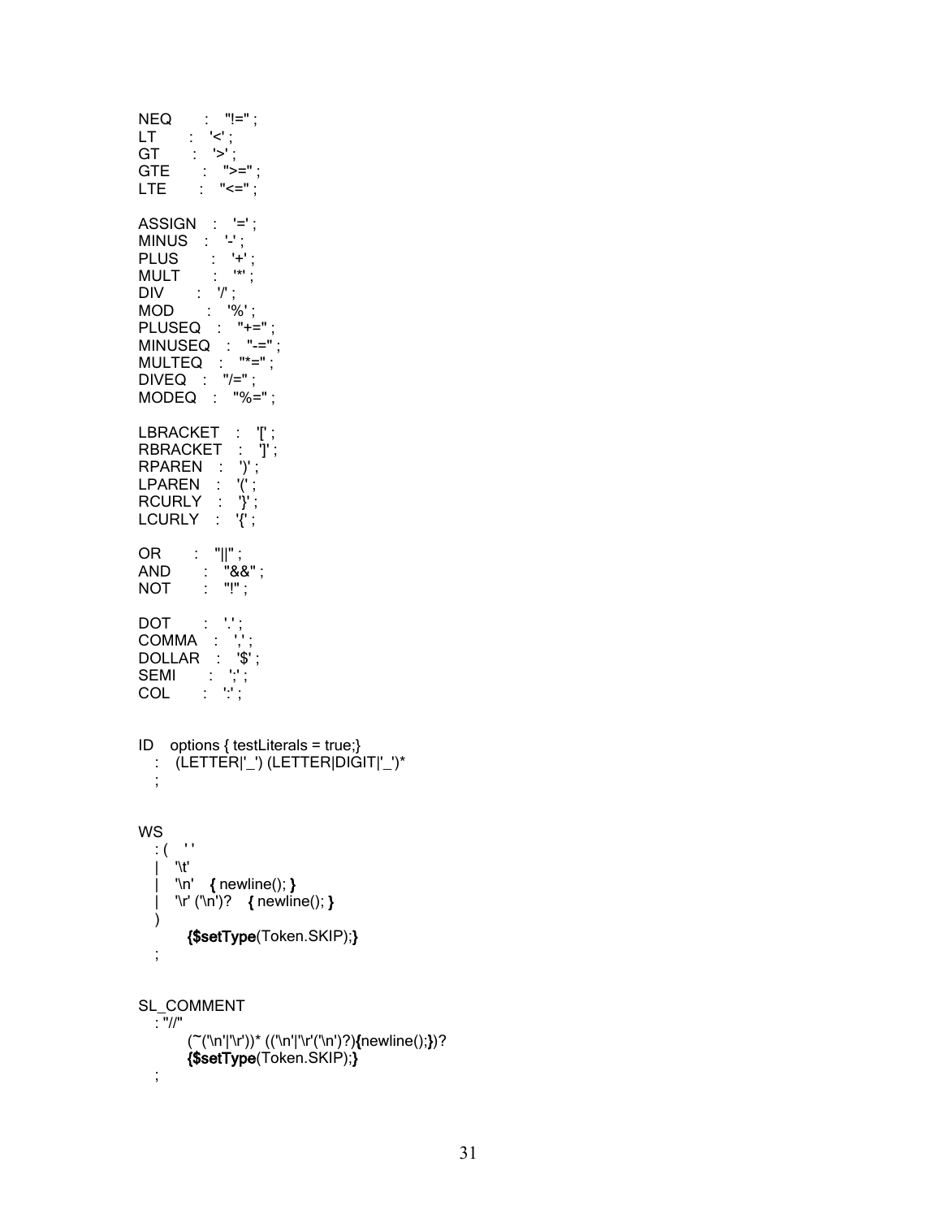```
NEQ      :   "!=" ;
LT       :   '<' ;
GT       :   '>' ;
GTE      :   ">=" ;
LTE      :   "<=" ;

ASSIGN   :   '=' ;
MINUS    :   '-' ;
PLUS     :   '+' ;
MULT     :   '*' ;
DIV      :   '/' ;
MOD      :   '%' ;
PLUSEQ   :   "+=" ;
MINUSEQ  :   "-=" ;
MULTEQ   :   "*=" ;
DIVEQ    :   "/=" ;
MODEQ    :   "%=" ;

LBRACKET  :   '[' ;
RBRACKET  :   ']' ;
RPAREN    :   ')' ;
LPAREN    :   '(' ;
RCURLY    :   '}' ;
LCURLY    :   '{' ;

OR       :   "||" ;
AND      :   "&&" ;
NOT      :   "!" ;

DOT      :   '.' ;
COMMA    :   ',' ;
DOLLAR   :   '$' ;
SEMI     :   ';' ;
COL      :   ':' ;


ID   options { testLiterals = true;}
   :   (LETTER|'_') (LETTER|DIGIT|'_')*
   ;


WS
   : (   ' '
   |   '\t'
   |   '\n'   { newline(); }
   |   '\r' ('\n')?   { newline(); }
   )
        {$setType(Token.SKIP);}
   ;


SL_COMMENT
   : "//"
        (~('\n'|'\r'))* (('\n'|'\r'('\n')?){newline();})?
        {$setType(Token.SKIP);}
   ;
```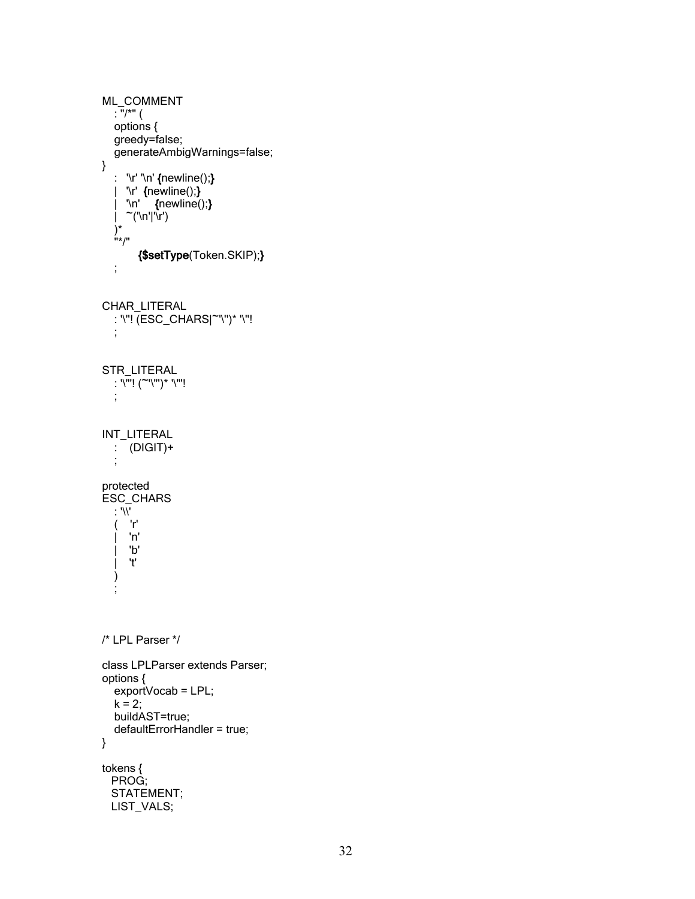```
ML_COMMENT
   : "/*" (
   options {
   greedy=false;
   generateAmbigWarnings=false;
}
   :  '\r' '\n' {newline();}
   |  '\r'  {newline();}
   |  '\n'    {newline();}
   |  ~('\n'|'\r')
   )*
   "*/"
         {$setType(Token.SKIP);}
   ;


CHAR_LITERAL
   : '\''! (ESC_CHARS|~'\'')* '\''!
   ;


STR_LITERAL
   : '\"'! (~'\"')* '\"'!
   ;


INT_LITERAL
   :   (DIGIT)+
   ;

protected
ESC_CHARS
   : '\\'
   (   'r'
   |   'n'
   |   'b'
   |   't'
   )
   ;



/* LPL Parser */

class LPLParser extends Parser;
options {
   exportVocab = LPL;
   k = 2;
   buildAST=true;
   defaultErrorHandler = true;
}

tokens {
  PROG;
  STATEMENT;
  LIST_VALS;
```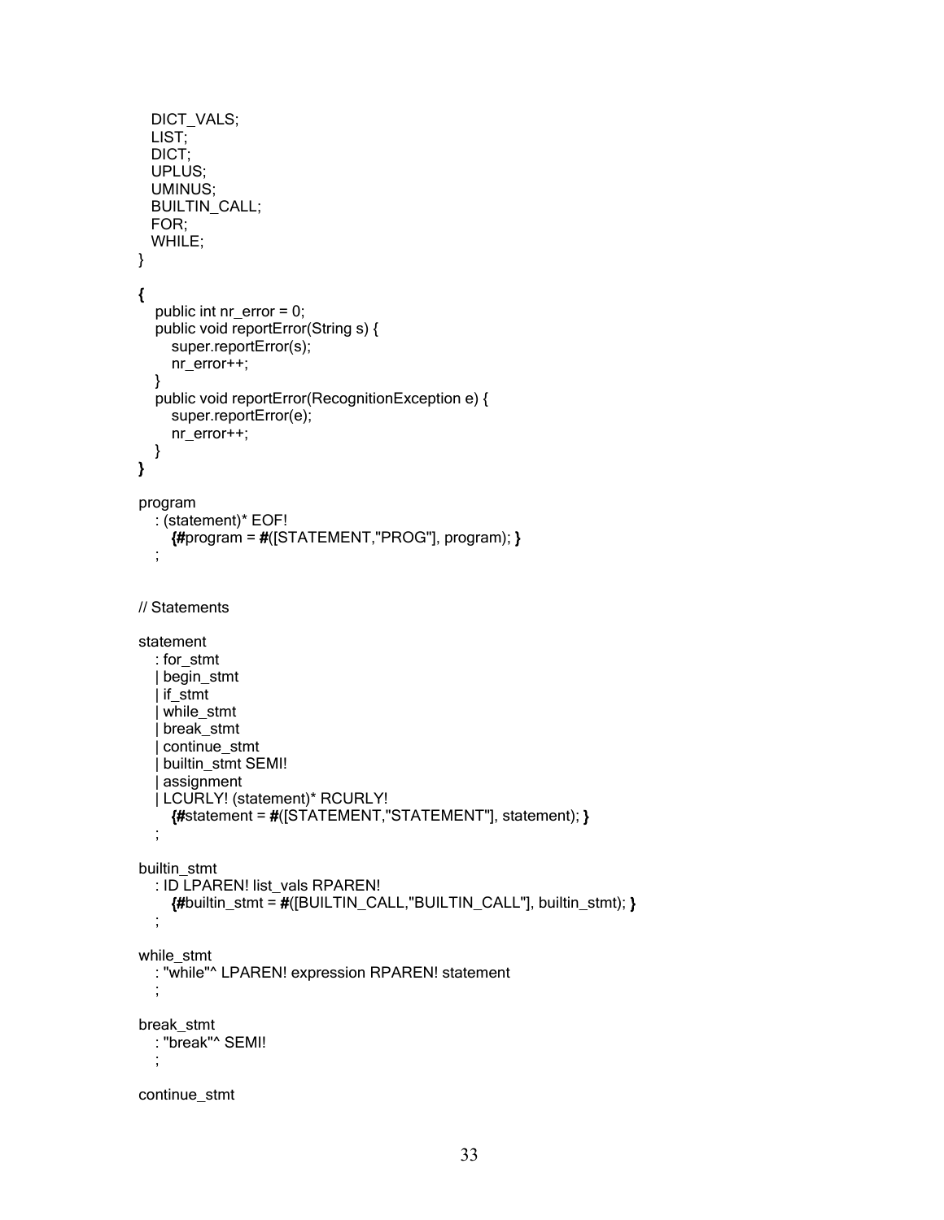```
  DICT_VALS;
  LIST;
  DICT;
  UPLUS;
  UMINUS;
  BUILTIN_CALL;
  FOR;
  WHILE;
}

{
   public int nr_error = 0;
   public void reportError(String s) {
      super.reportError(s);
      nr_error++;
   }
   public void reportError(RecognitionException e) {
      super.reportError(e);
      nr_error++;
   }
}

program
   : (statement)* EOF!
      {#program = #([STATEMENT,"PROG"], program); }
   ;


// Statements

statement
   : for_stmt
   | begin_stmt
   | if_stmt
   | while_stmt
   | break_stmt
   | continue_stmt
   | builtin_stmt SEMI!
   | assignment
   | LCURLY! (statement)* RCURLY!
      {#statement = #([STATEMENT,"STATEMENT"], statement); }
   ;

builtin_stmt
   : ID LPAREN! list_vals RPAREN!
      {#builtin_stmt = #([BUILTIN_CALL,"BUILTIN_CALL"], builtin_stmt); }
   ;

while_stmt
   : "while"^ LPAREN! expression RPAREN! statement
   ;

break_stmt
   : "break"^ SEMI!
   ;

continue_stmt
```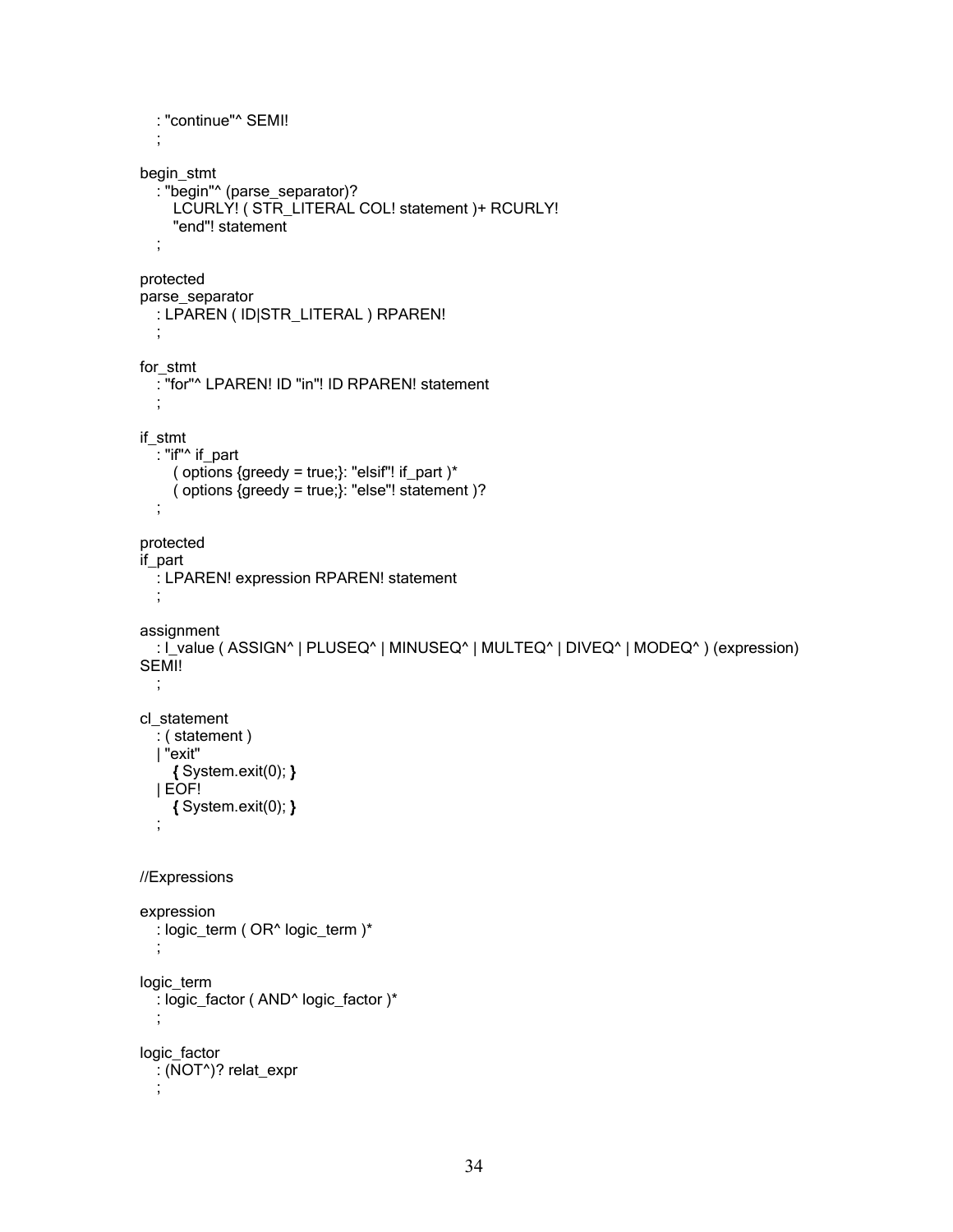```
    : "continue"^ SEMI!
    ;

begin_stmt
    : "begin"^ (parse_separator)?
        LCURLY! ( STR_LITERAL COL! statement )+ RCURLY!
        "end"! statement
    ;

protected
parse_separator
    : LPAREN ( ID|STR_LITERAL ) RPAREN!
    ;

for_stmt
    : "for"^ LPAREN! ID "in"! ID RPAREN! statement
    ;

if_stmt
    : "if"^ if_part
        ( options {greedy = true;}: "elsif"! if_part )*
        ( options {greedy = true;}: "else"! statement )?
    ;

protected
if_part
    : LPAREN! expression RPAREN! statement
    ;

assignment
    : l_value ( ASSIGN^ | PLUSEQ^ | MINUSEQ^ | MULTEQ^ | DIVEQ^ | MODEQ^ ) (expression)
SEMI!
    ;

cl_statement
    : ( statement )
    | "exit"
        { System.exit(0); }
    | EOF!
        { System.exit(0); }
    ;


//Expressions

expression
    : logic_term ( OR^ logic_term )*
    ;

logic_term
    : logic_factor ( AND^ logic_factor )*
    ;

logic_factor
    : (NOT^)? relat_expr
    ;
```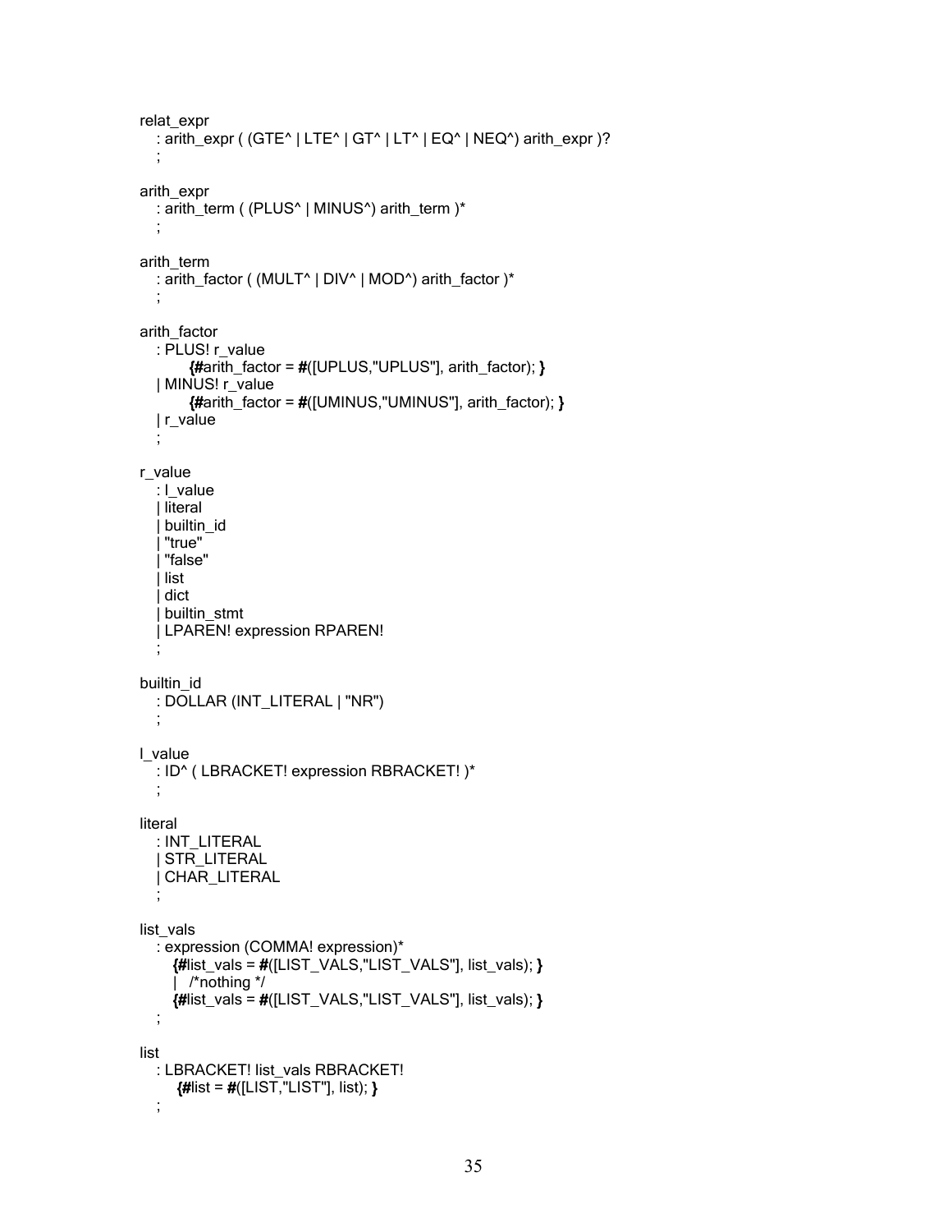```
relat_expr
   : arith_expr ( (GTE^ | LTE^ | GT^ | LT^ | EQ^ | NEQ^) arith_expr )?
   ;

arith_expr
   : arith_term ( (PLUS^ | MINUS^) arith_term )*
   ;

arith_term
   : arith_factor ( (MULT^ | DIV^ | MOD^) arith_factor )*
   ;

arith_factor
   : PLUS! r_value
         {#arith_factor = #([UPLUS,"UPLUS"], arith_factor); }
   | MINUS! r_value
         {#arith_factor = #([UMINUS,"UMINUS"], arith_factor); }
   | r_value
   ;

r_value
   : l_value
   | literal
   | builtin_id
   | "true"
   | "false"
   | list
   | dict
   | builtin_stmt
   | LPAREN! expression RPAREN!
   ;

builtin_id
   : DOLLAR (INT_LITERAL | "NR")
   ;

l_value
   : ID^ ( LBRACKET! expression RBRACKET! )*
   ;

literal
   : INT_LITERAL
   | STR_LITERAL
   | CHAR_LITERAL
   ;

list_vals
   : expression (COMMA! expression)*
      {#list_vals = #([LIST_VALS,"LIST_VALS"], list_vals); }
      |   /*nothing */
      {#list_vals = #([LIST_VALS,"LIST_VALS"], list_vals); }
   ;

list
   : LBRACKET! list_vals RBRACKET!
       {#list = #([LIST,"LIST"], list); }
   ;
```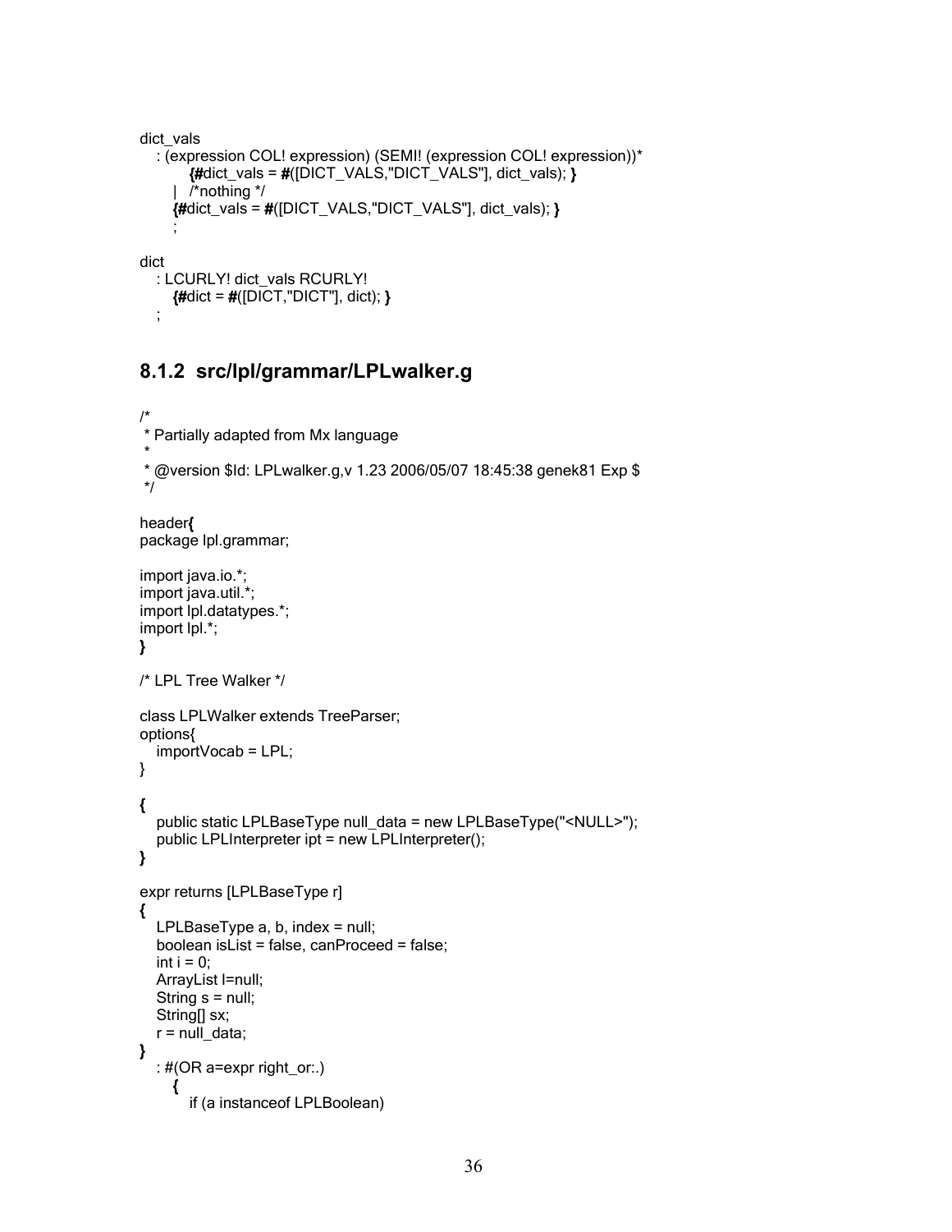```
dict_vals
    : (expression COL! expression) (SEMI! (expression COL! expression))*
          {#dict_vals = #([DICT_VALS,"DICT_VALS"], dict_vals); }
      |   /*nothing */
      {#dict_vals = #([DICT_VALS,"DICT_VALS"], dict_vals); }
      ;

dict
    : LCURLY! dict_vals RCURLY!
      {#dict = #([DICT,"DICT"], dict); }
    ;
```

### 8.1.2 src/lpl/grammar/LPLwalker.g

```
/*
 * Partially adapted from Mx language
 *
 * @version $Id: LPLwalker.g,v 1.23 2006/05/07 18:45:38 genek81 Exp $
 */

header{
package lpl.grammar;

import java.io.*;
import java.util.*;
import lpl.datatypes.*;
import lpl.*;
}

/* LPL Tree Walker */

class LPLWalker extends TreeParser;
options{
    importVocab = LPL;
}

{
    public static LPLBaseType null_data = new LPLBaseType("<NULL>");
    public LPLInterpreter ipt = new LPLInterpreter();
}

expr returns [LPLBaseType r]
{
    LPLBaseType a, b, index = null;
    boolean isList = false, canProceed = false;
    int i = 0;
    ArrayList l=null;
    String s = null;
    String[] sx;
    r = null_data;
}
    : #(OR a=expr right_or:.)
      {
          if (a instanceof LPLBoolean)
```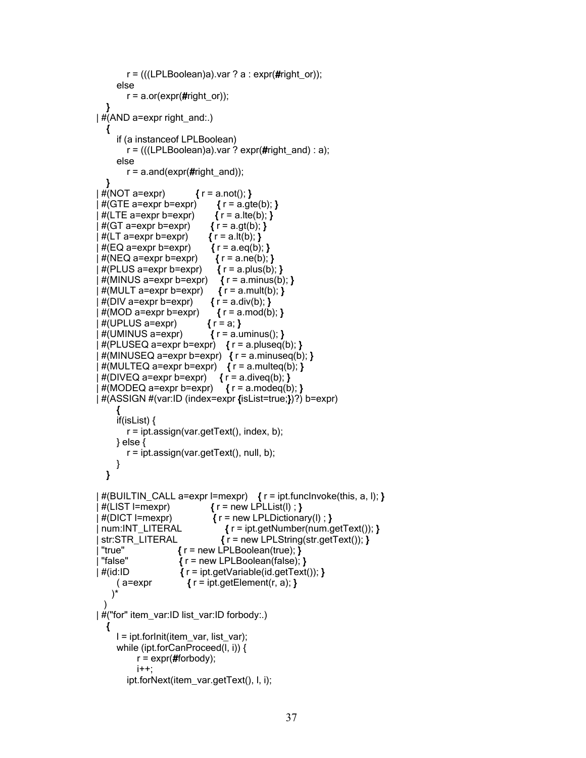```
            r = (((LPLBoolean)a).var ? a : expr(#right_or));
        else
            r = a.or(expr(#right_or));
    }
  | #(AND a=expr right_and:.)
    {
        if (a instanceof LPLBoolean)
            r = (((LPLBoolean)a).var ? expr(#right_and) : a);
        else
            r = a.and(expr(#right_and));
    }
  | #(NOT a=expr)            { r = a.not(); }
  | #(GTE a=expr b=expr)        { r = a.gte(b); }
  | #(LTE a=expr b=expr)        { r = a.lte(b); }
  | #(GT a=expr b=expr)        { r = a.gt(b); }
  | #(LT a=expr b=expr)        { r = a.lt(b); }
  | #(EQ a=expr b=expr)        { r = a.eq(b); }
  | #(NEQ a=expr b=expr)       { r = a.ne(b); }
  | #(PLUS a=expr b=expr)      { r = a.plus(b); }
  | #(MINUS a=expr b=expr)     { r = a.minus(b); }
  | #(MULT a=expr b=expr)      { r = a.mult(b); }
  | #(DIV a=expr b=expr)       { r = a.div(b); }
  | #(MOD a=expr b=expr)       { r = a.mod(b); }
  | #(UPLUS a=expr)            { r = a; }
  | #(UMINUS a=expr)           { r = a.uminus(); }
  | #(PLUSEQ a=expr b=expr)    { r = a.pluseq(b); }
  | #(MINUSEQ a=expr b=expr)   { r = a.minuseq(b); }
  | #(MULTEQ a=expr b=expr)    { r = a.multeq(b); }
  | #(DIVEQ a=expr b=expr)     { r = a.diveq(b); }
  | #(MODEQ a=expr b=expr)     { r = a.modeq(b); }
  | #(ASSIGN #(var:ID (index=expr {isList=true;})?) b=expr)
        {
        if(isList) {
            r = ipt.assign(var.getText(), index, b);
        } else {
            r = ipt.assign(var.getText(), null, b);
        }
    }

  | #(BUILTIN_CALL a=expr l=mexpr)    { r = ipt.funcInvoke(this, a, l); }
  | #(LIST l=mexpr)               { r = new LPLList(l) ; }
  | #(DICT l=mexpr)               { r = new LPLDictionary(l) ; }
  | num:INT_LITERAL               { r = ipt.getNumber(num.getText()); }
  | str:STR_LITERAL               { r = new LPLString(str.getText()); }
  | "true"                  { r = new LPLBoolean(true); }
  | "false"                 { r = new LPLBoolean(false); }
  | #(id:ID                 { r = ipt.getVariable(id.getText()); }
        ( a=expr            { r = ipt.getElement(r, a); }
      )*
    )
  | #("for" item_var:ID list_var:ID forbody:.)
    {
        l = ipt.forInit(item_var, list_var);
        while (ipt.forCanProceed(l, i)) {
               r = expr(#forbody);
               i++;
            ipt.forNext(item_var.getText(), l, i);
```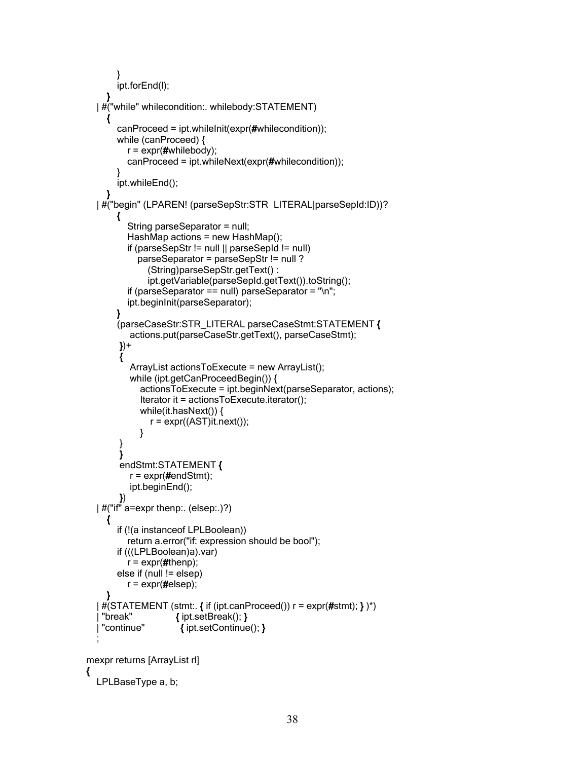```
        }
        ipt.forEnd(l);
      }
    | #("while" whilecondition:. whilebody:STATEMENT)
      {
        canProceed = ipt.whileInit(expr(#whilecondition));
        while (canProceed) {
          r = expr(#whilebody);
          canProceed = ipt.whileNext(expr(#whilecondition));
        }
        ipt.whileEnd();
      }
    | #("begin" (LPAREN! (parseSepStr:STR_LITERAL|parseSepId:ID))?
        {
          String parseSeparator = null;
          HashMap actions = new HashMap();
          if (parseSepStr != null || parseSepId != null)
            parseSeparator = parseSepStr != null ?
              (String)parseSepStr.getText() :
              ipt.getVariable(parseSepId.getText()).toString();
          if (parseSeparator == null) parseSeparator = "\n";
          ipt.beginInit(parseSeparator);
        }
        (parseCaseStr:STR_LITERAL parseCaseStmt:STATEMENT {
            actions.put(parseCaseStr.getText(), parseCaseStmt);
         })+
         {
            ArrayList actionsToExecute = new ArrayList();
            while (ipt.getCanProceedBegin()) {
              actionsToExecute = ipt.beginNext(parseSeparator, actions);
              Iterator it = actionsToExecute.iterator();
              while(it.hasNext()) {
                r = expr((AST)it.next());
              }
         }
         }
         endStmt:STATEMENT {
            r = expr(#endStmt);
            ipt.beginEnd();
         })
    | #("if" a=expr thenp:. (elsep:.)?)
      {
        if (!(a instanceof LPLBoolean))
          return a.error("if: expression should be bool");
        if (((LPLBoolean)a).var)
          r = expr(#thenp);
        else if (null != elsep)
          r = expr(#elsep);
      }
    | #(STATEMENT (stmt:. { if (ipt.canProceed()) r = expr(#stmt); } )*)
    | "break"            { ipt.setBreak(); }
    | "continue"          { ipt.setContinue(); }
    ;

mexpr returns [ArrayList rl]
{
  LPLBaseType a, b;
```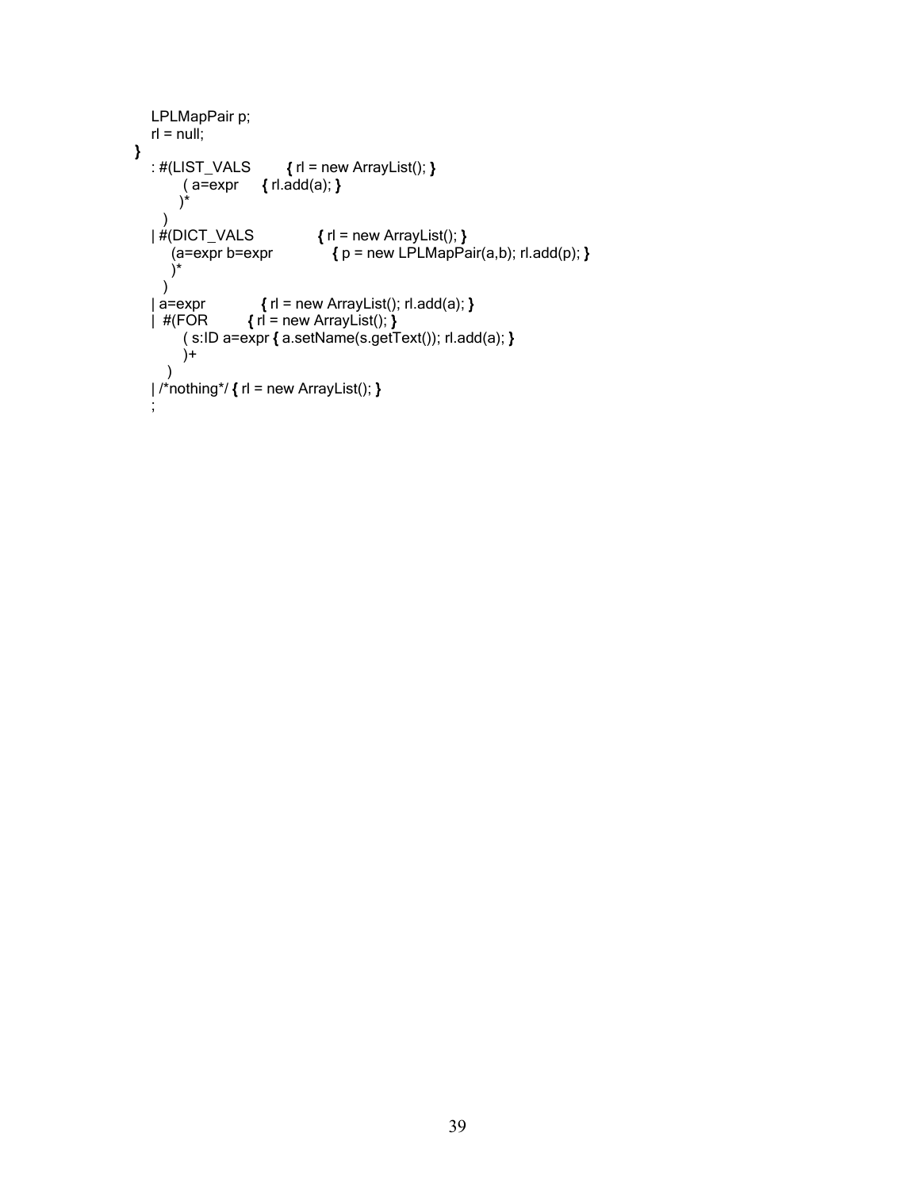```
    LPLMapPair p;
    rl = null;
}
    : #(LIST_VALS        { rl = new ArrayList(); }
          ( a=expr      { rl.add(a); }
          )*
      )
    | #(DICT_VALS              { rl = new ArrayList(); }
        (a=expr b=expr              { p = new LPLMapPair(a,b); rl.add(p); }
        )*
      )
    | a=expr             { rl = new ArrayList(); rl.add(a); }
    |  #(FOR        { rl = new ArrayList(); }
          ( s:ID a=expr { a.setName(s.getText()); rl.add(a); }
          )+
       )
    | /*nothing*/ { rl = new ArrayList(); }
    ;
```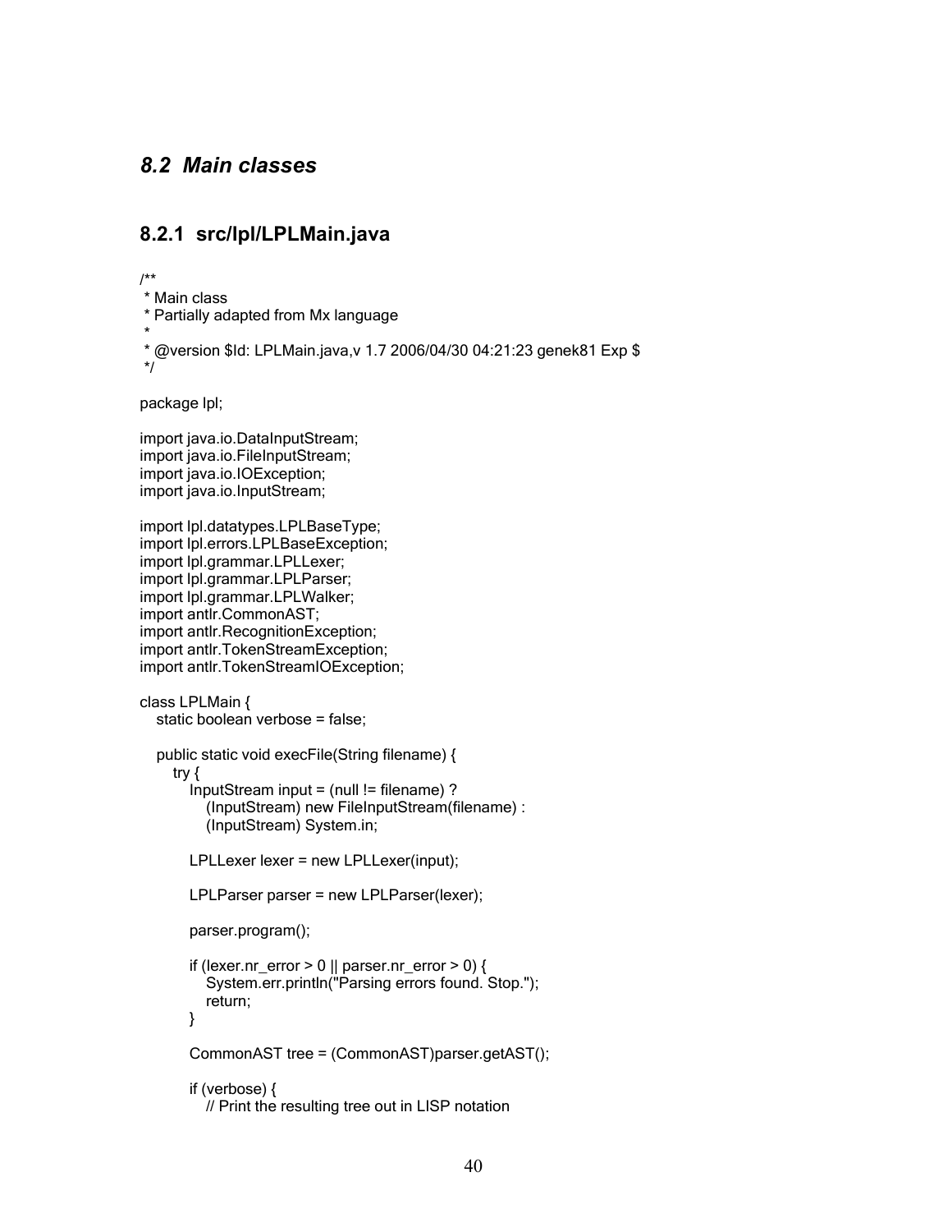## 8.2 Main classes

### 8.2.1 src/lpl/LPLMain.java

```
/**
 * Main class
 * Partially adapted from Mx language
 *
 * @version $Id: LPLMain.java,v 1.7 2006/04/30 04:21:23 genek81 Exp $
 */

package lpl;

import java.io.DataInputStream;
import java.io.FileInputStream;
import java.io.IOException;
import java.io.InputStream;

import lpl.datatypes.LPLBaseType;
import lpl.errors.LPLBaseException;
import lpl.grammar.LPLLexer;
import lpl.grammar.LPLParser;
import lpl.grammar.LPLWalker;
import antlr.CommonAST;
import antlr.RecognitionException;
import antlr.TokenStreamException;
import antlr.TokenStreamIOException;

class LPLMain {
   static boolean verbose = false;

   public static void execFile(String filename) {
      try {
         InputStream input = (null != filename) ?
            (InputStream) new FileInputStream(filename) :
            (InputStream) System.in;

         LPLLexer lexer = new LPLLexer(input);

         LPLParser parser = new LPLParser(lexer);

         parser.program();

         if (lexer.nr_error > 0 || parser.nr_error > 0) {
            System.err.println("Parsing errors found. Stop.");
            return;
         }

         CommonAST tree = (CommonAST)parser.getAST();

         if (verbose) {
            // Print the resulting tree out in LISP notation
```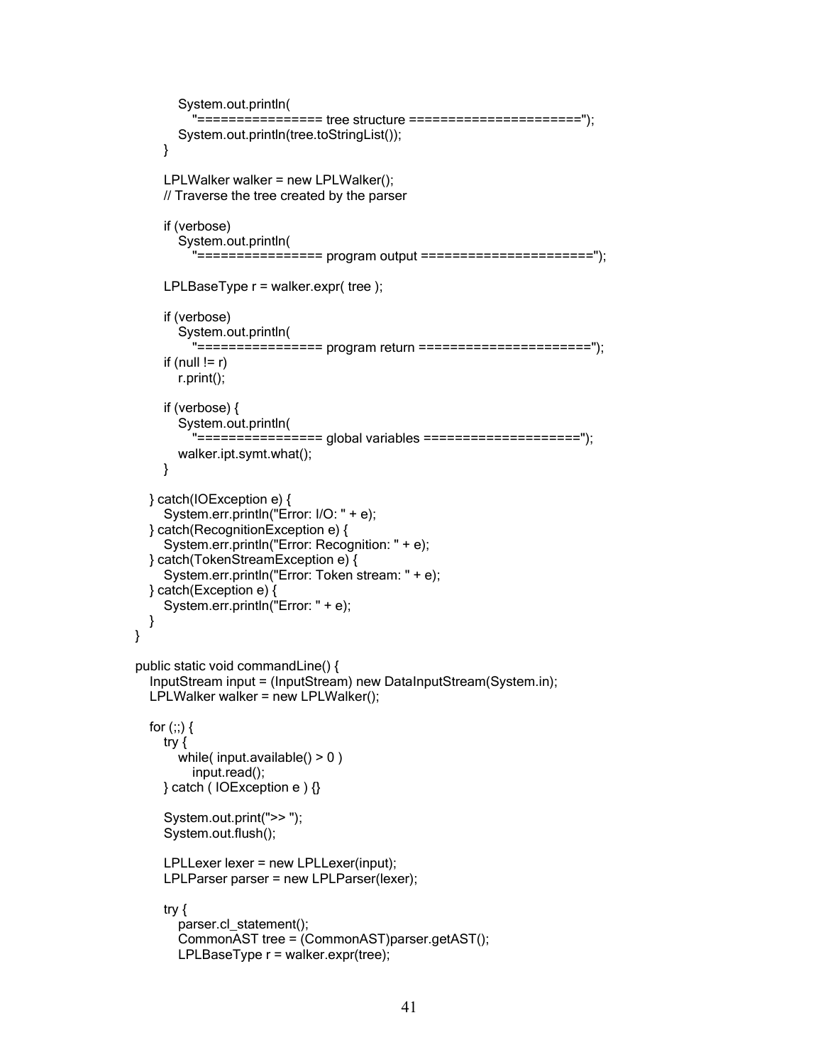```
            System.out.println(
                "================ tree structure ======================");
            System.out.println(tree.toStringList());
        }

        LPLWalker walker = new LPLWalker();
        // Traverse the tree created by the parser

        if (verbose)
            System.out.println(
                "================ program output ======================");

        LPLBaseType r = walker.expr( tree );

        if (verbose)
            System.out.println(
                "================ program return ======================");
        if (null != r)
            r.print();

        if (verbose) {
            System.out.println(
                "================ global variables ====================");
            walker.ipt.symt.what();
        }

    } catch(IOException e) {
        System.err.println("Error: I/O: " + e);
    } catch(RecognitionException e) {
        System.err.println("Error: Recognition: " + e);
    } catch(TokenStreamException e) {
        System.err.println("Error: Token stream: " + e);
    } catch(Exception e) {
        System.err.println("Error: " + e);
    }
}

public static void commandLine() {
    InputStream input = (InputStream) new DataInputStream(System.in);
    LPLWalker walker = new LPLWalker();

    for (;;) {
        try {
            while( input.available() > 0 )
                input.read();
        } catch ( IOException e ) {}

        System.out.print(">> ");
        System.out.flush();

        LPLLexer lexer = new LPLLexer(input);
        LPLParser parser = new LPLParser(lexer);

        try {
            parser.cl_statement();
            CommonAST tree = (CommonAST)parser.getAST();
            LPLBaseType r = walker.expr(tree);
```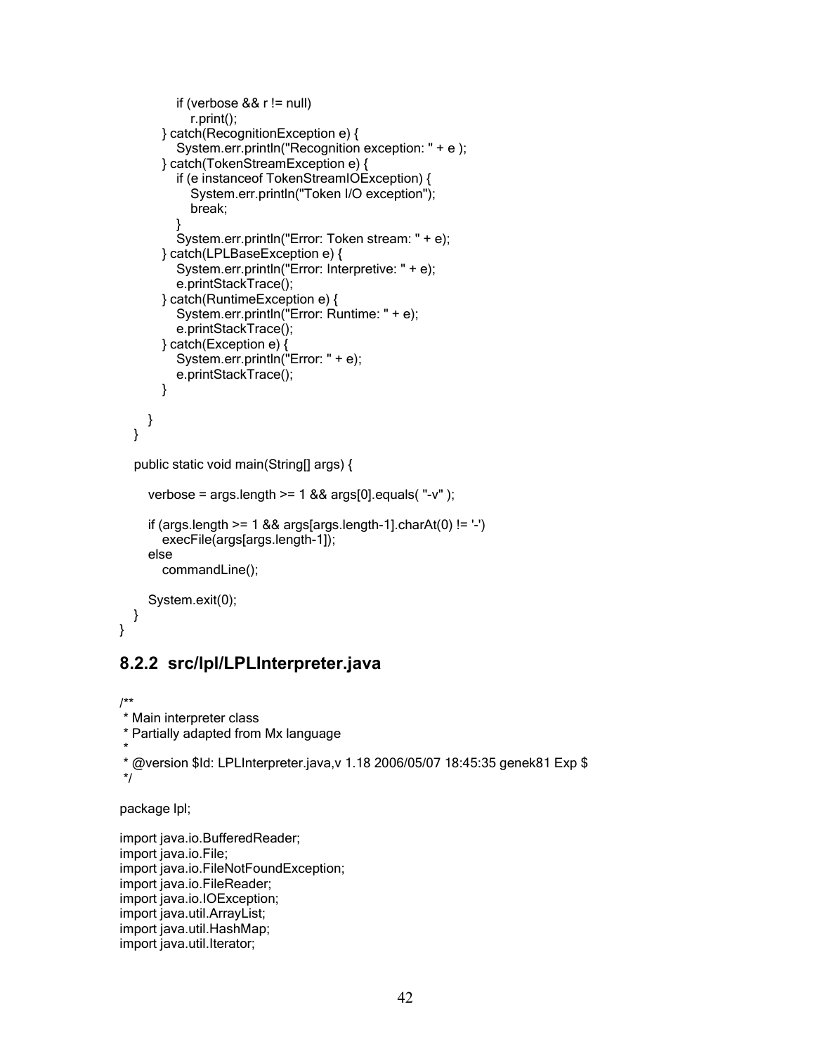```
            if (verbose && r != null)
                r.print();
        } catch(RecognitionException e) {
            System.err.println("Recognition exception: " + e );
        } catch(TokenStreamException e) {
            if (e instanceof TokenStreamIOException) {
                System.err.println("Token I/O exception");
                break;
            }
            System.err.println("Error: Token stream: " + e);
        } catch(LPLBaseException e) {
            System.err.println("Error: Interpretive: " + e);
            e.printStackTrace();
        } catch(RuntimeException e) {
            System.err.println("Error: Runtime: " + e);
            e.printStackTrace();
        } catch(Exception e) {
            System.err.println("Error: " + e);
            e.printStackTrace();
        }

      }
   }

   public static void main(String[] args) {

      verbose = args.length >= 1 && args[0].equals( "-v" );

      if (args.length >= 1 && args[args.length-1].charAt(0) != '-')
         execFile(args[args.length-1]);
      else
         commandLine();

      System.exit(0);
   }
}
```

### 8.2.2 src/lpl/LPLInterpreter.java

```
/**
 * Main interpreter class
 * Partially adapted from Mx language
 *
 * @version $Id: LPLInterpreter.java,v 1.18 2006/05/07 18:45:35 genek81 Exp $
 */

package lpl;

import java.io.BufferedReader;
import java.io.File;
import java.io.FileNotFoundException;
import java.io.FileReader;
import java.io.IOException;
import java.util.ArrayList;
import java.util.HashMap;
import java.util.Iterator;
```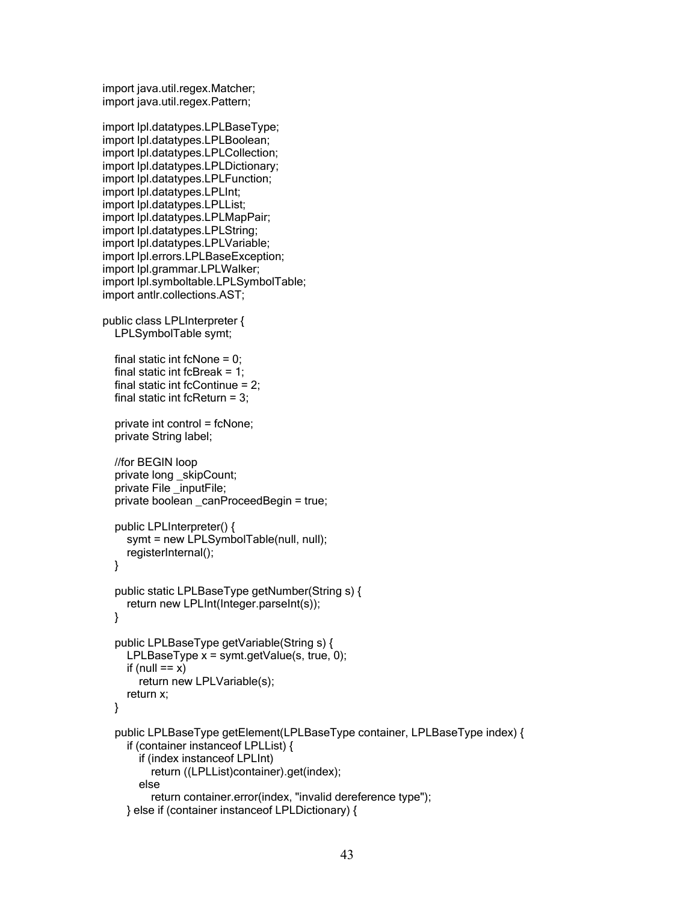```java
import java.util.regex.Matcher;
import java.util.regex.Pattern;

import lpl.datatypes.LPLBaseType;
import lpl.datatypes.LPLBoolean;
import lpl.datatypes.LPLCollection;
import lpl.datatypes.LPLDictionary;
import lpl.datatypes.LPLFunction;
import lpl.datatypes.LPLInt;
import lpl.datatypes.LPLList;
import lpl.datatypes.LPLMapPair;
import lpl.datatypes.LPLString;
import lpl.datatypes.LPLVariable;
import lpl.errors.LPLBaseException;
import lpl.grammar.LPLWalker;
import lpl.symboltable.LPLSymbolTable;
import antlr.collections.AST;

public class LPLInterpreter {
   LPLSymbolTable symt;

   final static int fcNone = 0;
   final static int fcBreak = 1;
   final static int fcContinue = 2;
   final static int fcReturn = 3;

   private int control = fcNone;
   private String label;

   //for BEGIN loop
   private long _skipCount;
   private File _inputFile;
   private boolean _canProceedBegin = true;

   public LPLInterpreter() {
      symt = new LPLSymbolTable(null, null);
      registerInternal();
   }

   public static LPLBaseType getNumber(String s) {
      return new LPLInt(Integer.parseInt(s));
   }

   public LPLBaseType getVariable(String s) {
      LPLBaseType x = symt.getValue(s, true, 0);
      if (null == x)
         return new LPLVariable(s);
      return x;
   }

   public LPLBaseType getElement(LPLBaseType container, LPLBaseType index) {
      if (container instanceof LPLList) {
         if (index instanceof LPLInt)
            return ((LPLList)container).get(index);
         else
            return container.error(index, "invalid dereference type");
      } else if (container instanceof LPLDictionary) {
```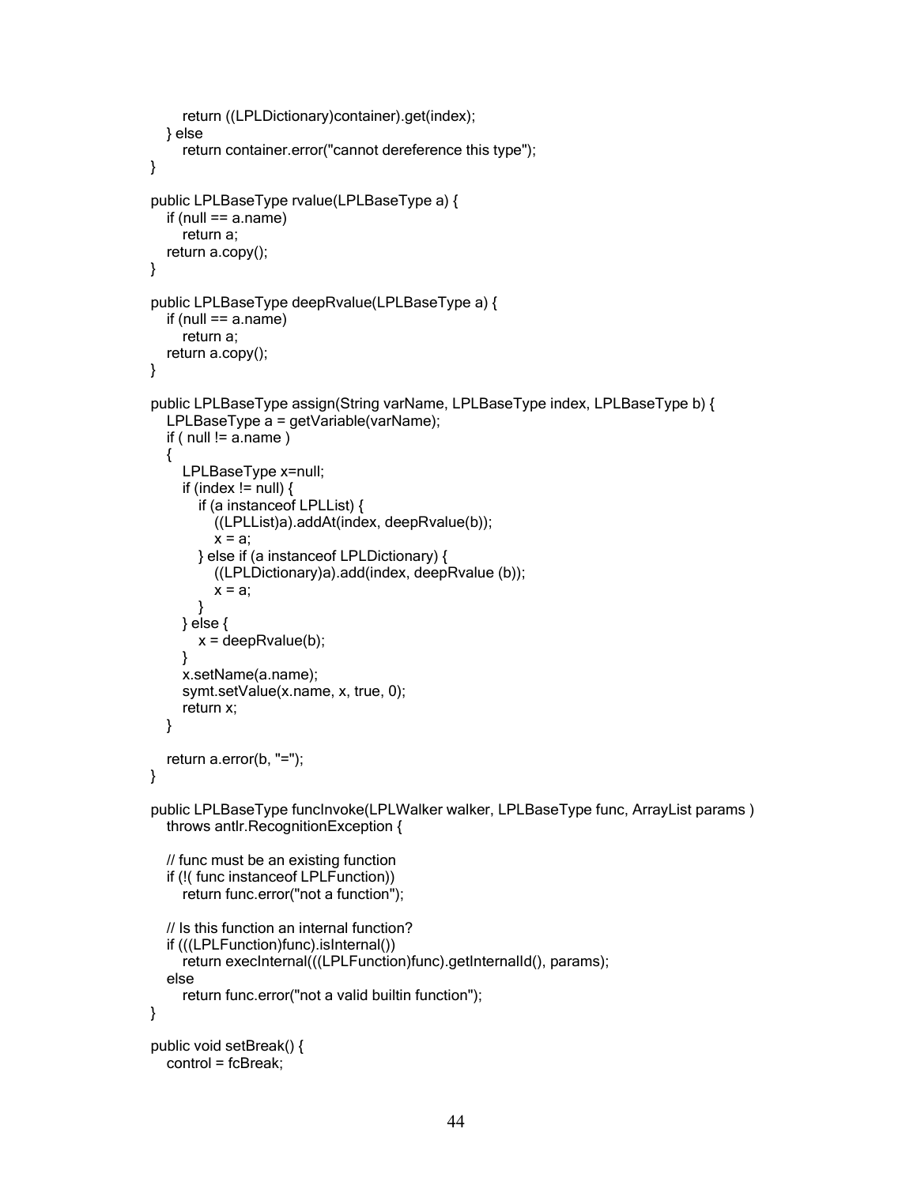```
            return ((LPLDictionary)container).get(index);
        } else
            return container.error("cannot dereference this type");
    }

    public LPLBaseType rvalue(LPLBaseType a) {
        if (null == a.name)
            return a;
        return a.copy();
    }

    public LPLBaseType deepRvalue(LPLBaseType a) {
        if (null == a.name)
            return a;
        return a.copy();
    }

    public LPLBaseType assign(String varName, LPLBaseType index, LPLBaseType b) {
        LPLBaseType a = getVariable(varName);
        if ( null != a.name )
        {
            LPLBaseType x=null;
            if (index != null) {
                if (a instanceof LPLList) {
                    ((LPLList)a).addAt(index, deepRvalue(b));
                    x = a;
                } else if (a instanceof LPLDictionary) {
                    ((LPLDictionary)a).add(index, deepRvalue (b));
                    x = a;
                }
            } else {
                x = deepRvalue(b);
            }
            x.setName(a.name);
            symt.setValue(x.name, x, true, 0);
            return x;
        }

        return a.error(b, "=");
    }

    public LPLBaseType funcInvoke(LPLWalker walker, LPLBaseType func, ArrayList params )
        throws antlr.RecognitionException {

        // func must be an existing function
        if (!( func instanceof LPLFunction))
            return func.error("not a function");

        // Is this function an internal function?
        if (((LPLFunction)func).isInternal())
            return execInternal(((LPLFunction)func).getInternalId(), params);
        else
            return func.error("not a valid builtin function");
    }

    public void setBreak() {
        control = fcBreak;
```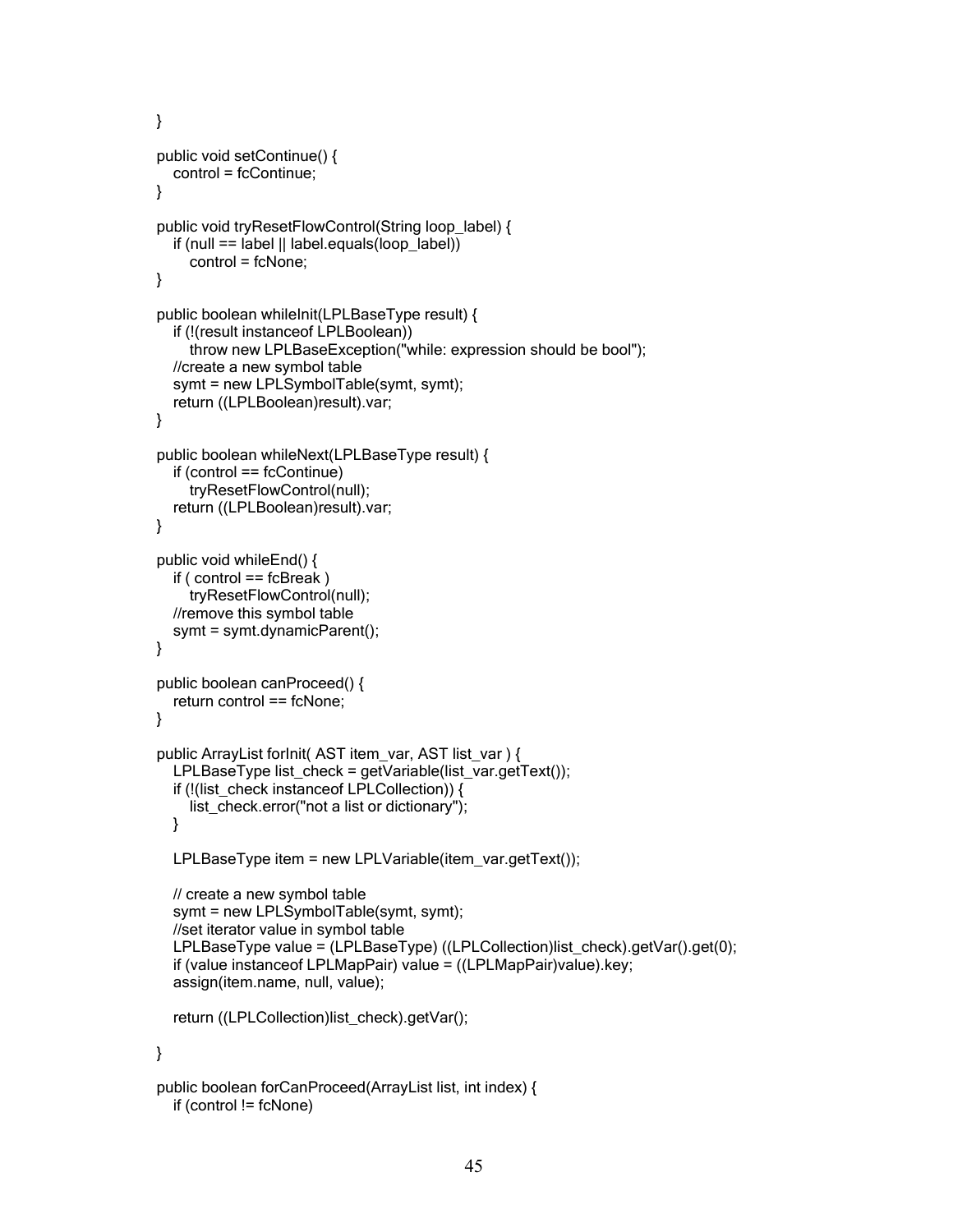```
}

public void setContinue() {
   control = fcContinue;
}

public void tryResetFlowControl(String loop_label) {
   if (null == label || label.equals(loop_label))
      control = fcNone;
}

public boolean whileInit(LPLBaseType result) {
   if (!(result instanceof LPLBoolean))
      throw new LPLBaseException("while: expression should be bool");
   //create a new symbol table
   symt = new LPLSymbolTable(symt, symt);
   return ((LPLBoolean)result).var;
}

public boolean whileNext(LPLBaseType result) {
   if (control == fcContinue)
      tryResetFlowControl(null);
   return ((LPLBoolean)result).var;
}

public void whileEnd() {
   if ( control == fcBreak )
      tryResetFlowControl(null);
   //remove this symbol table
   symt = symt.dynamicParent();
}

public boolean canProceed() {
   return control == fcNone;
}

public ArrayList forInit( AST item_var, AST list_var ) {
   LPLBaseType list_check = getVariable(list_var.getText());
   if (!(list_check instanceof LPLCollection)) {
      list_check.error("not a list or dictionary");
   }

   LPLBaseType item = new LPLVariable(item_var.getText());

   // create a new symbol table
   symt = new LPLSymbolTable(symt, symt);
   //set iterator value in symbol table
   LPLBaseType value = (LPLBaseType) ((LPLCollection)list_check).getVar().get(0);
   if (value instanceof LPLMapPair) value = ((LPLMapPair)value).key;
   assign(item.name, null, value);

   return ((LPLCollection)list_check).getVar();

}

public boolean forCanProceed(ArrayList list, int index) {
   if (control != fcNone)
```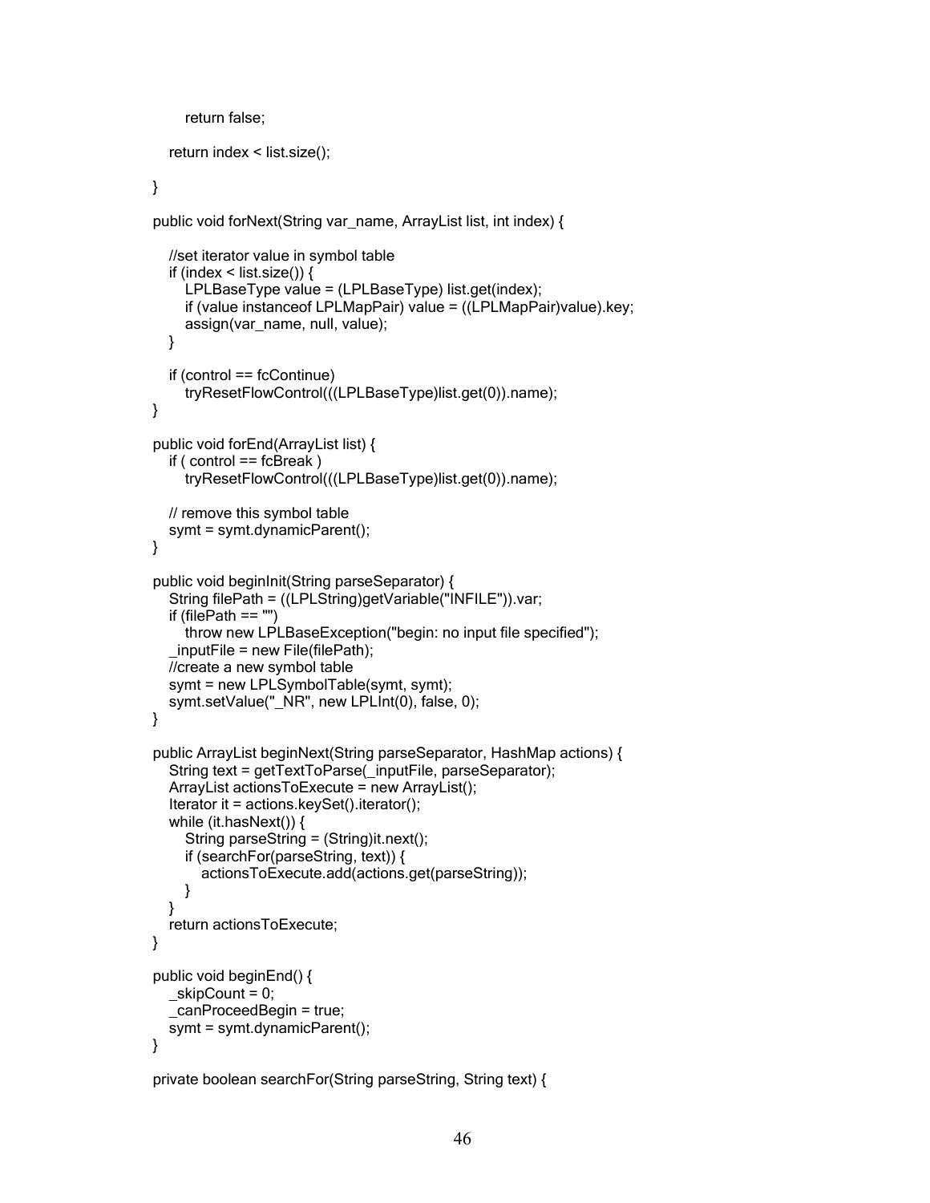```java
            return false;

        return index < list.size();

    }

    public void forNext(String var_name, ArrayList list, int index) {

        //set iterator value in symbol table
        if (index < list.size()) {
            LPLBaseType value = (LPLBaseType) list.get(index);
            if (value instanceof LPLMapPair) value = ((LPLMapPair)value).key;
            assign(var_name, null, value);
        }

        if (control == fcContinue)
            tryResetFlowControl(((LPLBaseType)list.get(0)).name);
    }

    public void forEnd(ArrayList list) {
        if ( control == fcBreak )
            tryResetFlowControl(((LPLBaseType)list.get(0)).name);

        // remove this symbol table
        symt = symt.dynamicParent();
    }

    public void beginInit(String parseSeparator) {
        String filePath = ((LPLString)getVariable("INFILE")).var;
        if (filePath == "")
            throw new LPLBaseException("begin: no input file specified");
        _inputFile = new File(filePath);
        //create a new symbol table
        symt = new LPLSymbolTable(symt, symt);
        symt.setValue("_NR", new LPLInt(0), false, 0);
    }

    public ArrayList beginNext(String parseSeparator, HashMap actions) {
        String text = getTextToParse(_inputFile, parseSeparator);
        ArrayList actionsToExecute = new ArrayList();
        Iterator it = actions.keySet().iterator();
        while (it.hasNext()) {
            String parseString = (String)it.next();
            if (searchFor(parseString, text)) {
                actionsToExecute.add(actions.get(parseString));
            }
        }
        return actionsToExecute;
    }

    public void beginEnd() {
        _skipCount = 0;
        _canProceedBegin = true;
        symt = symt.dynamicParent();
    }

    private boolean searchFor(String parseString, String text) {
```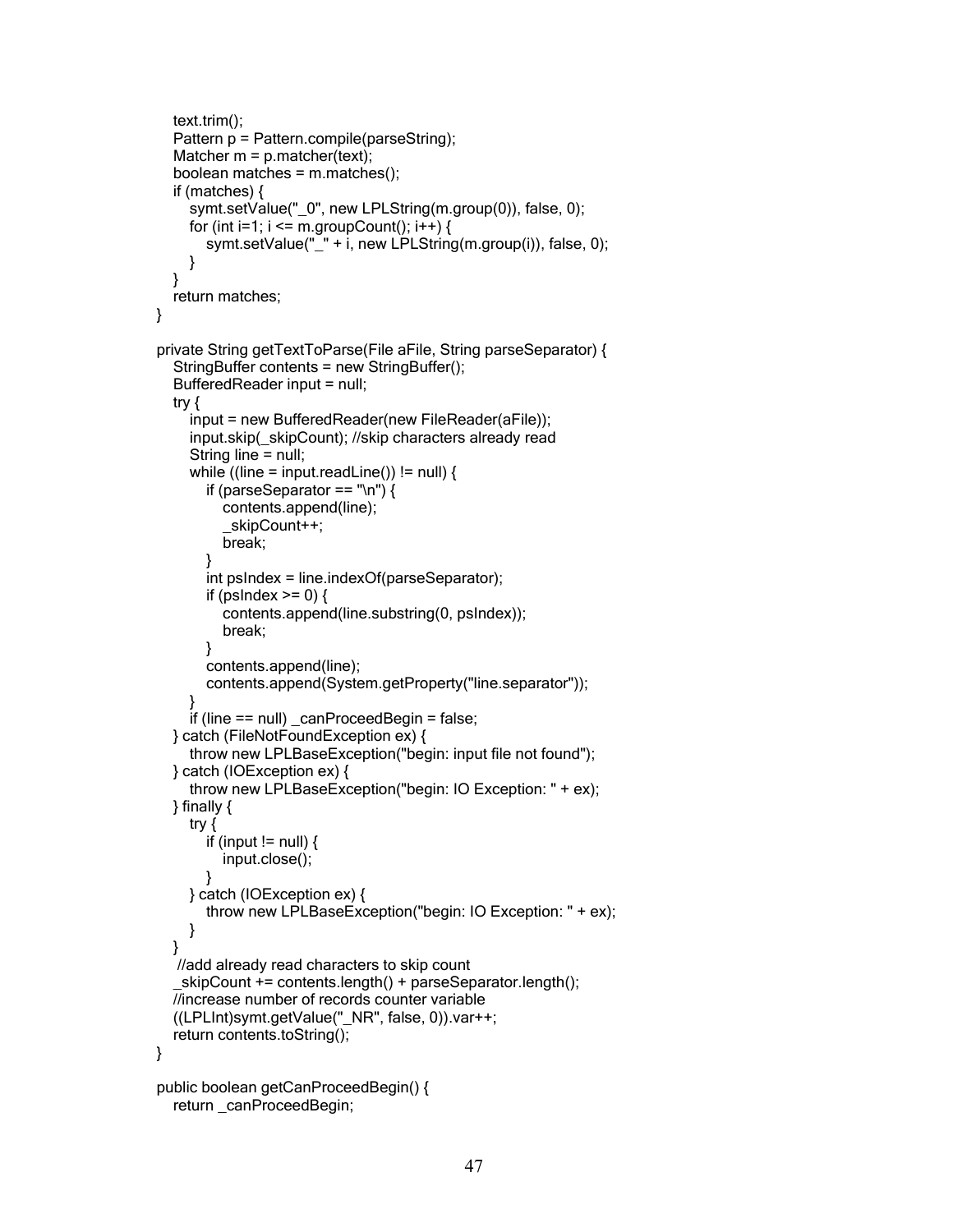```
    text.trim();
    Pattern p = Pattern.compile(parseString);
    Matcher m = p.matcher(text);
    boolean matches = m.matches();
    if (matches) {
       symt.setValue("_0", new LPLString(m.group(0)), false, 0);
       for (int i=1; i <= m.groupCount(); i++) {
          symt.setValue("_" + i, new LPLString(m.group(i)), false, 0);
       }
    }
    return matches;
}

private String getTextToParse(File aFile, String parseSeparator) {
    StringBuffer contents = new StringBuffer();
    BufferedReader input = null;
    try {
       input = new BufferedReader(new FileReader(aFile));
       input.skip(_skipCount); //skip characters already read
       String line = null;
       while ((line = input.readLine()) != null) {
          if (parseSeparator == "\n") {
             contents.append(line);
             _skipCount++;
             break;
          }
          int psIndex = line.indexOf(parseSeparator);
          if (psIndex >= 0) {
             contents.append(line.substring(0, psIndex));
             break;
          }
          contents.append(line);
          contents.append(System.getProperty("line.separator"));
       }
       if (line == null) _canProceedBegin = false;
    } catch (FileNotFoundException ex) {
       throw new LPLBaseException("begin: input file not found");
    } catch (IOException ex) {
       throw new LPLBaseException("begin: IO Exception: " + ex);
    } finally {
       try {
          if (input != null) {
             input.close();
          }
       } catch (IOException ex) {
          throw new LPLBaseException("begin: IO Exception: " + ex);
       }
    }
     //add already read characters to skip count
    _skipCount += contents.length() + parseSeparator.length();
    //increase number of records counter variable
    ((LPLInt)symt.getValue("_NR", false, 0)).var++;
    return contents.toString();
}

public boolean getCanProceedBegin() {
    return _canProceedBegin;
```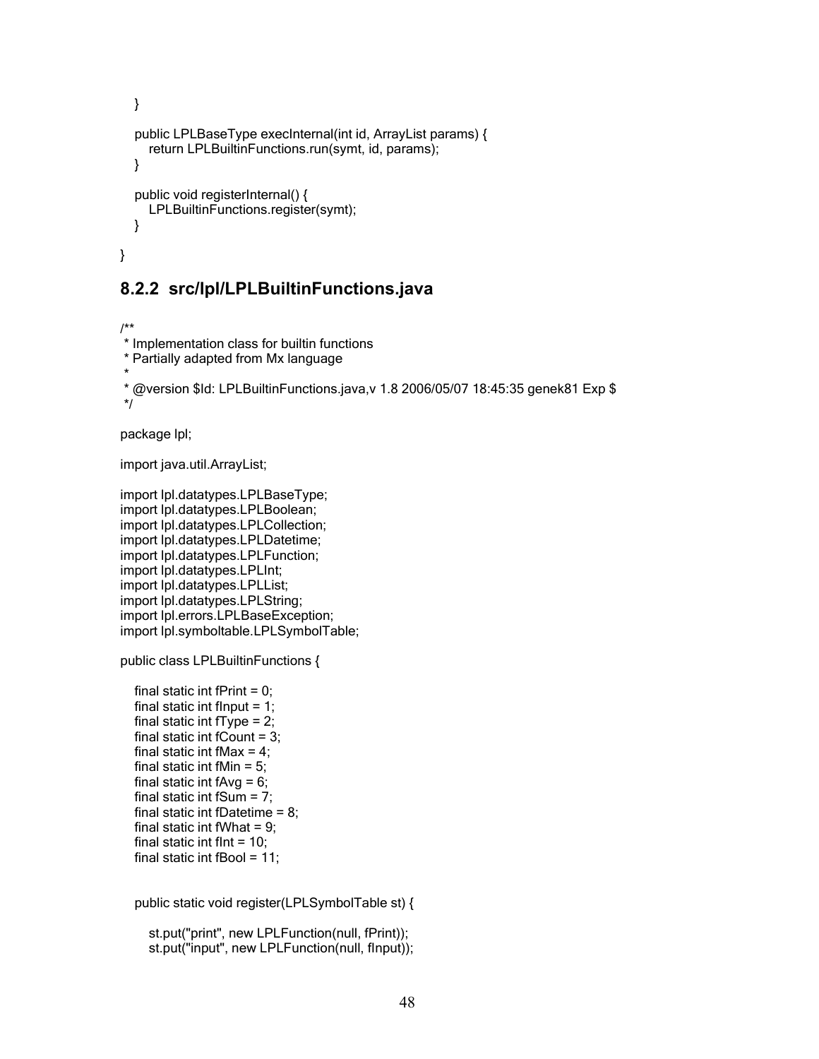```java
    }

    public LPLBaseType execInternal(int id, ArrayList params) {
        return LPLBuiltinFunctions.run(symt, id, params);
    }

    public void registerInternal() {
        LPLBuiltinFunctions.register(symt);
    }

}
```

### 8.2.2 src/lpl/LPLBuiltinFunctions.java

```java
/**
 * Implementation class for builtin functions
 * Partially adapted from Mx language
 *
 * @version $Id: LPLBuiltinFunctions.java,v 1.8 2006/05/07 18:45:35 genek81 Exp $
 */

package lpl;

import java.util.ArrayList;

import lpl.datatypes.LPLBaseType;
import lpl.datatypes.LPLBoolean;
import lpl.datatypes.LPLCollection;
import lpl.datatypes.LPLDatetime;
import lpl.datatypes.LPLFunction;
import lpl.datatypes.LPLInt;
import lpl.datatypes.LPLList;
import lpl.datatypes.LPLString;
import lpl.errors.LPLBaseException;
import lpl.symboltable.LPLSymbolTable;

public class LPLBuiltinFunctions {

    final static int fPrint = 0;
    final static int fInput = 1;
    final static int fType = 2;
    final static int fCount = 3;
    final static int fMax = 4;
    final static int fMin = 5;
    final static int fAvg = 6;
    final static int fSum = 7;
    final static int fDatetime = 8;
    final static int fWhat = 9;
    final static int fInt = 10;
    final static int fBool = 11;


    public static void register(LPLSymbolTable st) {

        st.put("print", new LPLFunction(null, fPrint));
        st.put("input", new LPLFunction(null, fInput));
```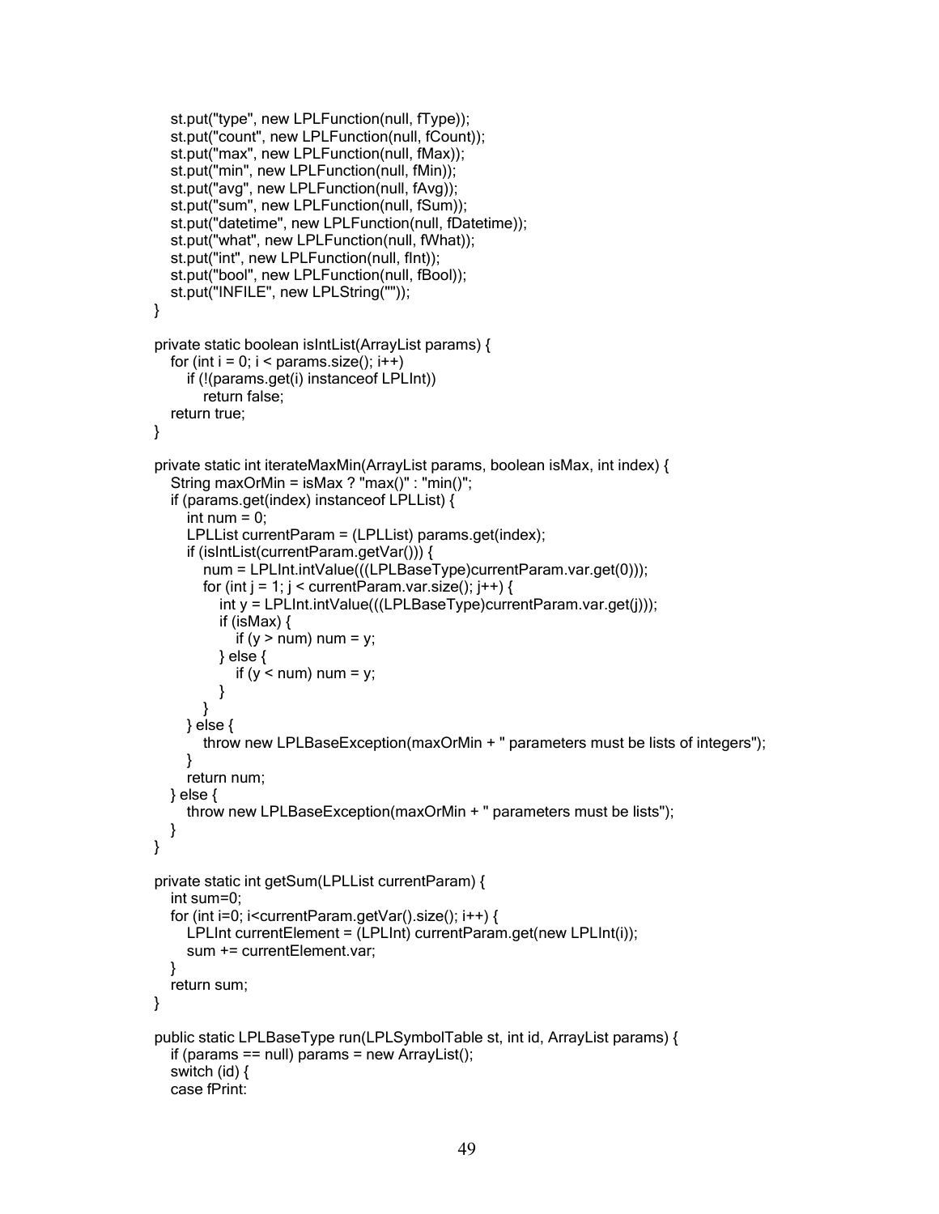```
        st.put("type", new LPLFunction(null, fType));
        st.put("count", new LPLFunction(null, fCount));
        st.put("max", new LPLFunction(null, fMax));
        st.put("min", new LPLFunction(null, fMin));
        st.put("avg", new LPLFunction(null, fAvg));
        st.put("sum", new LPLFunction(null, fSum));
        st.put("datetime", new LPLFunction(null, fDatetime));
        st.put("what", new LPLFunction(null, fWhat));
        st.put("int", new LPLFunction(null, fInt));
        st.put("bool", new LPLFunction(null, fBool));
        st.put("INFILE", new LPLString(""));
    }

    private static boolean isIntList(ArrayList params) {
        for (int i = 0; i < params.size(); i++)
            if (!(params.get(i) instanceof LPLInt))
                return false;
        return true;
    }

    private static int iterateMaxMin(ArrayList params, boolean isMax, int index) {
        String maxOrMin = isMax ? "max()" : "min()";
        if (params.get(index) instanceof LPLList) {
            int num = 0;
            LPLList currentParam = (LPLList) params.get(index);
            if (isIntList(currentParam.getVar())) {
                num = LPLInt.intValue(((LPLBaseType)currentParam.var.get(0)));
                for (int j = 1; j < currentParam.var.size(); j++) {
                    int y = LPLInt.intValue(((LPLBaseType)currentParam.var.get(j)));
                    if (isMax) {
                        if (y > num) num = y;
                    } else {
                        if (y < num) num = y;
                    }
                }
            } else {
                throw new LPLBaseException(maxOrMin + " parameters must be lists of integers");
            }
            return num;
        } else {
            throw new LPLBaseException(maxOrMin + " parameters must be lists");
        }
    }

    private static int getSum(LPLList currentParam) {
        int sum=0;
        for (int i=0; i<currentParam.getVar().size(); i++) {
            LPLInt currentElement = (LPLInt) currentParam.get(new LPLInt(i));
            sum += currentElement.var;
        }
        return sum;
    }

    public static LPLBaseType run(LPLSymbolTable st, int id, ArrayList params) {
        if (params == null) params = new ArrayList();
        switch (id) {
        case fPrint:
```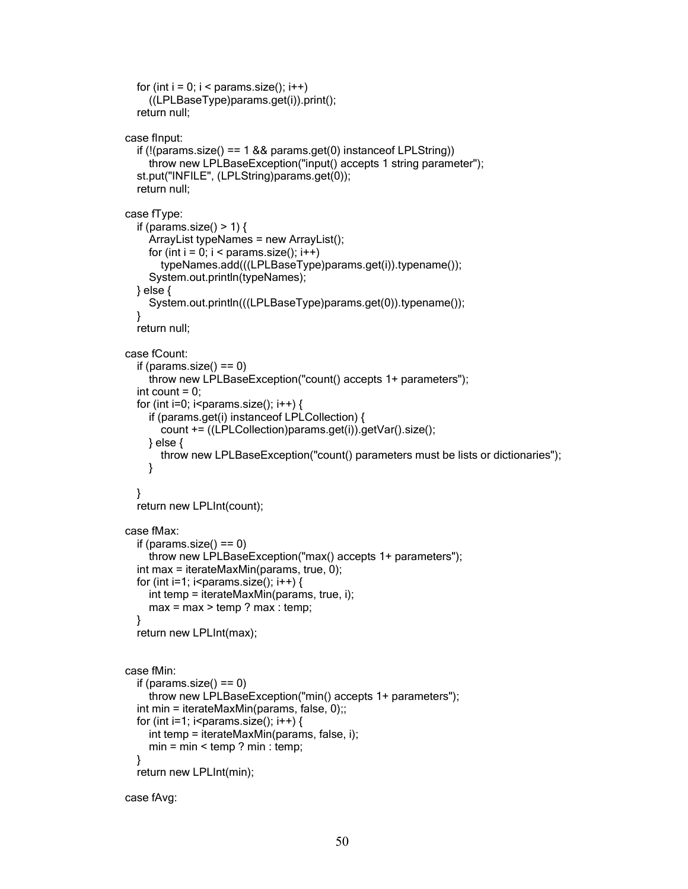```
    for (int i = 0; i < params.size(); i++)
        ((LPLBaseType)params.get(i)).print();
    return null;

case fInput:
    if (!(params.size() == 1 && params.get(0) instanceof LPLString))
        throw new LPLBaseException("input() accepts 1 string parameter");
    st.put("INFILE", (LPLString)params.get(0));
    return null;

case fType:
    if (params.size() > 1) {
        ArrayList typeNames = new ArrayList();
        for (int i = 0; i < params.size(); i++)
            typeNames.add(((LPLBaseType)params.get(i)).typename());
        System.out.println(typeNames);
    } else {
        System.out.println(((LPLBaseType)params.get(0)).typename());
    }
    return null;

case fCount:
    if (params.size() == 0)
        throw new LPLBaseException("count() accepts 1+ parameters");
    int count = 0;
    for (int i=0; i<params.size(); i++) {
        if (params.get(i) instanceof LPLCollection) {
            count += ((LPLCollection)params.get(i)).getVar().size();
        } else {
            throw new LPLBaseException("count() parameters must be lists or dictionaries");
        }

    }
    return new LPLInt(count);

case fMax:
    if (params.size() == 0)
        throw new LPLBaseException("max() accepts 1+ parameters");
    int max = iterateMaxMin(params, true, 0);
    for (int i=1; i<params.size(); i++) {
        int temp = iterateMaxMin(params, true, i);
        max = max > temp ? max : temp;
    }
    return new LPLInt(max);


case fMin:
    if (params.size() == 0)
        throw new LPLBaseException("min() accepts 1+ parameters");
    int min = iterateMaxMin(params, false, 0);;
    for (int i=1; i<params.size(); i++) {
        int temp = iterateMaxMin(params, false, i);
        min = min < temp ? min : temp;
    }
    return new LPLInt(min);

case fAvg:
```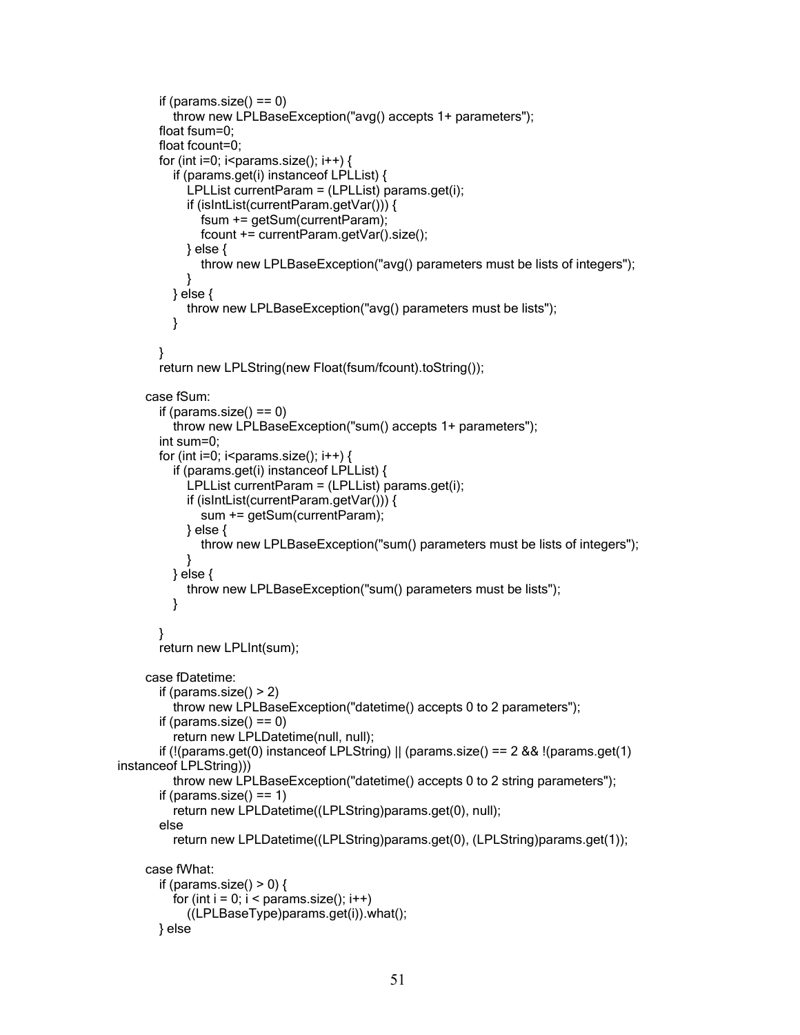```
        if (params.size() == 0)
            throw new LPLBaseException("avg() accepts 1+ parameters");
        float fsum=0;
        float fcount=0;
        for (int i=0; i<params.size(); i++) {
            if (params.get(i) instanceof LPLList) {
                LPLList currentParam = (LPLList) params.get(i);
                if (isIntList(currentParam.getVar())) {
                    fsum += getSum(currentParam);
                    fcount += currentParam.getVar().size();
                } else {
                    throw new LPLBaseException("avg() parameters must be lists of integers");
                }
            } else {
                throw new LPLBaseException("avg() parameters must be lists");
            }

        }
        return new LPLString(new Float(fsum/fcount).toString());

    case fSum:
        if (params.size() == 0)
            throw new LPLBaseException("sum() accepts 1+ parameters");
        int sum=0;
        for (int i=0; i<params.size(); i++) {
            if (params.get(i) instanceof LPLList) {
                LPLList currentParam = (LPLList) params.get(i);
                if (isIntList(currentParam.getVar())) {
                    sum += getSum(currentParam);
                } else {
                    throw new LPLBaseException("sum() parameters must be lists of integers");
                }
            } else {
                throw new LPLBaseException("sum() parameters must be lists");
            }

        }
        return new LPLInt(sum);

    case fDatetime:
        if (params.size() > 2)
            throw new LPLBaseException("datetime() accepts 0 to 2 parameters");
        if (params.size() == 0)
            return new LPLDatetime(null, null);
        if (!(params.get(0) instanceof LPLString) || (params.size() == 2 && !(params.get(1)
instanceof LPLString)))
            throw new LPLBaseException("datetime() accepts 0 to 2 string parameters");
        if (params.size() == 1)
            return new LPLDatetime((LPLString)params.get(0), null);
        else
            return new LPLDatetime((LPLString)params.get(0), (LPLString)params.get(1));

    case fWhat:
        if (params.size() > 0) {
            for (int i = 0; i < params.size(); i++)
                ((LPLBaseType)params.get(i)).what();
        } else
```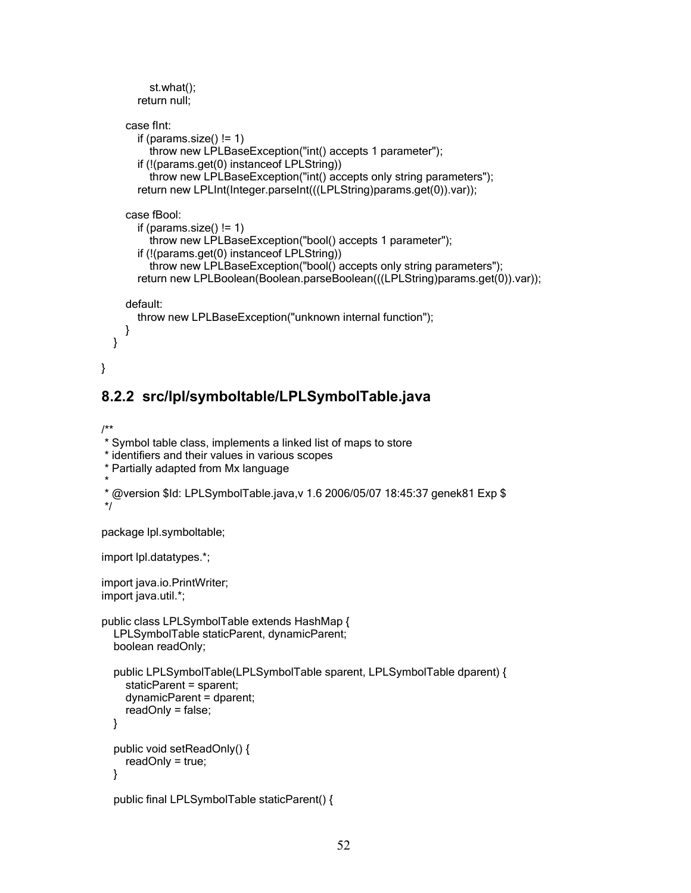```
            st.what();
         return null;

      case fInt:
         if (params.size() != 1)
            throw new LPLBaseException("int() accepts 1 parameter");
         if (!(params.get(0) instanceof LPLString))
            throw new LPLBaseException("int() accepts only string parameters");
         return new LPLInt(Integer.parseInt(((LPLString)params.get(0)).var));

      case fBool:
         if (params.size() != 1)
            throw new LPLBaseException("bool() accepts 1 parameter");
         if (!(params.get(0) instanceof LPLString))
            throw new LPLBaseException("bool() accepts only string parameters");
         return new LPLBoolean(Boolean.parseBoolean(((LPLString)params.get(0)).var));

      default:
         throw new LPLBaseException("unknown internal function");
      }
   }

}
```

### 8.2.2 src/lpl/symboltable/LPLSymbolTable.java

```
/**
 * Symbol table class, implements a linked list of maps to store
 * identifiers and their values in various scopes
 * Partially adapted from Mx language
 *
 * @version $Id: LPLSymbolTable.java,v 1.6 2006/05/07 18:45:37 genek81 Exp $
 */

package lpl.symboltable;

import lpl.datatypes.*;

import java.io.PrintWriter;
import java.util.*;

public class LPLSymbolTable extends HashMap {
   LPLSymbolTable staticParent, dynamicParent;
   boolean readOnly;

   public LPLSymbolTable(LPLSymbolTable sparent, LPLSymbolTable dparent) {
      staticParent = sparent;
      dynamicParent = dparent;
      readOnly = false;
   }

   public void setReadOnly() {
      readOnly = true;
   }

   public final LPLSymbolTable staticParent() {
```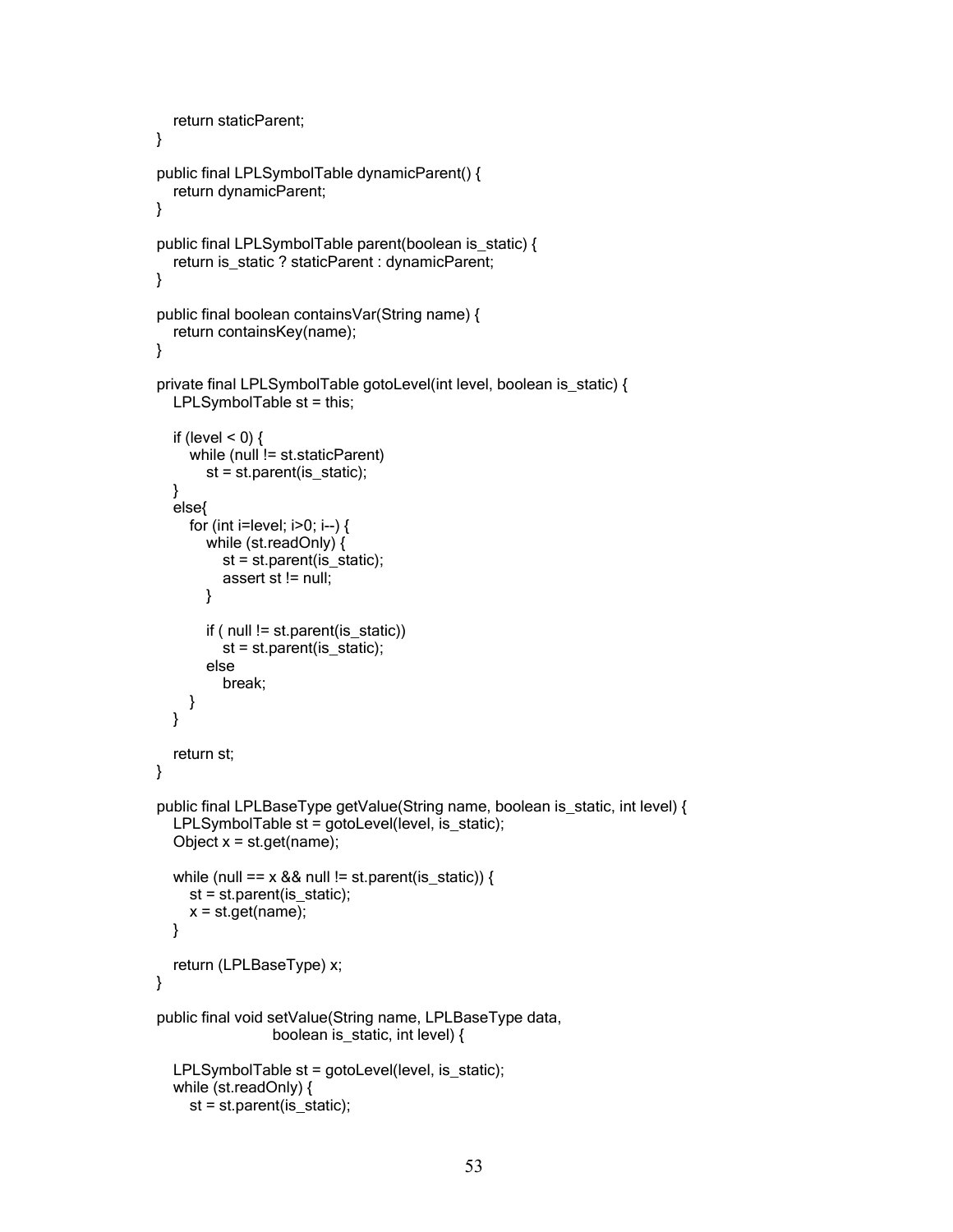```
    return staticParent;
}

public final LPLSymbolTable dynamicParent() {
    return dynamicParent;
}

public final LPLSymbolTable parent(boolean is_static) {
    return is_static ? staticParent : dynamicParent;
}

public final boolean containsVar(String name) {
    return containsKey(name);
}

private final LPLSymbolTable gotoLevel(int level, boolean is_static) {
    LPLSymbolTable st = this;

    if (level < 0) {
        while (null != st.staticParent)
            st = st.parent(is_static);
    }
    else{
        for (int i=level; i>0; i--) {
            while (st.readOnly) {
                st = st.parent(is_static);
                assert st != null;
            }

            if ( null != st.parent(is_static))
                st = st.parent(is_static);
            else
                break;
        }
    }

    return st;
}

public final LPLBaseType getValue(String name, boolean is_static, int level) {
    LPLSymbolTable st = gotoLevel(level, is_static);
    Object x = st.get(name);

    while (null == x && null != st.parent(is_static)) {
        st = st.parent(is_static);
        x = st.get(name);
    }

    return (LPLBaseType) x;
}

public final void setValue(String name, LPLBaseType data,
                    boolean is_static, int level) {

    LPLSymbolTable st = gotoLevel(level, is_static);
    while (st.readOnly) {
        st = st.parent(is_static);
```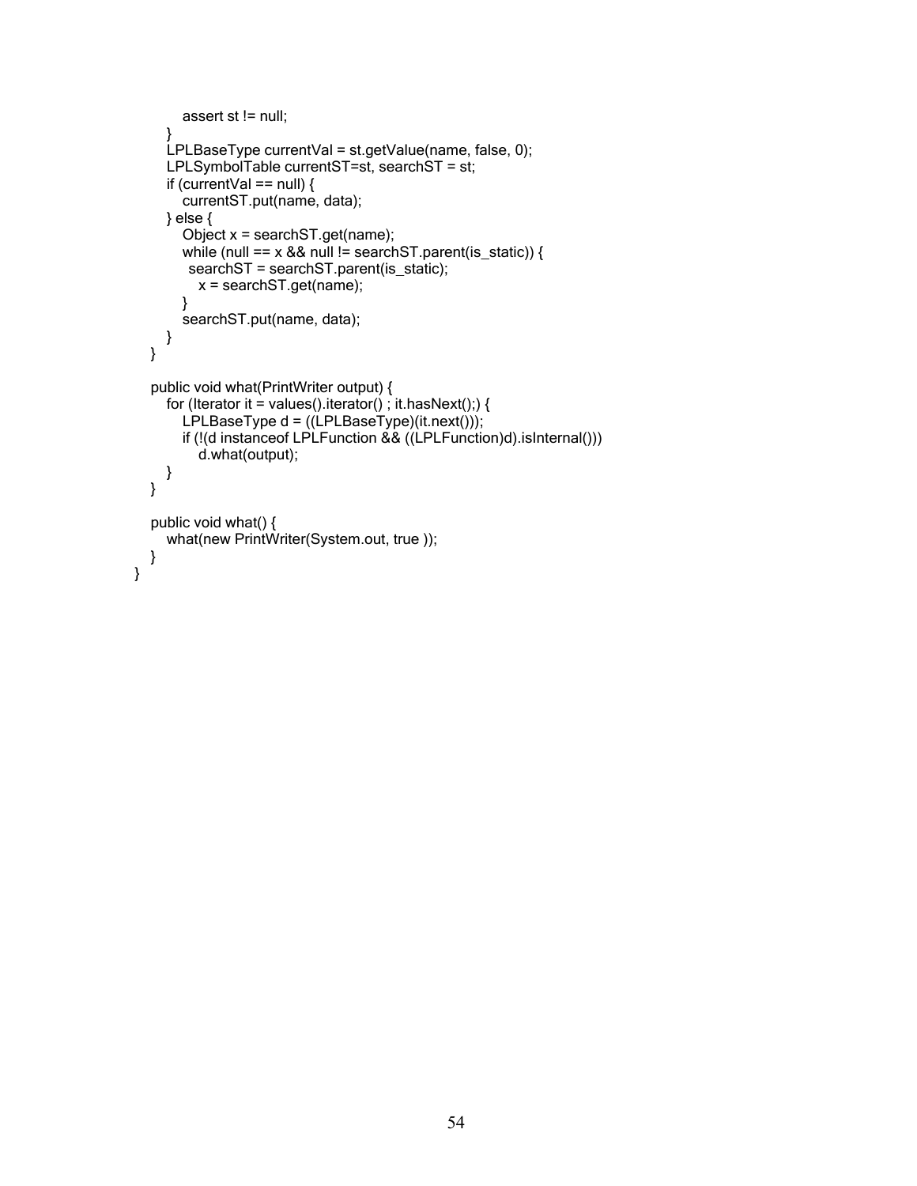```
            assert st != null;
        }
        LPLBaseType currentVal = st.getValue(name, false, 0);
        LPLSymbolTable currentST=st, searchST = st;
        if (currentVal == null) {
            currentST.put(name, data);
        } else {
            Object x = searchST.get(name);
            while (null == x && null != searchST.parent(is_static)) {
             searchST = searchST.parent(is_static);
                x = searchST.get(name);
            }
            searchST.put(name, data);
        }
    }

    public void what(PrintWriter output) {
        for (Iterator it = values().iterator() ; it.hasNext();) {
            LPLBaseType d = ((LPLBaseType)(it.next()));
            if (!(d instanceof LPLFunction && ((LPLFunction)d).isInternal()))
                d.what(output);
        }
    }

    public void what() {
        what(new PrintWriter(System.out, true ));
    }
}
```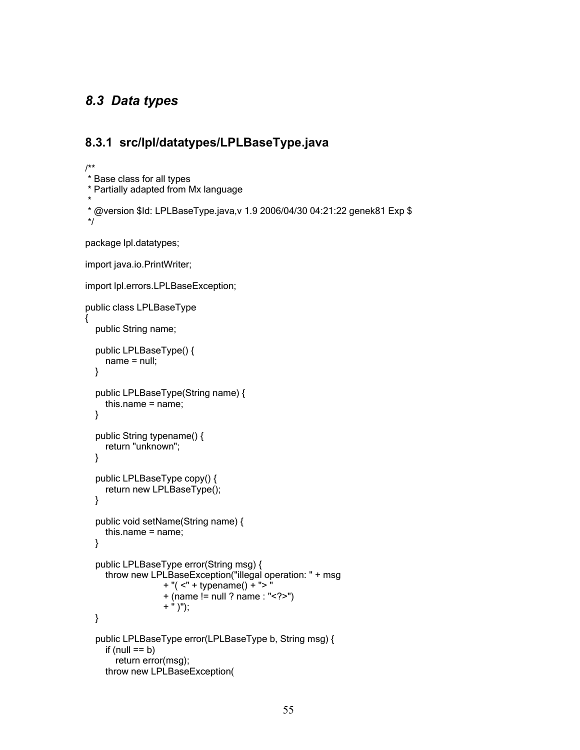## *8.3 Data types*

### 8.3.1 src/lpl/datatypes/LPLBaseType.java

```
/**
 * Base class for all types
 * Partially adapted from Mx language
 *
 * @version $Id: LPLBaseType.java,v 1.9 2006/04/30 04:21:22 genek81 Exp $
 */

package lpl.datatypes;

import java.io.PrintWriter;

import lpl.errors.LPLBaseException;

public class LPLBaseType
{
   public String name;

   public LPLBaseType() {
      name = null;
   }

   public LPLBaseType(String name) {
      this.name = name;
   }

   public String typename() {
      return "unknown";
   }

   public LPLBaseType copy() {
      return new LPLBaseType();
   }

   public void setName(String name) {
      this.name = name;
   }

   public LPLBaseType error(String msg) {
      throw new LPLBaseException("illegal operation: " + msg
                        + "( <" + typename() + "> "
                        + (name != null ? name : "<?>")
                        + " )");
   }

   public LPLBaseType error(LPLBaseType b, String msg) {
      if (null == b)
         return error(msg);
      throw new LPLBaseException(
```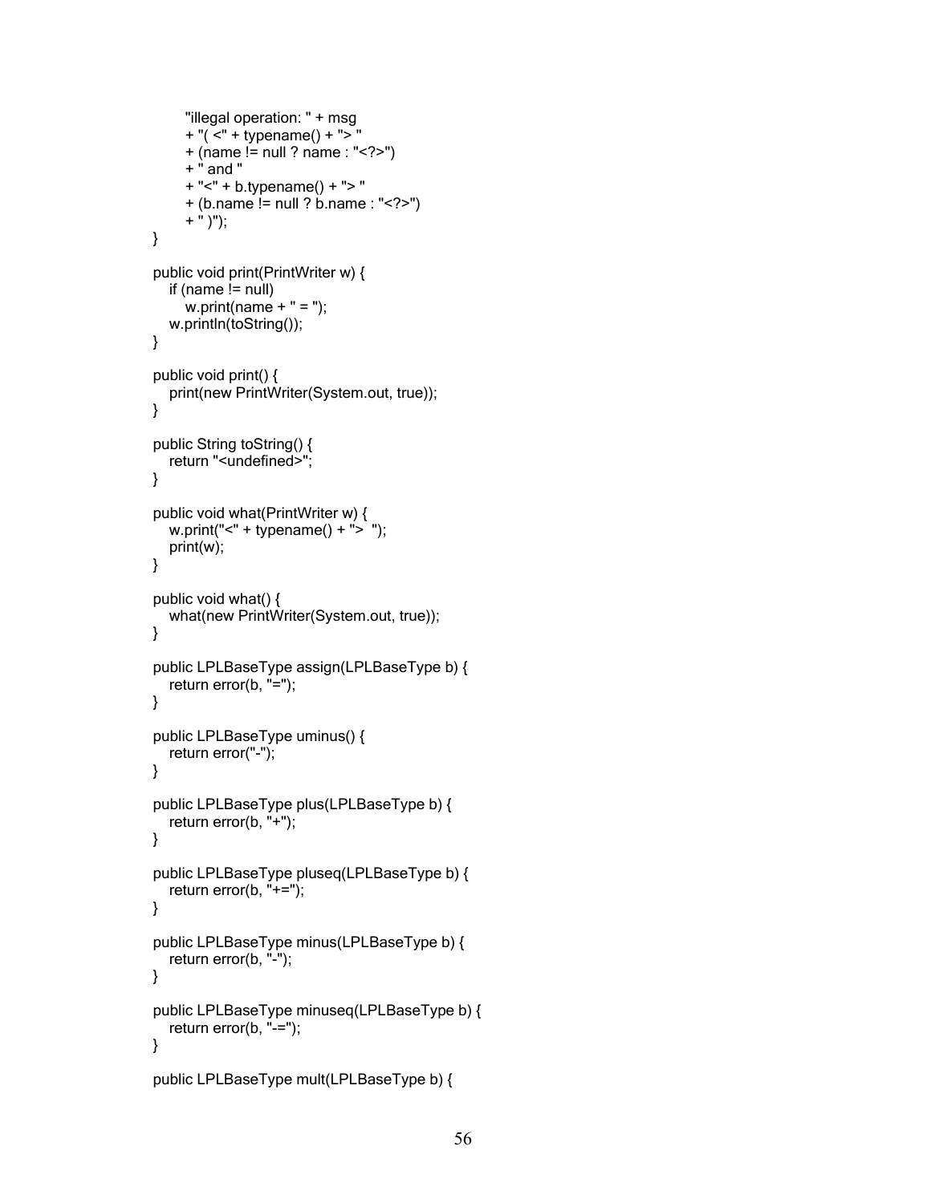```
            "illegal operation: " + msg
            + "( <" + typename() + "> "
            + (name != null ? name : "<?>")
            + " and "
            + "<" + b.typename() + "> "
            + (b.name != null ? b.name : "<?>")
            + " )");
    }

    public void print(PrintWriter w) {
        if (name != null)
            w.print(name + " = ");
        w.println(toString());
    }

    public void print() {
        print(new PrintWriter(System.out, true));
    }

    public String toString() {
        return "<undefined>";
    }

    public void what(PrintWriter w) {
        w.print("<" + typename() + ">  ");
        print(w);
    }

    public void what() {
        what(new PrintWriter(System.out, true));
    }

    public LPLBaseType assign(LPLBaseType b) {
        return error(b, "=");
    }

    public LPLBaseType uminus() {
        return error("-");
    }

    public LPLBaseType plus(LPLBaseType b) {
        return error(b, "+");
    }

    public LPLBaseType pluseq(LPLBaseType b) {
        return error(b, "+=");
    }

    public LPLBaseType minus(LPLBaseType b) {
        return error(b, "-");
    }

    public LPLBaseType minuseq(LPLBaseType b) {
        return error(b, "-=");
    }

    public LPLBaseType mult(LPLBaseType b) {
```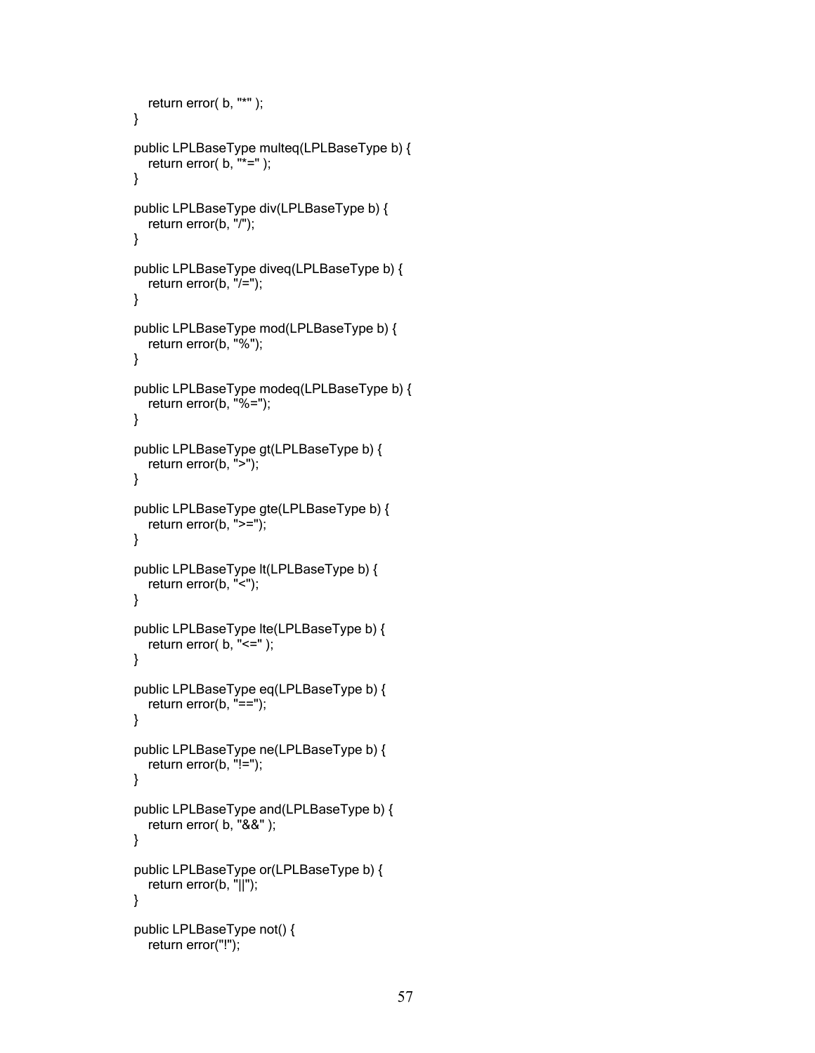```
        return error( b, "*" );
    }

    public LPLBaseType multeq(LPLBaseType b) {
        return error( b, "*=" );
    }

    public LPLBaseType div(LPLBaseType b) {
        return error(b, "/");
    }

    public LPLBaseType diveq(LPLBaseType b) {
        return error(b, "/=");
    }

    public LPLBaseType mod(LPLBaseType b) {
        return error(b, "%");
    }

    public LPLBaseType modeq(LPLBaseType b) {
        return error(b, "%=");
    }

    public LPLBaseType gt(LPLBaseType b) {
        return error(b, ">");
    }

    public LPLBaseType gte(LPLBaseType b) {
        return error(b, ">=");
    }

    public LPLBaseType lt(LPLBaseType b) {
        return error(b, "<");
    }

    public LPLBaseType lte(LPLBaseType b) {
        return error( b, "<=" );
    }

    public LPLBaseType eq(LPLBaseType b) {
        return error(b, "==");
    }

    public LPLBaseType ne(LPLBaseType b) {
        return error(b, "!=");
    }

    public LPLBaseType and(LPLBaseType b) {
        return error( b, "&&" );
    }

    public LPLBaseType or(LPLBaseType b) {
        return error(b, "||");
    }

    public LPLBaseType not() {
        return error("!");
```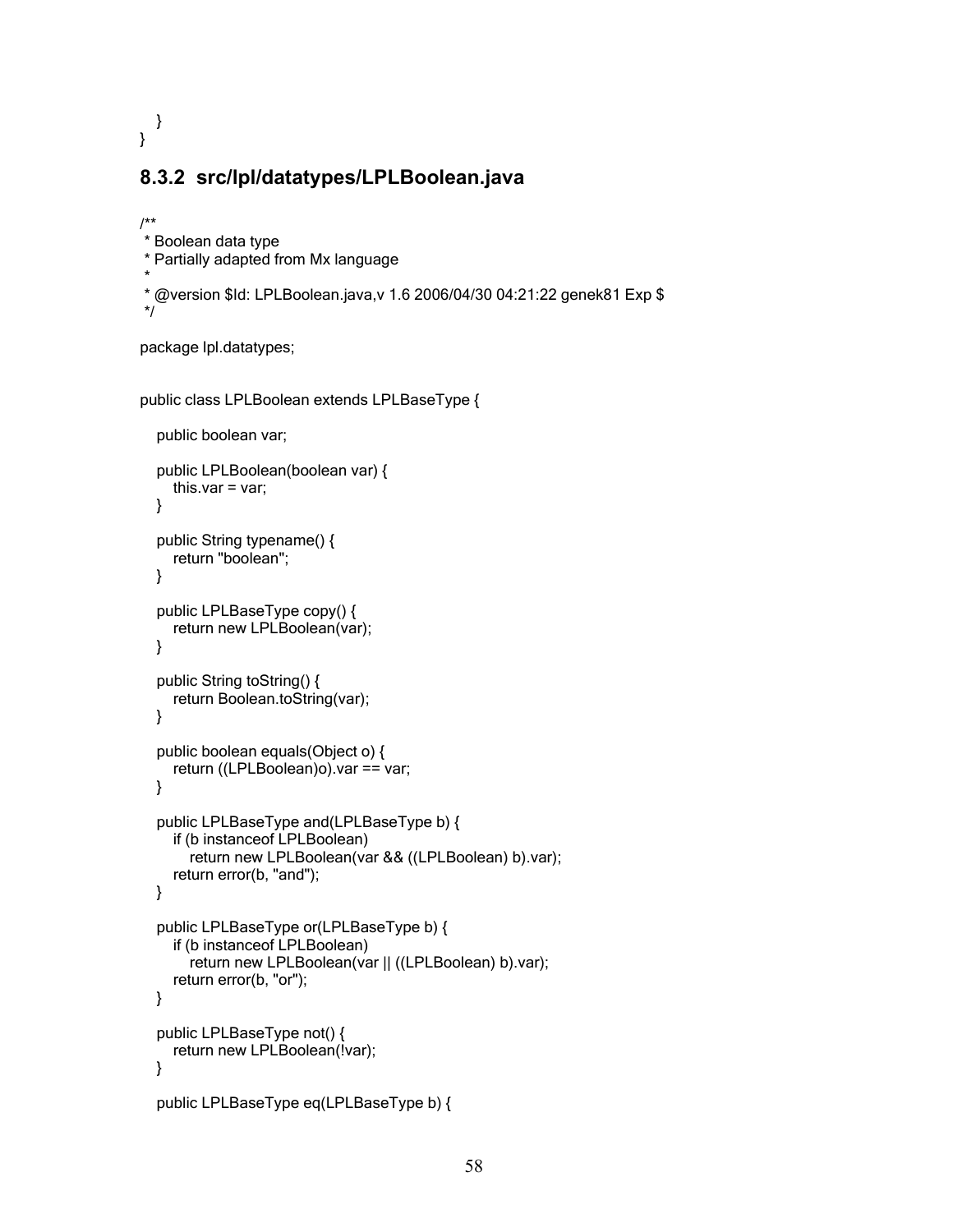```
    }
}
```

### 8.3.2 src/lpl/datatypes/LPLBoolean.java

```
/**
 * Boolean data type
 * Partially adapted from Mx language
 *
 * @version $Id: LPLBoolean.java,v 1.6 2006/04/30 04:21:22 genek81 Exp $
 */

package lpl.datatypes;


public class LPLBoolean extends LPLBaseType {

    public boolean var;

    public LPLBoolean(boolean var) {
        this.var = var;
    }

    public String typename() {
        return "boolean";
    }

    public LPLBaseType copy() {
        return new LPLBoolean(var);
    }

    public String toString() {
        return Boolean.toString(var);
    }

    public boolean equals(Object o) {
        return ((LPLBoolean)o).var == var;
    }

    public LPLBaseType and(LPLBaseType b) {
        if (b instanceof LPLBoolean)
            return new LPLBoolean(var && ((LPLBoolean) b).var);
        return error(b, "and");
    }

    public LPLBaseType or(LPLBaseType b) {
        if (b instanceof LPLBoolean)
            return new LPLBoolean(var || ((LPLBoolean) b).var);
        return error(b, "or");
    }

    public LPLBaseType not() {
        return new LPLBoolean(!var);
    }

    public LPLBaseType eq(LPLBaseType b) {
```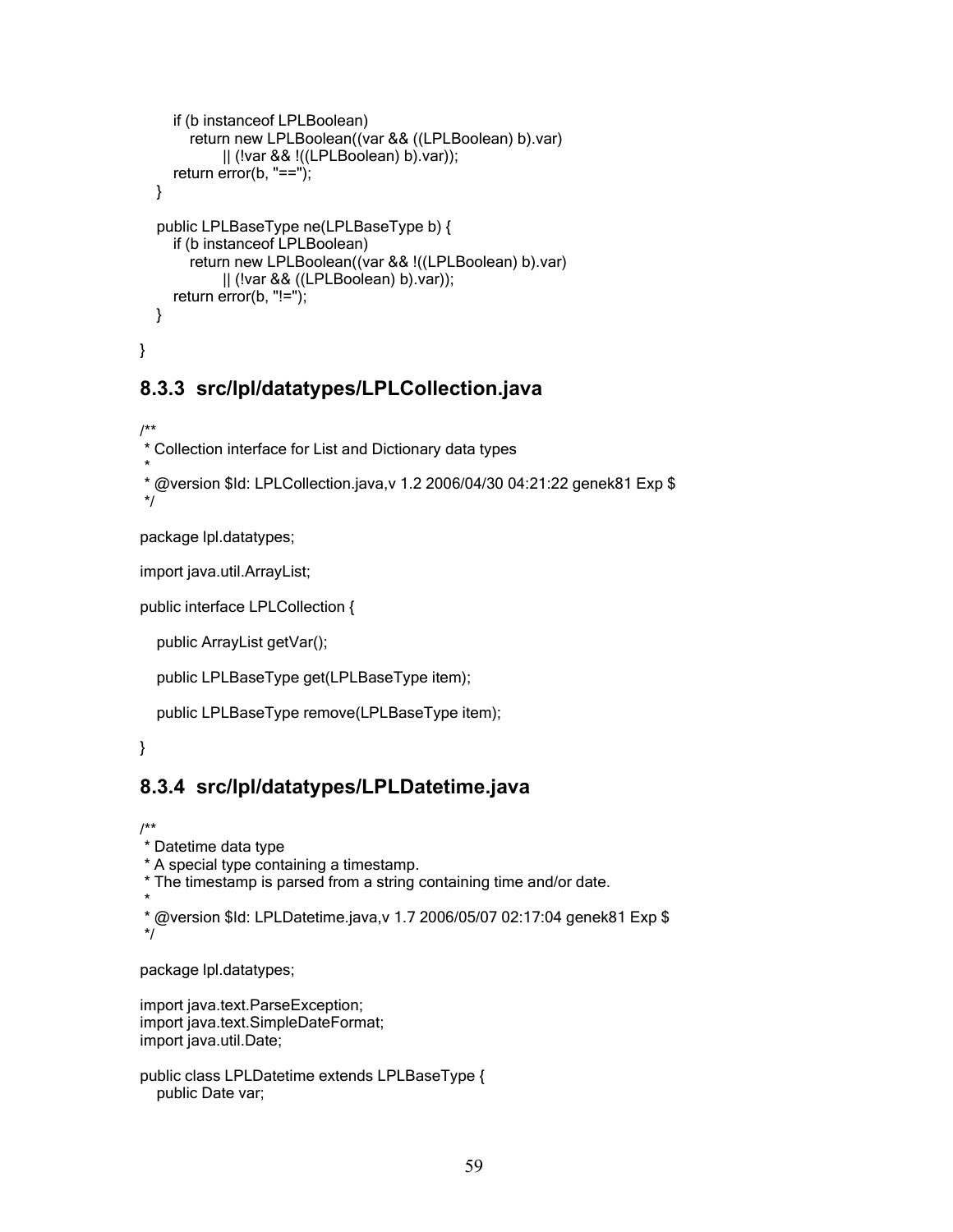```
        if (b instanceof LPLBoolean)
            return new LPLBoolean((var && ((LPLBoolean) b).var)
                    || (!var && !((LPLBoolean) b).var));
        return error(b, "==");
    }

    public LPLBaseType ne(LPLBaseType b) {
        if (b instanceof LPLBoolean)
            return new LPLBoolean((var && !((LPLBoolean) b).var)
                    || (!var && ((LPLBoolean) b).var));
        return error(b, "!=");
    }

}
```

### 8.3.3 src/lpl/datatypes/LPLCollection.java

```
/**
 * Collection interface for List and Dictionary data types
 *
 * @version $Id: LPLCollection.java,v 1.2 2006/04/30 04:21:22 genek81 Exp $
 */

package lpl.datatypes;

import java.util.ArrayList;

public interface LPLCollection {

    public ArrayList getVar();

    public LPLBaseType get(LPLBaseType item);

    public LPLBaseType remove(LPLBaseType item);

}
```

### 8.3.4 src/lpl/datatypes/LPLDatetime.java

```
/**
 * Datetime data type
 * A special type containing a timestamp.
 * The timestamp is parsed from a string containing time and/or date.
 *
 * @version $Id: LPLDatetime.java,v 1.7 2006/05/07 02:17:04 genek81 Exp $
 */

package lpl.datatypes;

import java.text.ParseException;
import java.text.SimpleDateFormat;
import java.util.Date;

public class LPLDatetime extends LPLBaseType {
    public Date var;
```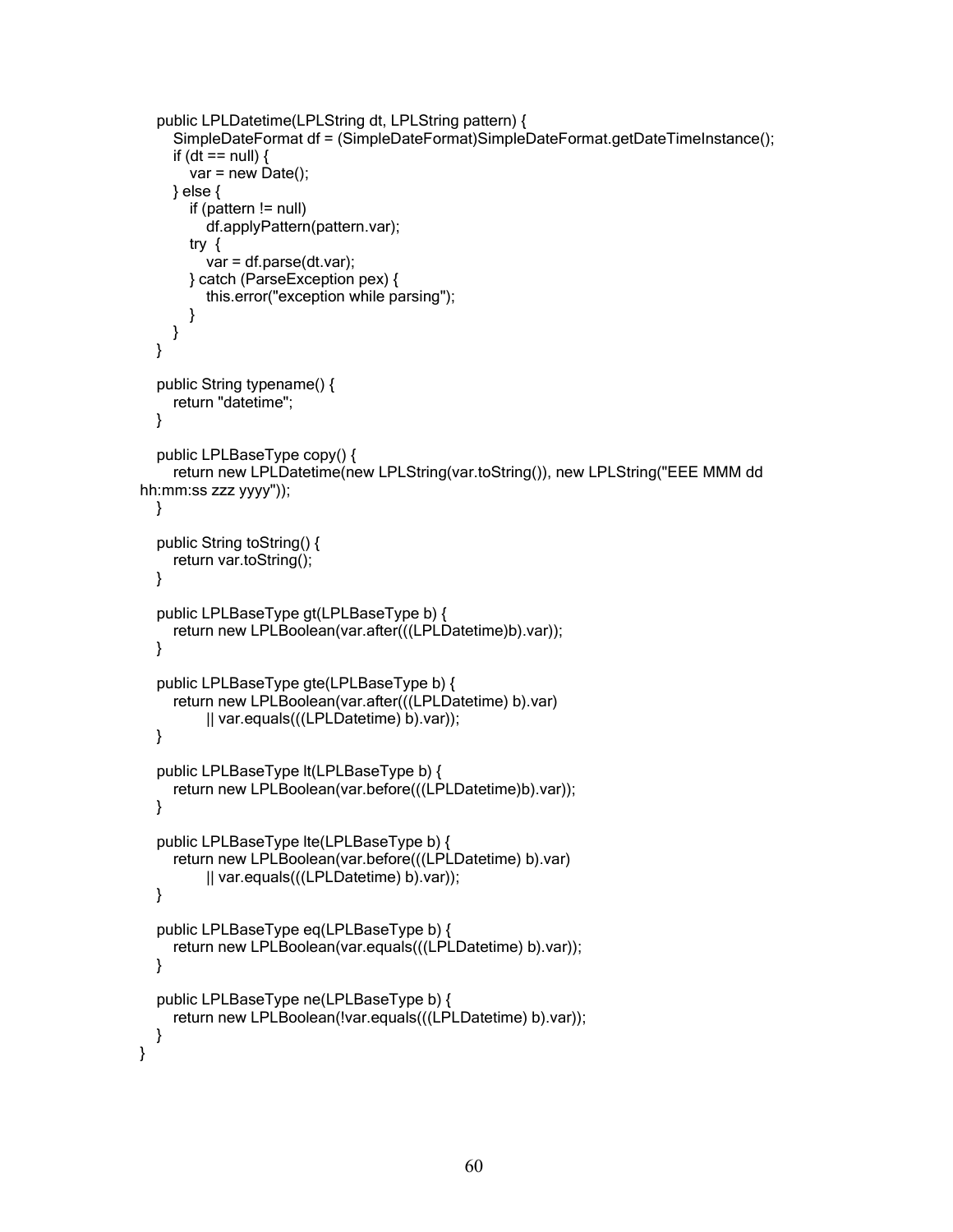```java
    public LPLDatetime(LPLString dt, LPLString pattern) {
        SimpleDateFormat df = (SimpleDateFormat)SimpleDateFormat.getDateTimeInstance();
        if (dt == null) {
            var = new Date();
        } else {
            if (pattern != null)
                df.applyPattern(pattern.var);
            try  {
                var = df.parse(dt.var);
            } catch (ParseException pex) {
                this.error("exception while parsing");
            }
        }
    }

    public String typename() {
        return "datetime";
    }

    public LPLBaseType copy() {
        return new LPLDatetime(new LPLString(var.toString()), new LPLString("EEE MMM dd
hh:mm:ss zzz yyyy"));
    }

    public String toString() {
        return var.toString();
    }

    public LPLBaseType gt(LPLBaseType b) {
        return new LPLBoolean(var.after(((LPLDatetime)b).var));
    }

    public LPLBaseType gte(LPLBaseType b) {
        return new LPLBoolean(var.after(((LPLDatetime) b).var)
                || var.equals(((LPLDatetime) b).var));
    }

    public LPLBaseType lt(LPLBaseType b) {
        return new LPLBoolean(var.before(((LPLDatetime)b).var));
    }

    public LPLBaseType lte(LPLBaseType b) {
        return new LPLBoolean(var.before(((LPLDatetime) b).var)
                || var.equals(((LPLDatetime) b).var));
    }

    public LPLBaseType eq(LPLBaseType b) {
        return new LPLBoolean(var.equals(((LPLDatetime) b).var));
    }

    public LPLBaseType ne(LPLBaseType b) {
        return new LPLBoolean(!var.equals(((LPLDatetime) b).var));
    }
}
```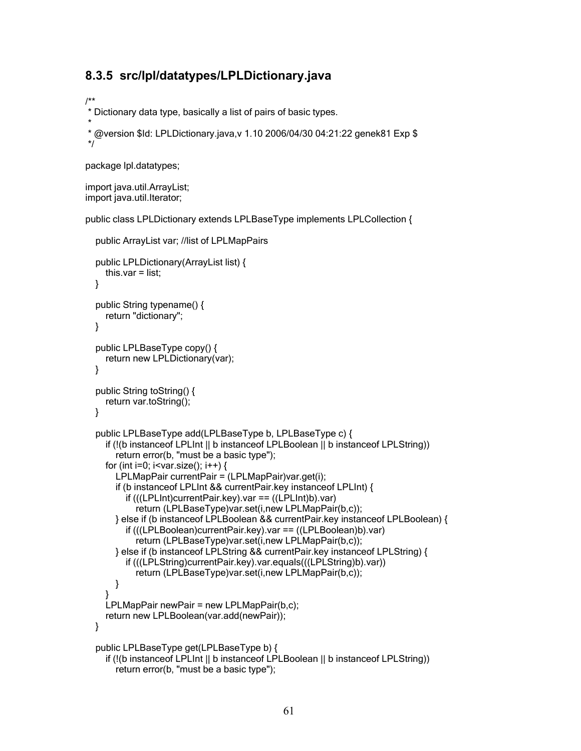### 8.3.5 src/lpl/datatypes/LPLDictionary.java

```
/**
 * Dictionary data type, basically a list of pairs of basic types.
 *
 * @version $Id: LPLDictionary.java,v 1.10 2006/04/30 04:21:22 genek81 Exp $
 */

package lpl.datatypes;

import java.util.ArrayList;
import java.util.Iterator;

public class LPLDictionary extends LPLBaseType implements LPLCollection {

   public ArrayList var; //list of LPLMapPairs

   public LPLDictionary(ArrayList list) {
      this.var = list;
   }

   public String typename() {
      return "dictionary";
   }

   public LPLBaseType copy() {
      return new LPLDictionary(var);
   }

   public String toString() {
      return var.toString();
   }

   public LPLBaseType add(LPLBaseType b, LPLBaseType c) {
      if (!(b instanceof LPLInt || b instanceof LPLBoolean || b instanceof LPLString))
         return error(b, "must be a basic type");
      for (int i=0; i<var.size(); i++) {
         LPLMapPair currentPair = (LPLMapPair)var.get(i);
         if (b instanceof LPLInt && currentPair.key instanceof LPLInt) {
            if (((LPLInt)currentPair.key).var == ((LPLInt)b).var)
               return (LPLBaseType)var.set(i,new LPLMapPair(b,c));
         } else if (b instanceof LPLBoolean && currentPair.key instanceof LPLBoolean) {
            if (((LPLBoolean)currentPair.key).var == ((LPLBoolean)b).var)
               return (LPLBaseType)var.set(i,new LPLMapPair(b,c));
         } else if (b instanceof LPLString && currentPair.key instanceof LPLString) {
            if (((LPLString)currentPair.key).var.equals(((LPLString)b).var))
               return (LPLBaseType)var.set(i,new LPLMapPair(b,c));
         }
      }
      LPLMapPair newPair = new LPLMapPair(b,c);
      return new LPLBoolean(var.add(newPair));
   }

   public LPLBaseType get(LPLBaseType b) {
      if (!(b instanceof LPLInt || b instanceof LPLBoolean || b instanceof LPLString))
         return error(b, "must be a basic type");
```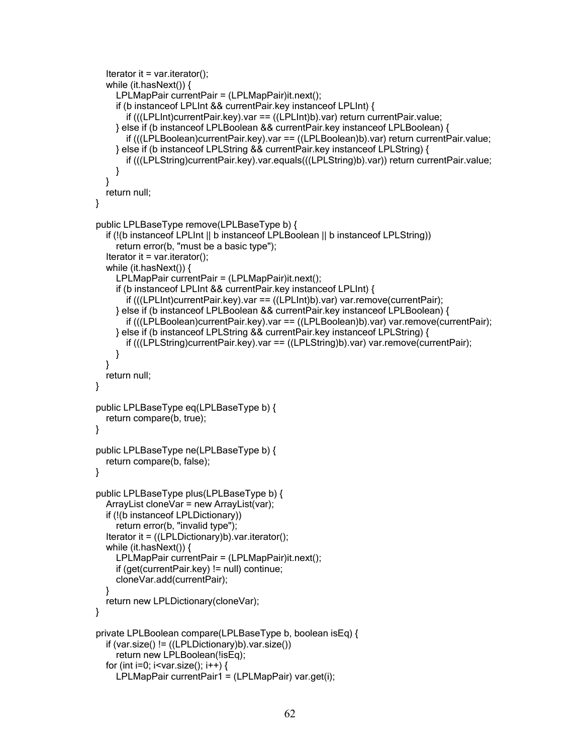```
    Iterator it = var.iterator();
    while (it.hasNext()) {
        LPLMapPair currentPair = (LPLMapPair)it.next();
        if (b instanceof LPLInt && currentPair.key instanceof LPLInt) {
            if (((LPLInt)currentPair.key).var == ((LPLInt)b).var) return currentPair.value;
        } else if (b instanceof LPLBoolean && currentPair.key instanceof LPLBoolean) {
            if (((LPLBoolean)currentPair.key).var == ((LPLBoolean)b).var) return currentPair.value;
        } else if (b instanceof LPLString && currentPair.key instanceof LPLString) {
            if (((LPLString)currentPair.key).var.equals(((LPLString)b).var)) return currentPair.value;
        }
    }
    return null;
}

public LPLBaseType remove(LPLBaseType b) {
    if (!(b instanceof LPLInt || b instanceof LPLBoolean || b instanceof LPLString))
        return error(b, "must be a basic type");
    Iterator it = var.iterator();
    while (it.hasNext()) {
        LPLMapPair currentPair = (LPLMapPair)it.next();
        if (b instanceof LPLInt && currentPair.key instanceof LPLInt) {
            if (((LPLInt)currentPair.key).var == ((LPLInt)b).var) var.remove(currentPair);
        } else if (b instanceof LPLBoolean && currentPair.key instanceof LPLBoolean) {
            if (((LPLBoolean)currentPair.key).var == ((LPLBoolean)b).var) var.remove(currentPair);
        } else if (b instanceof LPLString && currentPair.key instanceof LPLString) {
            if (((LPLString)currentPair.key).var == ((LPLString)b).var) var.remove(currentPair);
        }
    }
    return null;
}

public LPLBaseType eq(LPLBaseType b) {
    return compare(b, true);
}

public LPLBaseType ne(LPLBaseType b) {
    return compare(b, false);
}

public LPLBaseType plus(LPLBaseType b) {
    ArrayList cloneVar = new ArrayList(var);
    if (!(b instanceof LPLDictionary))
        return error(b, "invalid type");
    Iterator it = ((LPLDictionary)b).var.iterator();
    while (it.hasNext()) {
        LPLMapPair currentPair = (LPLMapPair)it.next();
        if (get(currentPair.key) != null) continue;
        cloneVar.add(currentPair);
    }
    return new LPLDictionary(cloneVar);
}

private LPLBoolean compare(LPLBaseType b, boolean isEq) {
    if (var.size() != ((LPLDictionary)b).var.size())
        return new LPLBoolean(!isEq);
    for (int i=0; i<var.size(); i++) {
        LPLMapPair currentPair1 = (LPLMapPair) var.get(i);
```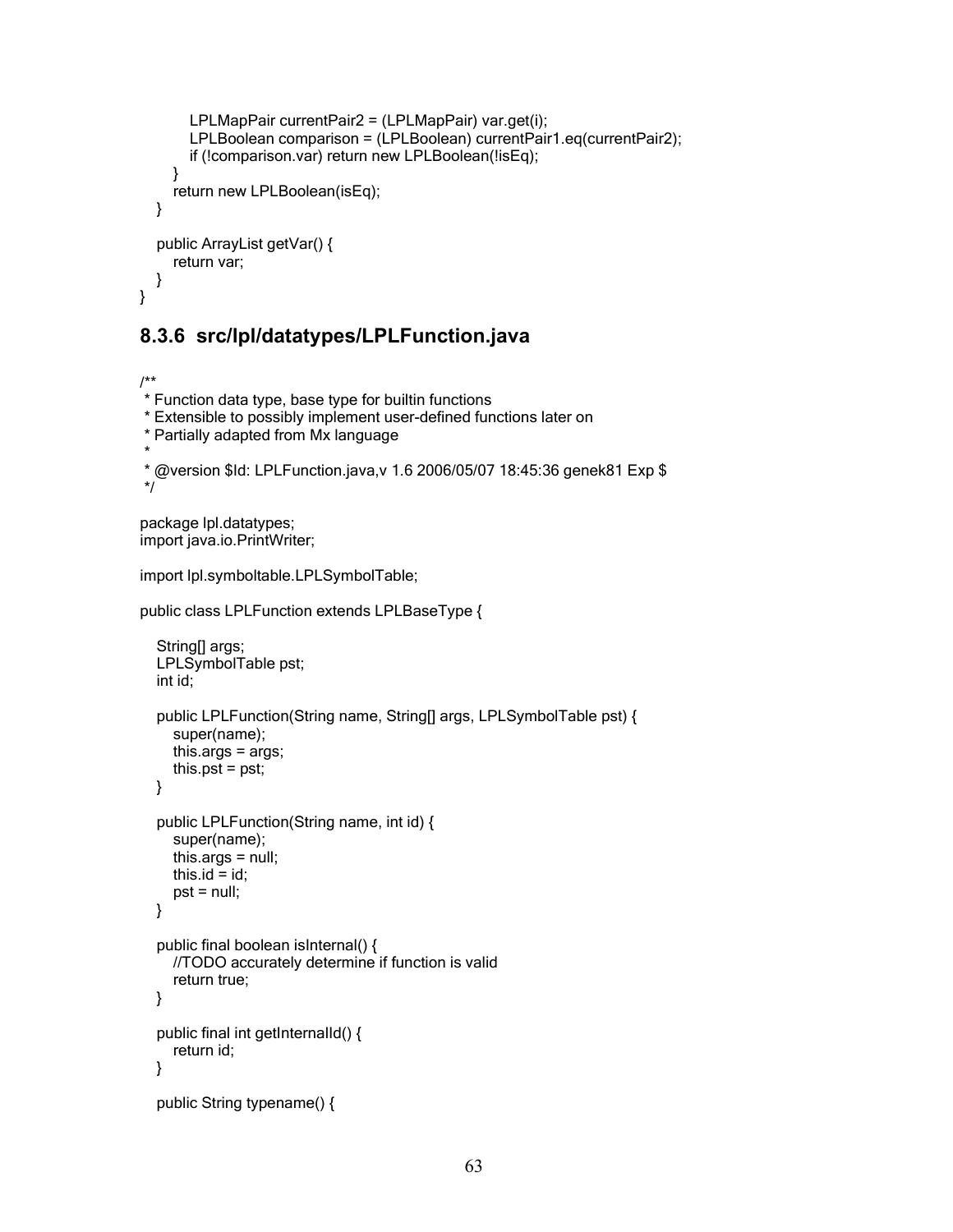```
            LPLMapPair currentPair2 = (LPLMapPair) var.get(i);
            LPLBoolean comparison = (LPLBoolean) currentPair1.eq(currentPair2);
            if (!comparison.var) return new LPLBoolean(!isEq);
        }
        return new LPLBoolean(isEq);
    }

    public ArrayList getVar() {
        return var;
    }
}
```

### 8.3.6 src/lpl/datatypes/LPLFunction.java

```
/**
 * Function data type, base type for builtin functions
 * Extensible to possibly implement user-defined functions later on
 * Partially adapted from Mx language
 *
 * @version $Id: LPLFunction.java,v 1.6 2006/05/07 18:45:36 genek81 Exp $
 */

package lpl.datatypes;
import java.io.PrintWriter;

import lpl.symboltable.LPLSymbolTable;

public class LPLFunction extends LPLBaseType {

    String[] args;
    LPLSymbolTable pst;
    int id;

    public LPLFunction(String name, String[] args, LPLSymbolTable pst) {
        super(name);
        this.args = args;
        this.pst = pst;
    }

    public LPLFunction(String name, int id) {
        super(name);
        this.args = null;
        this.id = id;
        pst = null;
    }

    public final boolean isInternal() {
        //TODO accurately determine if function is valid
        return true;
    }

    public final int getInternalId() {
        return id;
    }

    public String typename() {
```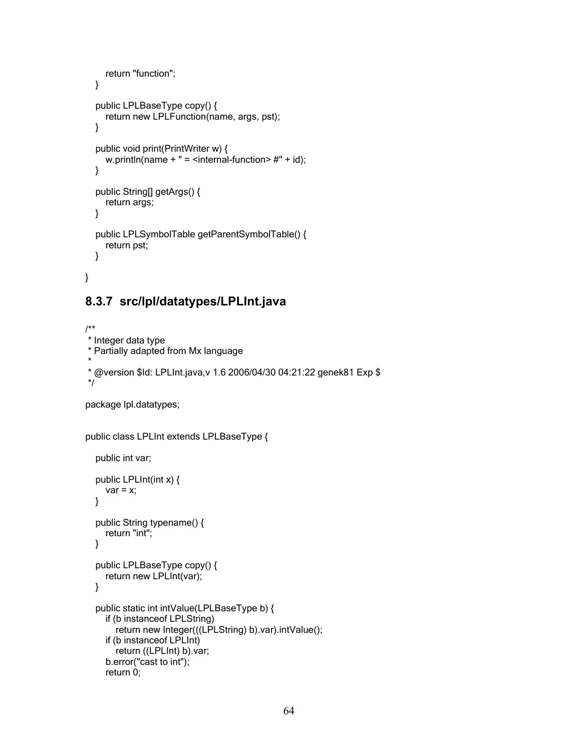```
        return "function";
    }

    public LPLBaseType copy() {
        return new LPLFunction(name, args, pst);
    }

    public void print(PrintWriter w) {
        w.println(name + " = <internal-function> #" + id);
    }

    public String[] getArgs() {
        return args;
    }

    public LPLSymbolTable getParentSymbolTable() {
        return pst;
    }

}
```

### 8.3.7 src/lpl/datatypes/LPLInt.java

```
/**
 * Integer data type
 * Partially adapted from Mx language
 *
 * @version $Id: LPLInt.java,v 1.6 2006/04/30 04:21:22 genek81 Exp $
 */

package lpl.datatypes;


public class LPLInt extends LPLBaseType {

    public int var;

    public LPLInt(int x) {
        var = x;
    }

    public String typename() {
        return "int";
    }

    public LPLBaseType copy() {
        return new LPLInt(var);
    }

    public static int intValue(LPLBaseType b) {
        if (b instanceof LPLString)
            return new Integer(((LPLString) b).var).intValue();
        if (b instanceof LPLInt)
            return ((LPLInt) b).var;
        b.error("cast to int");
        return 0;
```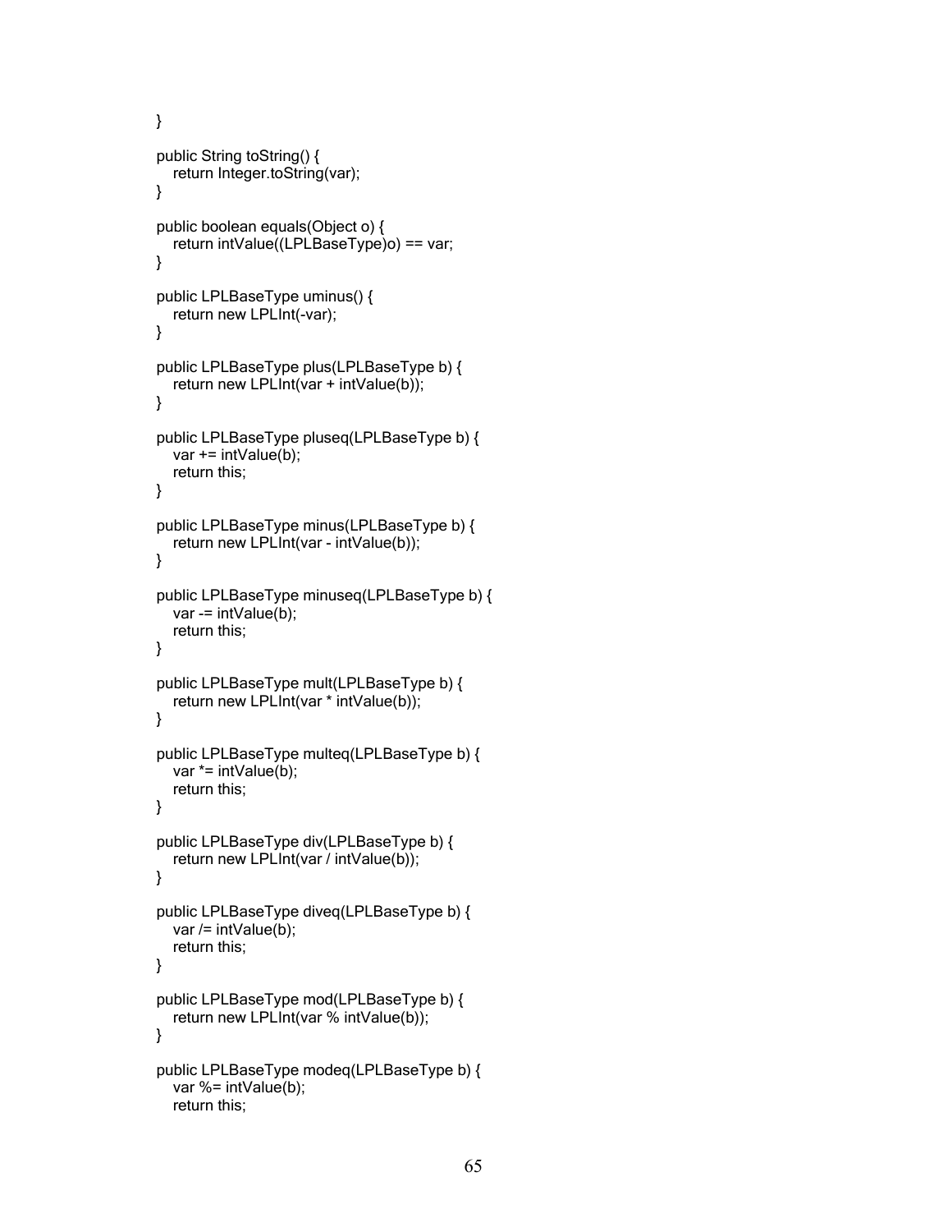```
}

public String toString() {
   return Integer.toString(var);
}

public boolean equals(Object o) {
   return intValue((LPLBaseType)o) == var;
}

public LPLBaseType uminus() {
   return new LPLInt(-var);
}

public LPLBaseType plus(LPLBaseType b) {
   return new LPLInt(var + intValue(b));
}

public LPLBaseType pluseq(LPLBaseType b) {
   var += intValue(b);
   return this;
}

public LPLBaseType minus(LPLBaseType b) {
   return new LPLInt(var - intValue(b));
}

public LPLBaseType minuseq(LPLBaseType b) {
   var -= intValue(b);
   return this;
}

public LPLBaseType mult(LPLBaseType b) {
   return new LPLInt(var * intValue(b));
}

public LPLBaseType multeq(LPLBaseType b) {
   var *= intValue(b);
   return this;
}

public LPLBaseType div(LPLBaseType b) {
   return new LPLInt(var / intValue(b));
}

public LPLBaseType diveq(LPLBaseType b) {
   var /= intValue(b);
   return this;
}

public LPLBaseType mod(LPLBaseType b) {
   return new LPLInt(var % intValue(b));
}

public LPLBaseType modeq(LPLBaseType b) {
   var %= intValue(b);
   return this;
```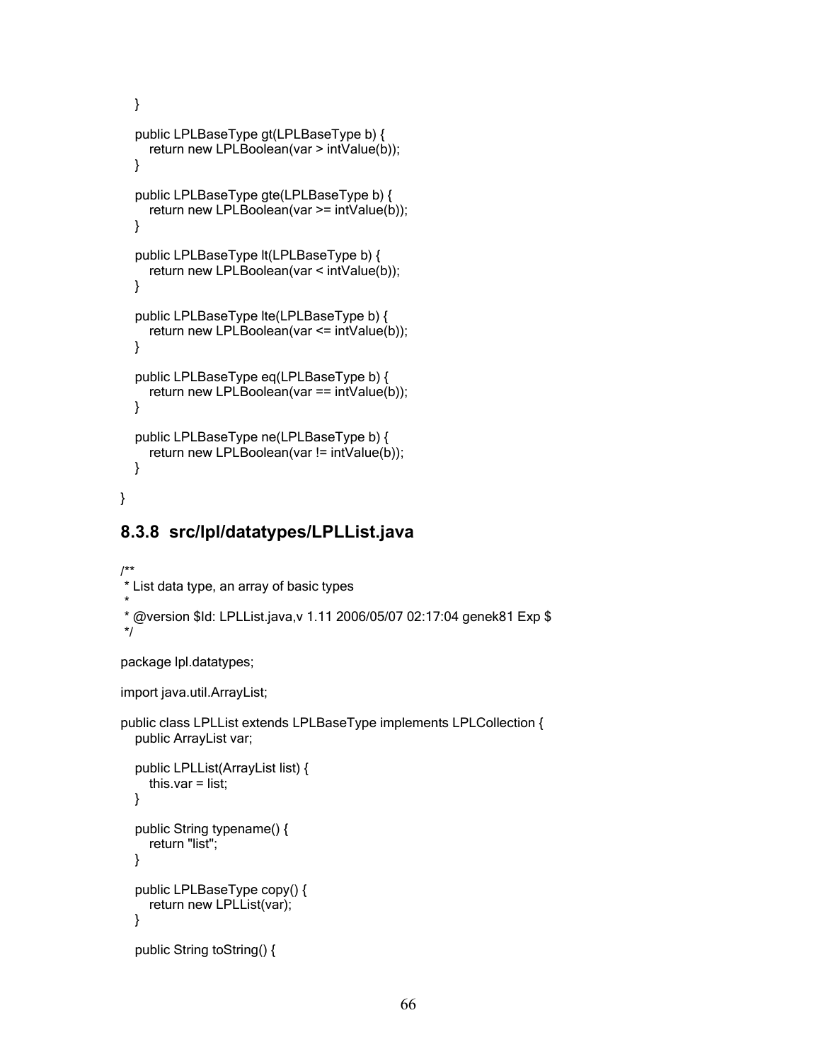```
    }

    public LPLBaseType gt(LPLBaseType b) {
        return new LPLBoolean(var > intValue(b));
    }

    public LPLBaseType gte(LPLBaseType b) {
        return new LPLBoolean(var >= intValue(b));
    }

    public LPLBaseType lt(LPLBaseType b) {
        return new LPLBoolean(var < intValue(b));
    }

    public LPLBaseType lte(LPLBaseType b) {
        return new LPLBoolean(var <= intValue(b));
    }

    public LPLBaseType eq(LPLBaseType b) {
        return new LPLBoolean(var == intValue(b));
    }

    public LPLBaseType ne(LPLBaseType b) {
        return new LPLBoolean(var != intValue(b));
    }

}
```

### 8.3.8 src/lpl/datatypes/LPLList.java

```
/**
 * List data type, an array of basic types
 *
 * @version $Id: LPLList.java,v 1.11 2006/05/07 02:17:04 genek81 Exp $
 */

package lpl.datatypes;

import java.util.ArrayList;

public class LPLList extends LPLBaseType implements LPLCollection {
    public ArrayList var;

    public LPLList(ArrayList list) {
        this.var = list;
    }

    public String typename() {
        return "list";
    }

    public LPLBaseType copy() {
        return new LPLList(var);
    }

    public String toString() {
```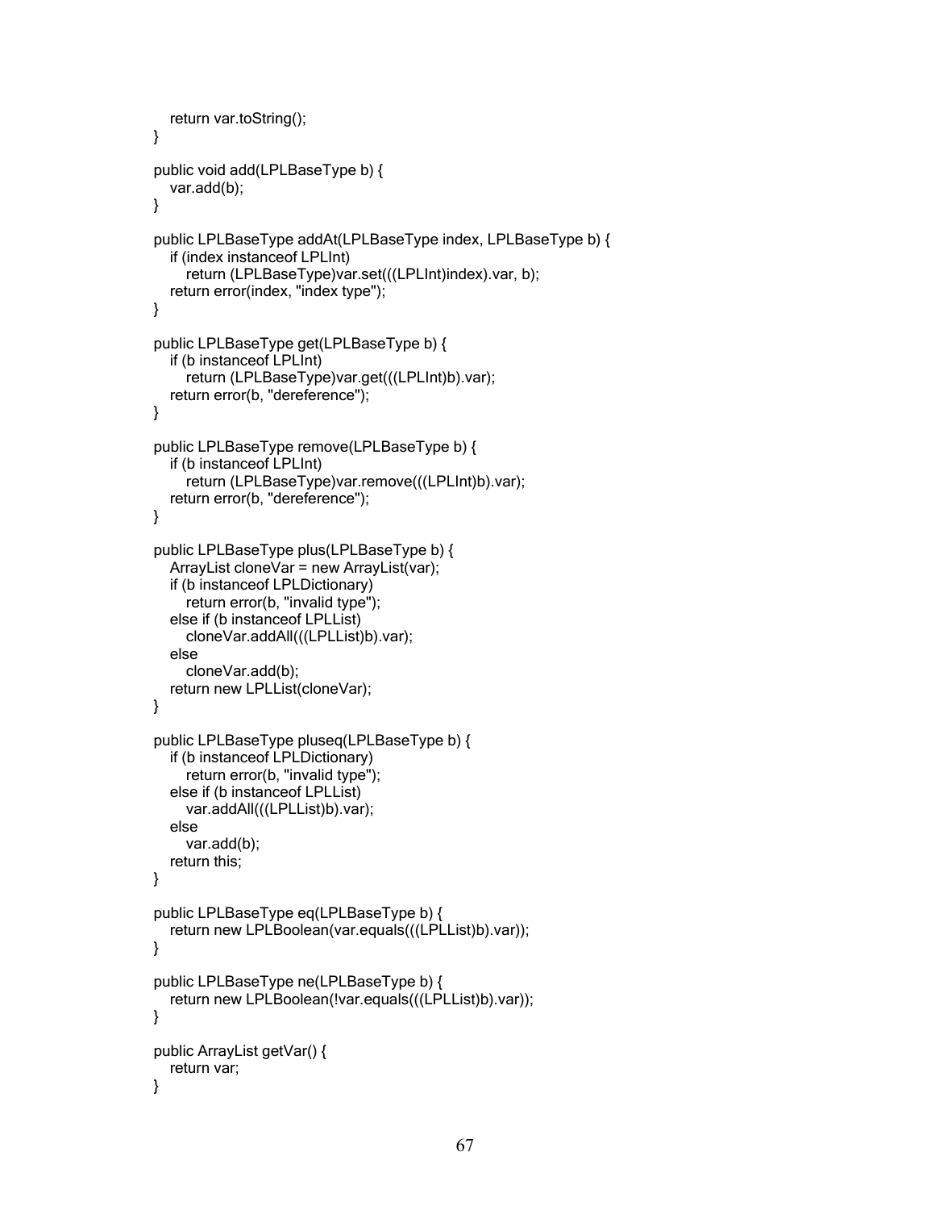```
    return var.toString();
}

public void add(LPLBaseType b) {
    var.add(b);
}

public LPLBaseType addAt(LPLBaseType index, LPLBaseType b) {
    if (index instanceof LPLInt)
        return (LPLBaseType)var.set(((LPLInt)index).var, b);
    return error(index, "index type");
}

public LPLBaseType get(LPLBaseType b) {
    if (b instanceof LPLInt)
        return (LPLBaseType)var.get(((LPLInt)b).var);
    return error(b, "dereference");
}

public LPLBaseType remove(LPLBaseType b) {
    if (b instanceof LPLInt)
        return (LPLBaseType)var.remove(((LPLInt)b).var);
    return error(b, "dereference");
}

public LPLBaseType plus(LPLBaseType b) {
    ArrayList cloneVar = new ArrayList(var);
    if (b instanceof LPLDictionary)
        return error(b, "invalid type");
    else if (b instanceof LPLList)
        cloneVar.addAll(((LPLList)b).var);
    else
        cloneVar.add(b);
    return new LPLList(cloneVar);
}

public LPLBaseType pluseq(LPLBaseType b) {
    if (b instanceof LPLDictionary)
        return error(b, "invalid type");
    else if (b instanceof LPLList)
        var.addAll(((LPLList)b).var);
    else
        var.add(b);
    return this;
}

public LPLBaseType eq(LPLBaseType b) {
    return new LPLBoolean(var.equals(((LPLList)b).var));
}

public LPLBaseType ne(LPLBaseType b) {
    return new LPLBoolean(!var.equals(((LPLList)b).var));
}

public ArrayList getVar() {
    return var;
}
```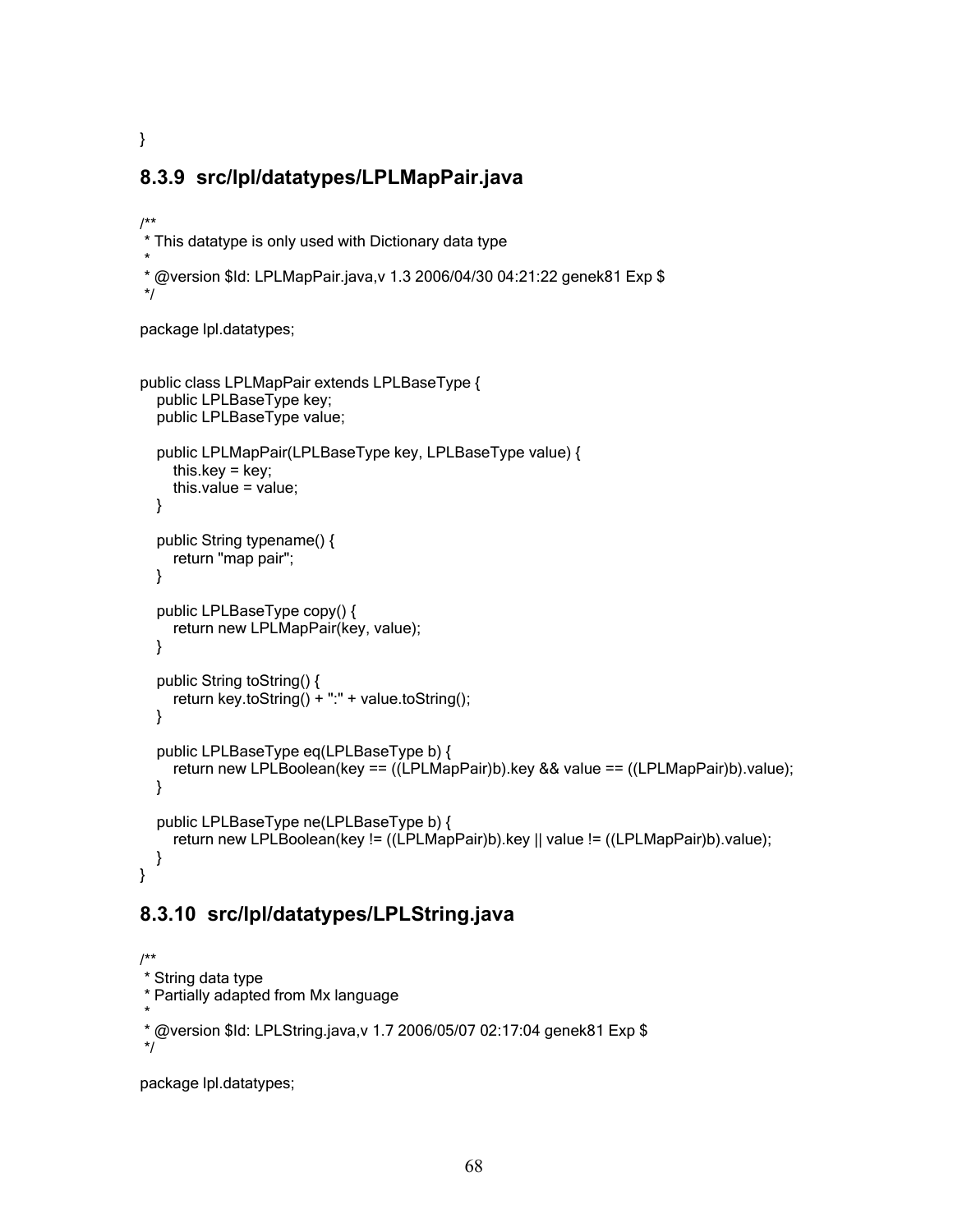```
}
```

### 8.3.9 src/lpl/datatypes/LPLMapPair.java

```
/**
 * This datatype is only used with Dictionary data type
 *
 * @version $Id: LPLMapPair.java,v 1.3 2006/04/30 04:21:22 genek81 Exp $
 */

package lpl.datatypes;


public class LPLMapPair extends LPLBaseType {
   public LPLBaseType key;
   public LPLBaseType value;

   public LPLMapPair(LPLBaseType key, LPLBaseType value) {
      this.key = key;
      this.value = value;
   }

   public String typename() {
      return "map pair";
   }

   public LPLBaseType copy() {
      return new LPLMapPair(key, value);
   }

   public String toString() {
      return key.toString() + ":" + value.toString();
   }

   public LPLBaseType eq(LPLBaseType b) {
      return new LPLBoolean(key == ((LPLMapPair)b).key && value == ((LPLMapPair)b).value);
   }

   public LPLBaseType ne(LPLBaseType b) {
      return new LPLBoolean(key != ((LPLMapPair)b).key || value != ((LPLMapPair)b).value);
   }
}
```

### 8.3.10 src/lpl/datatypes/LPLString.java

```
/**
 * String data type
 * Partially adapted from Mx language
 *
 * @version $Id: LPLString.java,v 1.7 2006/05/07 02:17:04 genek81 Exp $
 */

package lpl.datatypes;
```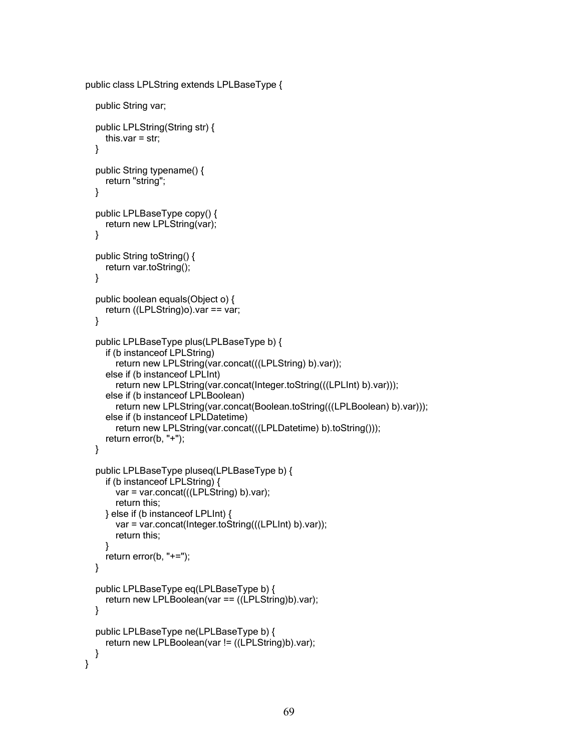```
public class LPLString extends LPLBaseType {

   public String var;

   public LPLString(String str) {
      this.var = str;
   }

   public String typename() {
      return "string";
   }

   public LPLBaseType copy() {
      return new LPLString(var);
   }

   public String toString() {
      return var.toString();
   }

   public boolean equals(Object o) {
      return ((LPLString)o).var == var;
   }

   public LPLBaseType plus(LPLBaseType b) {
      if (b instanceof LPLString)
         return new LPLString(var.concat(((LPLString) b).var));
      else if (b instanceof LPLInt)
         return new LPLString(var.concat(Integer.toString(((LPLInt) b).var)));
      else if (b instanceof LPLBoolean)
         return new LPLString(var.concat(Boolean.toString(((LPLBoolean) b).var)));
      else if (b instanceof LPLDatetime)
         return new LPLString(var.concat(((LPLDatetime) b).toString()));
      return error(b, "+");
   }

   public LPLBaseType pluseq(LPLBaseType b) {
      if (b instanceof LPLString) {
         var = var.concat(((LPLString) b).var);
         return this;
      } else if (b instanceof LPLInt) {
         var = var.concat(Integer.toString(((LPLInt) b).var));
         return this;
      }
      return error(b, "+=");
   }

   public LPLBaseType eq(LPLBaseType b) {
      return new LPLBoolean(var == ((LPLString)b).var);
   }

   public LPLBaseType ne(LPLBaseType b) {
      return new LPLBoolean(var != ((LPLString)b).var);
   }
}
```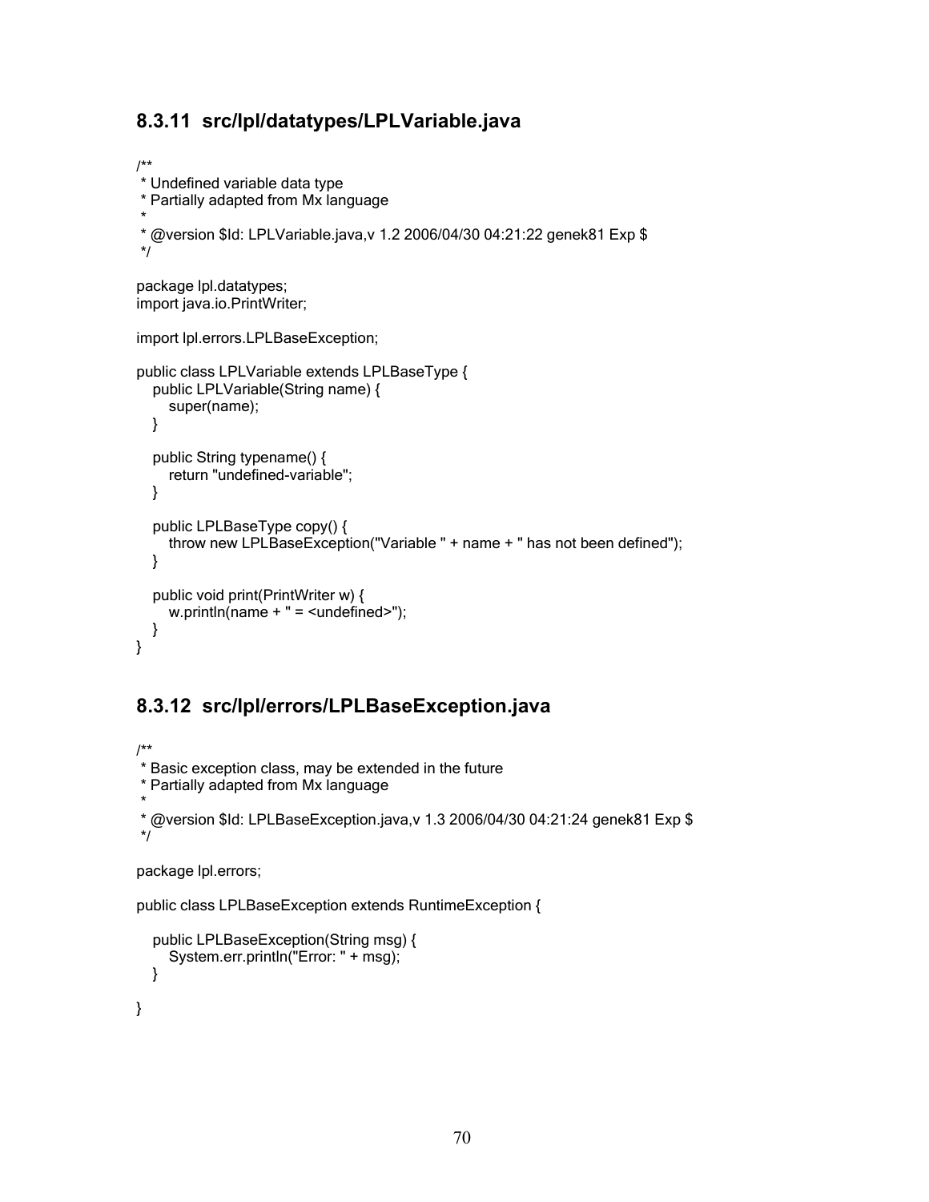### 8.3.11 src/lpl/datatypes/LPLVariable.java

```
/**
 * Undefined variable data type
 * Partially adapted from Mx language
 *
 * @version $Id: LPLVariable.java,v 1.2 2006/04/30 04:21:22 genek81 Exp $
 */

package lpl.datatypes;
import java.io.PrintWriter;

import lpl.errors.LPLBaseException;

public class LPLVariable extends LPLBaseType {
   public LPLVariable(String name) {
      super(name);
   }

   public String typename() {
      return "undefined-variable";
   }

   public LPLBaseType copy() {
      throw new LPLBaseException("Variable " + name + " has not been defined");
   }

   public void print(PrintWriter w) {
      w.println(name + " = <undefined>");
   }
}
```

### 8.3.12 src/lpl/errors/LPLBaseException.java

```
/**
 * Basic exception class, may be extended in the future
 * Partially adapted from Mx language
 *
 * @version $Id: LPLBaseException.java,v 1.3 2006/04/30 04:21:24 genek81 Exp $
 */

package lpl.errors;

public class LPLBaseException extends RuntimeException {

   public LPLBaseException(String msg) {
      System.err.println("Error: " + msg);
   }

}
```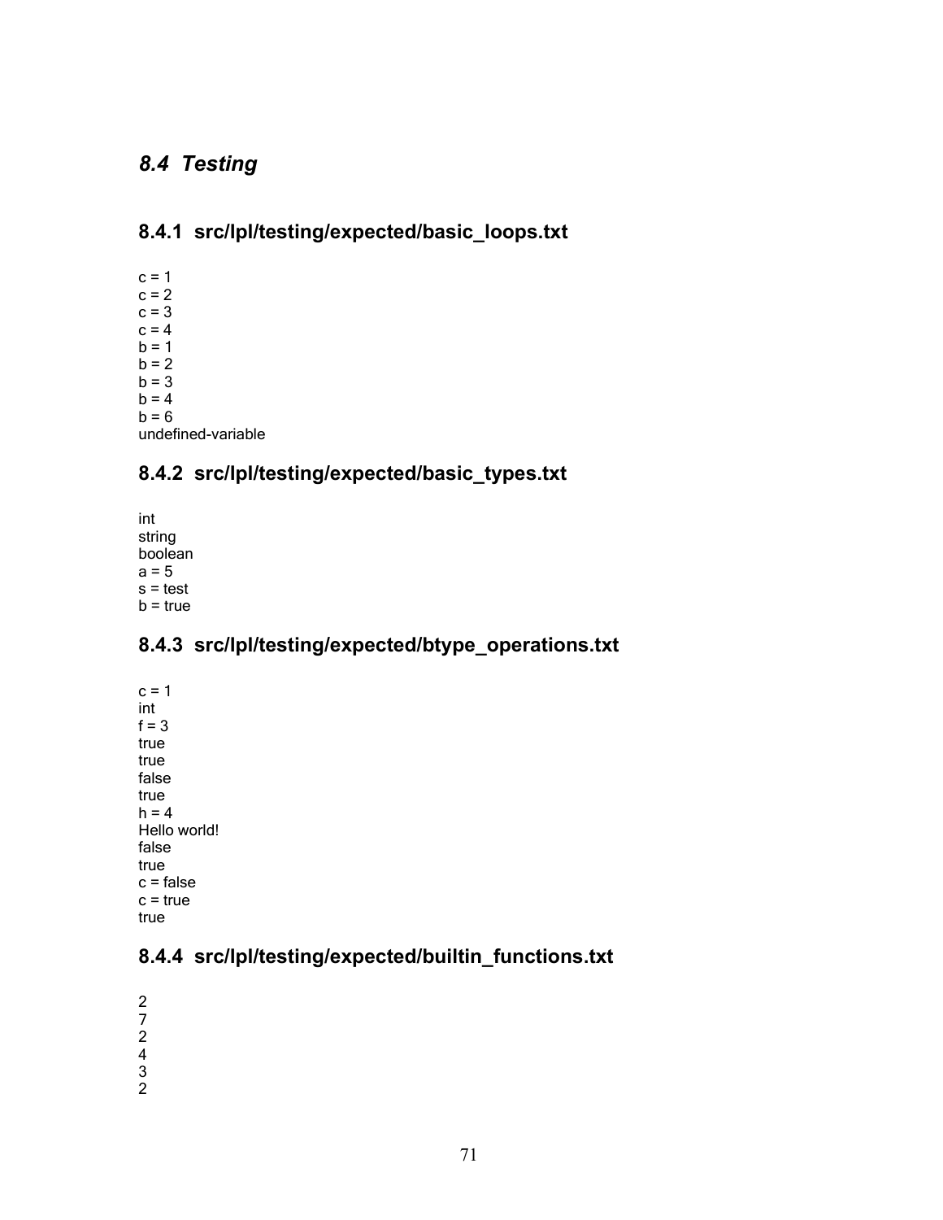## *8.4 Testing*

### 8.4.1 src/lpl/testing/expected/basic_loops.txt

```
c = 1
c = 2
c = 3
c = 4
b = 1
b = 2
b = 3
b = 4
b = 6
undefined-variable
```

### 8.4.2 src/lpl/testing/expected/basic_types.txt

```
int
string
boolean
a = 5
s = test
b = true
```

### 8.4.3 src/lpl/testing/expected/btype_operations.txt

```
c = 1
int
f = 3
true
true
false
true
h = 4
Hello world!
false
true
c = false
c = true
true
```

### 8.4.4 src/lpl/testing/expected/builtin_functions.txt

```
2
7
2
4
3
2
```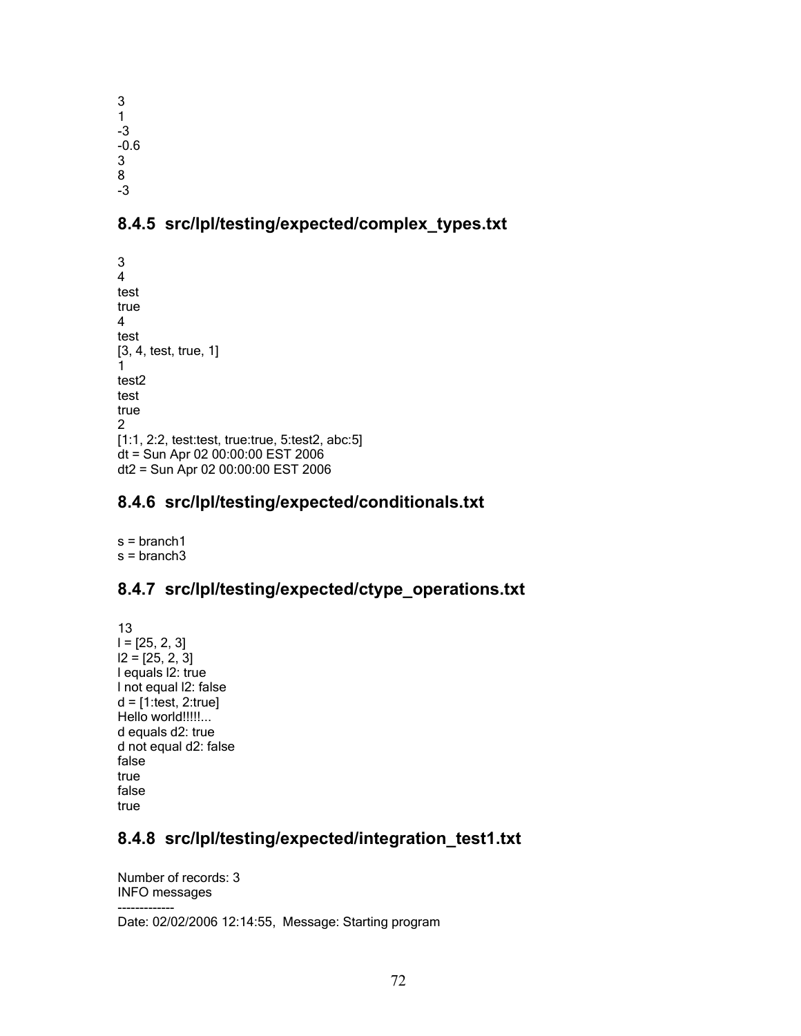```
3
1
-3
-0.6
3
8
-3
```

### 8.4.5 src/lpl/testing/expected/complex_types.txt

```
3
4
test
true
4
test
[3, 4, test, true, 1]
1
test2
test
true
2
[1:1, 2:2, test:test, true:true, 5:test2, abc:5]
dt = Sun Apr 02 00:00:00 EST 2006
dt2 = Sun Apr 02 00:00:00 EST 2006
```

### 8.4.6 src/lpl/testing/expected/conditionals.txt

```
s = branch1
s = branch3
```

### 8.4.7 src/lpl/testing/expected/ctype_operations.txt

```
13
l = [25, 2, 3]
l2 = [25, 2, 3]
l equals l2: true
l not equal l2: false
d = [1:test, 2:true]
Hello world!!!!!...
d equals d2: true
d not equal d2: false
false
true
false
true
```

### 8.4.8 src/lpl/testing/expected/integration_test1.txt

```
Number of records: 3
INFO messages
-------------
Date: 02/02/2006 12:14:55,  Message: Starting program
```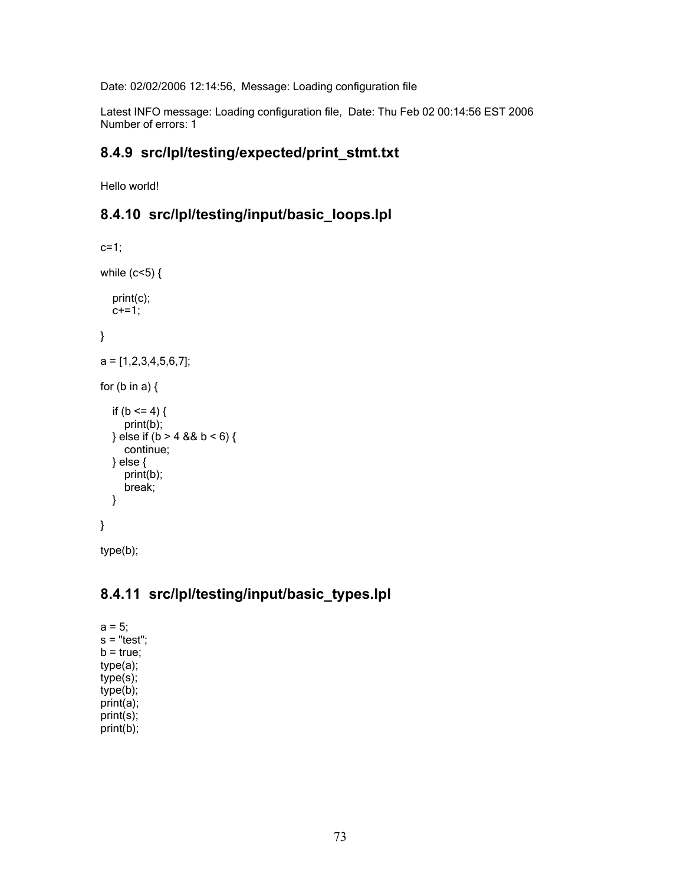```
Date: 02/02/2006 12:14:56,  Message: Loading configuration file

Latest INFO message: Loading configuration file,  Date: Thu Feb 02 00:14:56 EST 2006
Number of errors: 1
```

### 8.4.9 src/lpl/testing/expected/print_stmt.txt

```
Hello world!
```

### 8.4.10 src/lpl/testing/input/basic_loops.lpl

```
c=1;

while (c<5) {

   print(c);
   c+=1;

}

a = [1,2,3,4,5,6,7];

for (b in a) {

   if (b <= 4) {
      print(b);
   } else if (b > 4 && b < 6) {
      continue;
   } else {
      print(b);
      break;
   }

}

type(b);
```

### 8.4.11 src/lpl/testing/input/basic_types.lpl

```
a = 5;
s = "test";
b = true;
type(a);
type(s);
type(b);
print(a);
print(s);
print(b);
```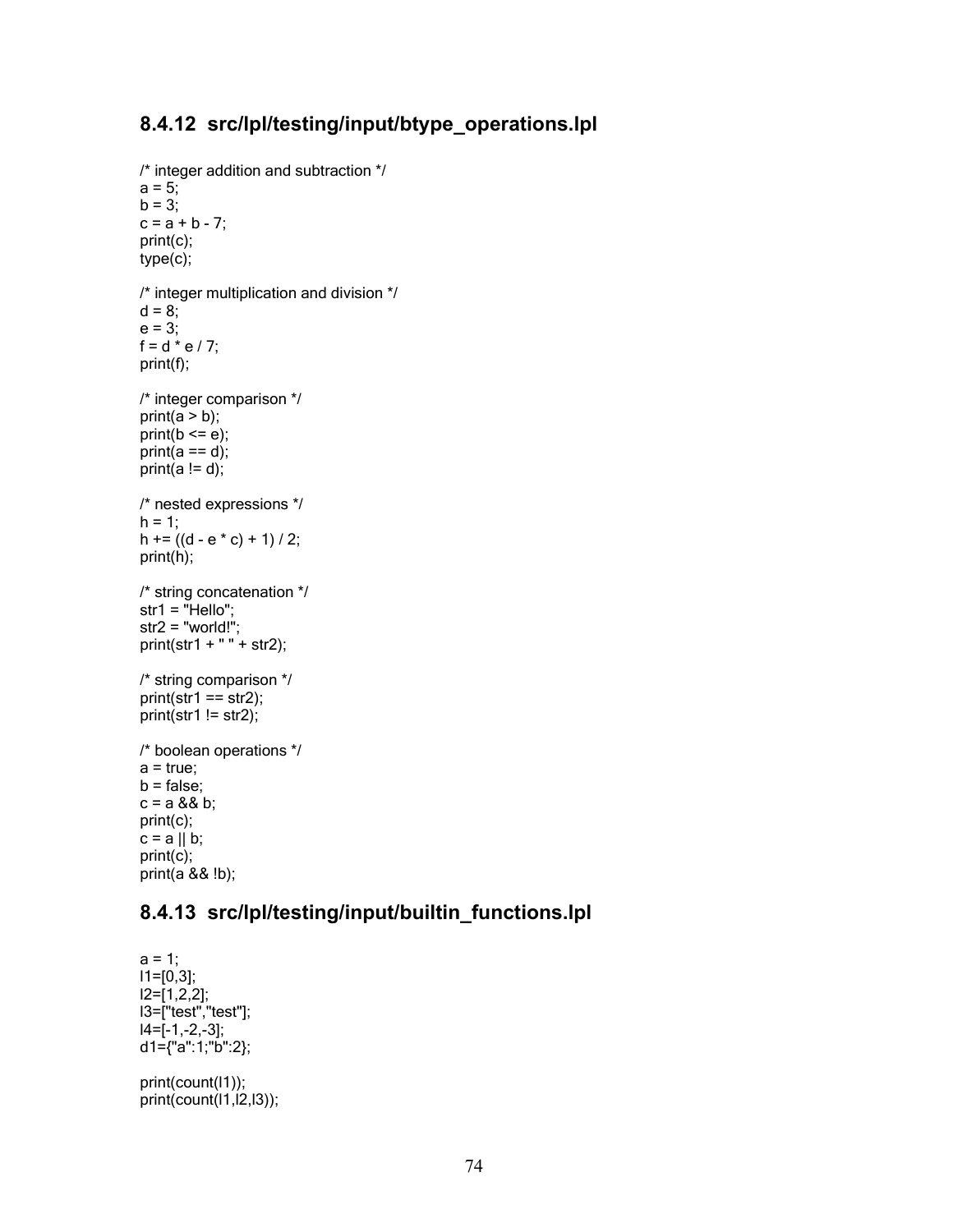### 8.4.12 src/lpl/testing/input/btype_operations.lpl

```
/* integer addition and subtraction */
a = 5;
b = 3;
c = a + b - 7;
print(c);
type(c);

/* integer multiplication and division */
d = 8;
e = 3;
f = d * e / 7;
print(f);

/* integer comparison */
print(a > b);
print(b <= e);
print(a == d);
print(a != d);

/* nested expressions */
h = 1;
h += ((d - e * c) + 1) / 2;
print(h);

/* string concatenation */
str1 = "Hello";
str2 = "world!";
print(str1 + " " + str2);

/* string comparison */
print(str1 == str2);
print(str1 != str2);

/* boolean operations */
a = true;
b = false;
c = a && b;
print(c);
c = a || b;
print(c);
print(a && !b);
```

### 8.4.13 src/lpl/testing/input/builtin_functions.lpl

```
a = 1;
l1=[0,3];
l2=[1,2,2];
l3=["test","test"];
l4=[-1,-2,-3];
d1={"a":1;"b":2};

print(count(l1));
print(count(l1,l2,l3));
```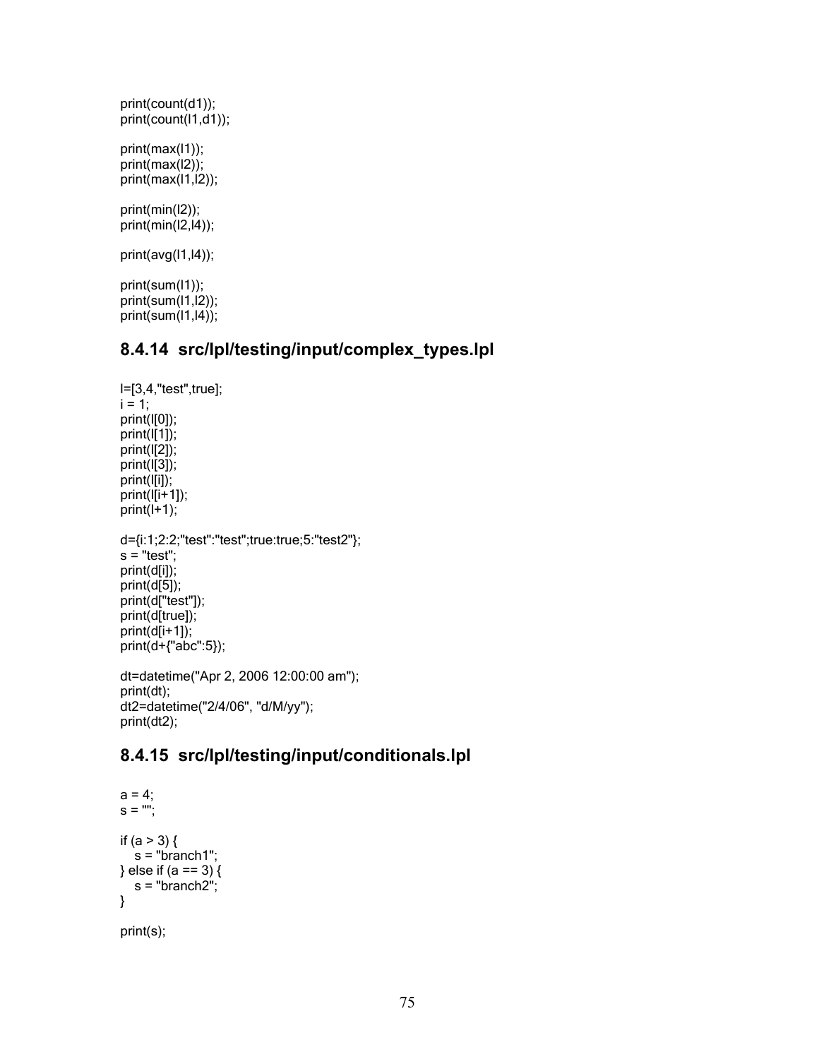```
print(count(d1));
print(count(l1,d1));

print(max(l1));
print(max(l2));
print(max(l1,l2));

print(min(l2));
print(min(l2,l4));

print(avg(l1,l4));

print(sum(l1));
print(sum(l1,l2));
print(sum(l1,l4));
```

### 8.4.14 src/lpl/testing/input/complex_types.lpl

```
l=[3,4,"test",true];
i = 1;
print(l[0]);
print(l[1]);
print(l[2]);
print(l[3]);
print(l[i]);
print(l[i+1]);
print(l+1);

d={i:1;2:2;"test":"test";true:true;5:"test2"};
s = "test";
print(d[i]);
print(d[5]);
print(d["test"]);
print(d[true]);
print(d[i+1]);
print(d+{"abc":5});

dt=datetime("Apr 2, 2006 12:00:00 am");
print(dt);
dt2=datetime("2/4/06", "d/M/yy");
print(dt2);
```

### 8.4.15 src/lpl/testing/input/conditionals.lpl

```
a = 4;
s = "";

if (a > 3) {
   s = "branch1";
} else if (a == 3) {
   s = "branch2";
}

print(s);
```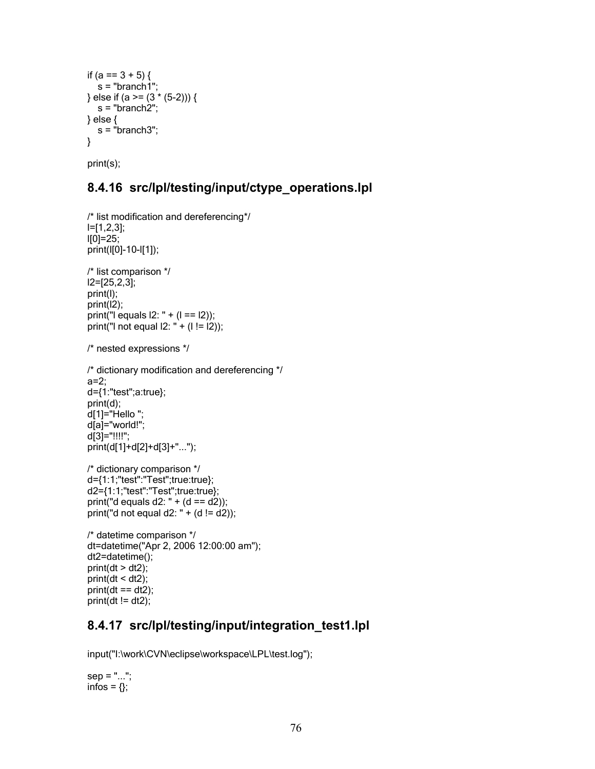```
if (a == 3 + 5) {
   s = "branch1";
} else if (a >= (3 * (5-2))) {
   s = "branch2";
} else {
   s = "branch3";
}

print(s);
```

### 8.4.16 src/lpl/testing/input/ctype_operations.lpl

```
/* list modification and dereferencing*/
l=[1,2,3];
l[0]=25;
print(l[0]-10-l[1]);

/* list comparison */
l2=[25,2,3];
print(l);
print(l2);
print("l equals l2: " + (l == l2));
print("l not equal l2: " + (l != l2));

/* nested expressions */

/* dictionary modification and dereferencing */
a=2;
d={1:"test";a:true};
print(d);
d[1]="Hello ";
d[a]="world!";
d[3]="!!!!";
print(d[1]+d[2]+d[3]+"...");

/* dictionary comparison */
d={1:1;"test":"Test";true:true};
d2={1:1;"test":"Test";true:true};
print("d equals d2: " + (d == d2));
print("d not equal d2: " + (d != d2));

/* datetime comparison */
dt=datetime("Apr 2, 2006 12:00:00 am");
dt2=datetime();
print(dt > dt2);
print(dt < dt2);
print(dt == dt2);
print(dt != dt2);
```

### 8.4.17 src/lpl/testing/input/integration_test1.lpl

```
input("I:\work\CVN\eclipse\workspace\LPL\test.log");

sep = "...";
infos = {};
```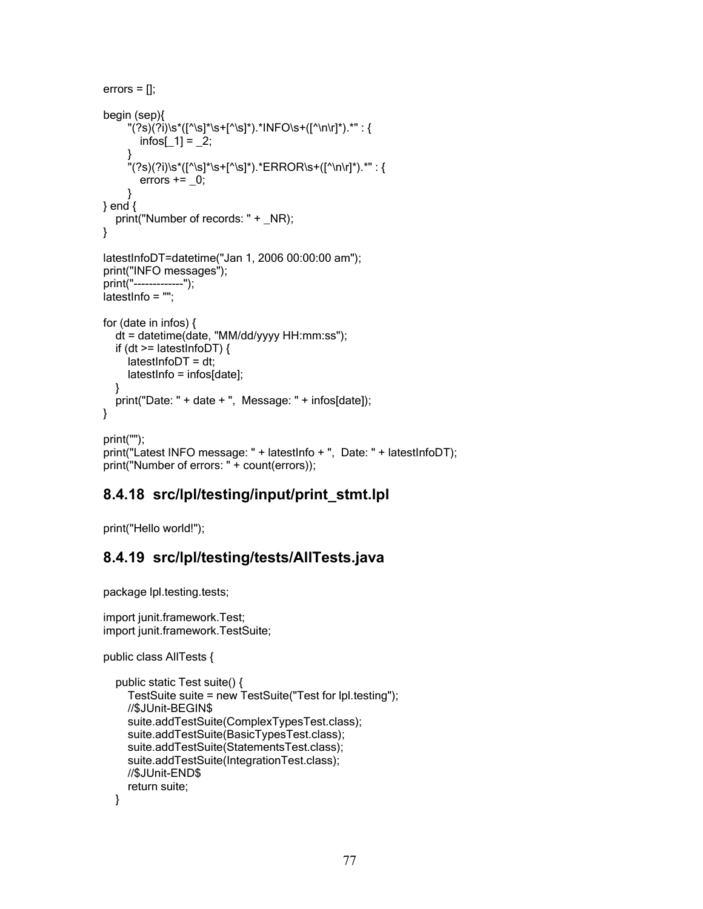```
errors = [];

begin (sep){
      "(?s)(?i)\s*([^\s]*\s+[^\s]*).*INFO\s+([^\n\r]*).*" : {
         infos[_1] = _2;
      }
      "(?s)(?i)\s*([^\s]*\s+[^\s]*).*ERROR\s+([^\n\r]*).*" : {
         errors += _0;
      }
} end {
   print("Number of records: " + _NR);
}

latestInfoDT=datetime("Jan 1, 2006 00:00:00 am");
print("INFO messages");
print("-------------");
latestInfo = "";

for (date in infos) {
   dt = datetime(date, "MM/dd/yyyy HH:mm:ss");
   if (dt >= latestInfoDT) {
      latestInfoDT = dt;
      latestInfo = infos[date];
   }
   print("Date: " + date + ",  Message: " + infos[date]);
}

print("");
print("Latest INFO message: " + latestInfo + ",  Date: " + latestInfoDT);
print("Number of errors: " + count(errors));
```

## 8.4.18 src/lpl/testing/input/print_stmt.lpl

```
print("Hello world!");
```

## 8.4.19 src/lpl/testing/tests/AllTests.java

```java
package lpl.testing.tests;

import junit.framework.Test;
import junit.framework.TestSuite;

public class AllTests {

   public static Test suite() {
      TestSuite suite = new TestSuite("Test for lpl.testing");
      //$JUnit-BEGIN$
      suite.addTestSuite(ComplexTypesTest.class);
      suite.addTestSuite(BasicTypesTest.class);
      suite.addTestSuite(StatementsTest.class);
      suite.addTestSuite(IntegrationTest.class);
      //$JUnit-END$
      return suite;
   }
```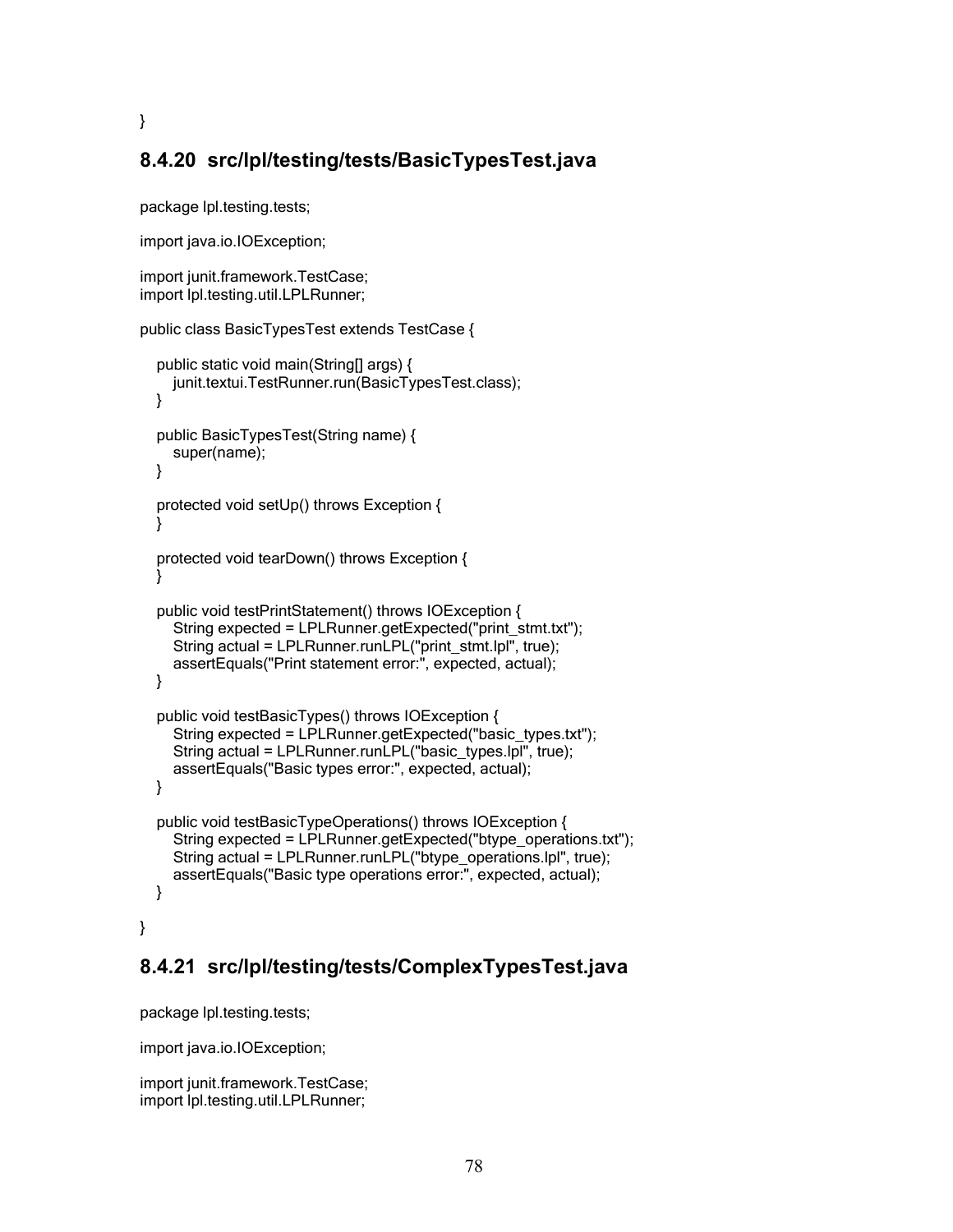```
}
```

### 8.4.20 src/lpl/testing/tests/BasicTypesTest.java

```
package lpl.testing.tests;

import java.io.IOException;

import junit.framework.TestCase;
import lpl.testing.util.LPLRunner;

public class BasicTypesTest extends TestCase {

   public static void main(String[] args) {
      junit.textui.TestRunner.run(BasicTypesTest.class);
   }

   public BasicTypesTest(String name) {
      super(name);
   }

   protected void setUp() throws Exception {
   }

   protected void tearDown() throws Exception {
   }

   public void testPrintStatement() throws IOException {
      String expected = LPLRunner.getExpected("print_stmt.txt");
      String actual = LPLRunner.runLPL("print_stmt.lpl", true);
      assertEquals("Print statement error:", expected, actual);
   }

   public void testBasicTypes() throws IOException {
      String expected = LPLRunner.getExpected("basic_types.txt");
      String actual = LPLRunner.runLPL("basic_types.lpl", true);
      assertEquals("Basic types error:", expected, actual);
   }

   public void testBasicTypeOperations() throws IOException {
      String expected = LPLRunner.getExpected("btype_operations.txt");
      String actual = LPLRunner.runLPL("btype_operations.lpl", true);
      assertEquals("Basic type operations error:", expected, actual);
   }

}
```

### 8.4.21 src/lpl/testing/tests/ComplexTypesTest.java

```
package lpl.testing.tests;

import java.io.IOException;

import junit.framework.TestCase;
import lpl.testing.util.LPLRunner;
```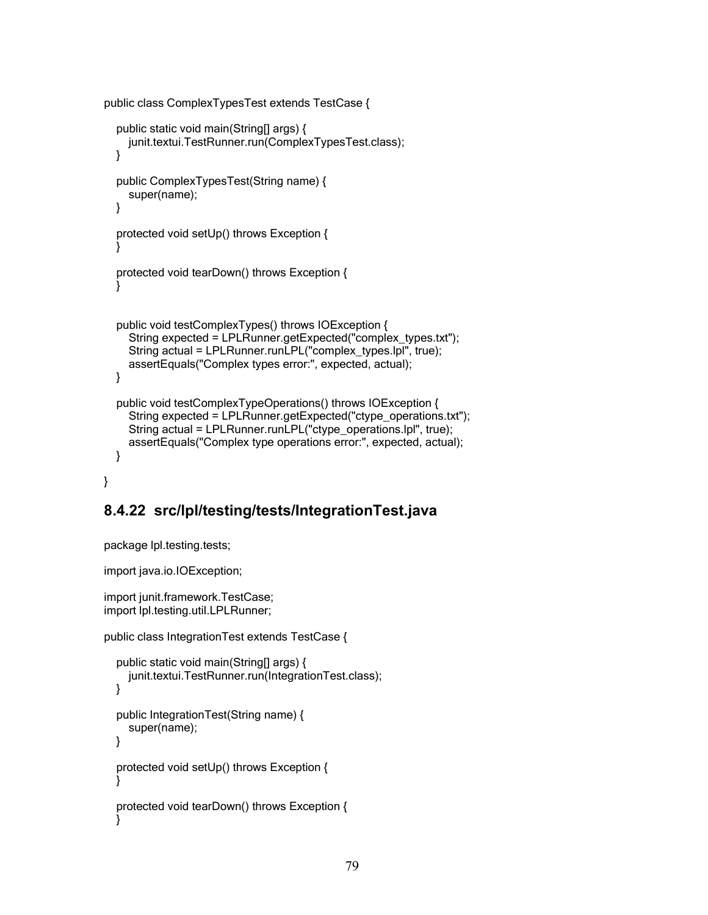```java
public class ComplexTypesTest extends TestCase {

   public static void main(String[] args) {
      junit.textui.TestRunner.run(ComplexTypesTest.class);
   }

   public ComplexTypesTest(String name) {
      super(name);
   }

   protected void setUp() throws Exception {
   }

   protected void tearDown() throws Exception {
   }


   public void testComplexTypes() throws IOException {
      String expected = LPLRunner.getExpected("complex_types.txt");
      String actual = LPLRunner.runLPL("complex_types.lpl", true);
      assertEquals("Complex types error:", expected, actual);
   }

   public void testComplexTypeOperations() throws IOException {
      String expected = LPLRunner.getExpected("ctype_operations.txt");
      String actual = LPLRunner.runLPL("ctype_operations.lpl", true);
      assertEquals("Complex type operations error:", expected, actual);
   }

}
```

### 8.4.22 src/lpl/testing/tests/IntegrationTest.java

```java
package lpl.testing.tests;

import java.io.IOException;

import junit.framework.TestCase;
import lpl.testing.util.LPLRunner;

public class IntegrationTest extends TestCase {

   public static void main(String[] args) {
      junit.textui.TestRunner.run(IntegrationTest.class);
   }

   public IntegrationTest(String name) {
      super(name);
   }

   protected void setUp() throws Exception {
   }

   protected void tearDown() throws Exception {
   }
```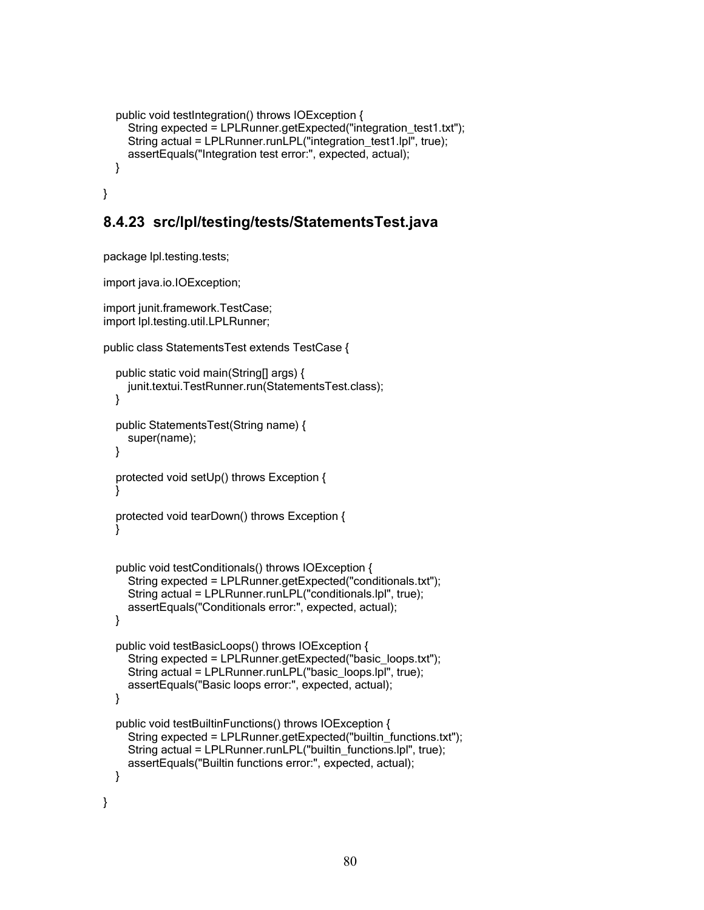```
    public void testIntegration() throws IOException {
        String expected = LPLRunner.getExpected("integration_test1.txt");
        String actual = LPLRunner.runLPL("integration_test1.lpl", true);
        assertEquals("Integration test error:", expected, actual);
    }

}
```

### 8.4.23 src/lpl/testing/tests/StatementsTest.java

```
package lpl.testing.tests;

import java.io.IOException;

import junit.framework.TestCase;
import lpl.testing.util.LPLRunner;

public class StatementsTest extends TestCase {

    public static void main(String[] args) {
        junit.textui.TestRunner.run(StatementsTest.class);
    }

    public StatementsTest(String name) {
        super(name);
    }

    protected void setUp() throws Exception {
    }

    protected void tearDown() throws Exception {
    }


    public void testConditionals() throws IOException {
        String expected = LPLRunner.getExpected("conditionals.txt");
        String actual = LPLRunner.runLPL("conditionals.lpl", true);
        assertEquals("Conditionals error:", expected, actual);
    }

    public void testBasicLoops() throws IOException {
        String expected = LPLRunner.getExpected("basic_loops.txt");
        String actual = LPLRunner.runLPL("basic_loops.lpl", true);
        assertEquals("Basic loops error:", expected, actual);
    }

    public void testBuiltinFunctions() throws IOException {
        String expected = LPLRunner.getExpected("builtin_functions.txt");
        String actual = LPLRunner.runLPL("builtin_functions.lpl", true);
        assertEquals("Builtin functions error:", expected, actual);
    }

}
```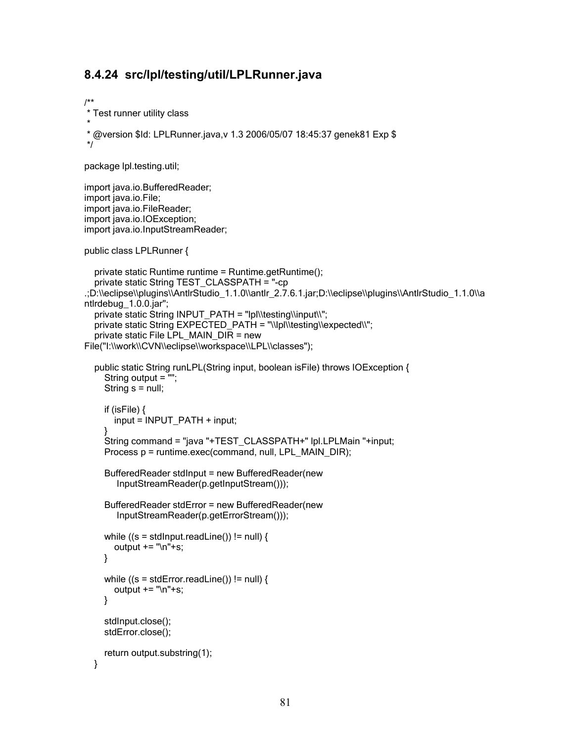### 8.4.24 src/lpl/testing/util/LPLRunner.java

```java
/**
 * Test runner utility class
 *
 * @version $Id: LPLRunner.java,v 1.3 2006/05/07 18:45:37 genek81 Exp $
 */

package lpl.testing.util;

import java.io.BufferedReader;
import java.io.File;
import java.io.FileReader;
import java.io.IOException;
import java.io.InputStreamReader;

public class LPLRunner {

   private static Runtime runtime = Runtime.getRuntime();
   private static String TEST_CLASSPATH = "-cp
.;D:\\eclipse\\plugins\\AntlrStudio_1.1.0\\antlr_2.7.6.1.jar;D:\\eclipse\\plugins\\AntlrStudio_1.1.0\\a
ntlrdebug_1.0.0.jar";
   private static String INPUT_PATH = "lpl\\testing\\input\\";
   private static String EXPECTED_PATH = "\\lpl\\testing\\expected\\";
   private static File LPL_MAIN_DIR = new
File("I:\\work\\CVN\\eclipse\\workspace\\LPL\\classes");

   public static String runLPL(String input, boolean isFile) throws IOException {
      String output = "";
      String s = null;

      if (isFile) {
         input = INPUT_PATH + input;
      }
      String command = "java "+TEST_CLASSPATH+" lpl.LPLMain "+input;
      Process p = runtime.exec(command, null, LPL_MAIN_DIR);

      BufferedReader stdInput = new BufferedReader(new
          InputStreamReader(p.getInputStream()));

      BufferedReader stdError = new BufferedReader(new
          InputStreamReader(p.getErrorStream()));

      while ((s = stdInput.readLine()) != null) {
         output += "\n"+s;
      }

      while ((s = stdError.readLine()) != null) {
         output += "\n"+s;
      }

      stdInput.close();
      stdError.close();

      return output.substring(1);
   }
```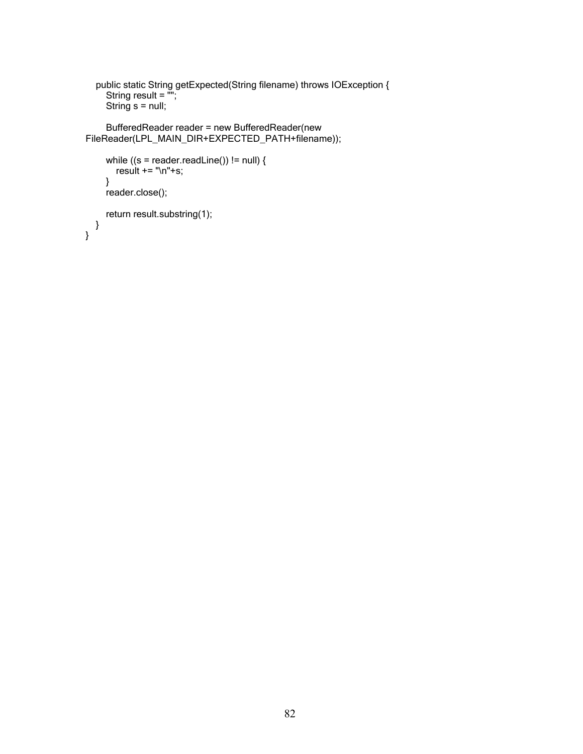```
   public static String getExpected(String filename) throws IOException {
      String result = "";
      String s = null;

      BufferedReader reader = new BufferedReader(new
FileReader(LPL_MAIN_DIR+EXPECTED_PATH+filename));

      while ((s = reader.readLine()) != null) {
         result += "\n"+s;
      }
      reader.close();

      return result.substring(1);
   }
}
```